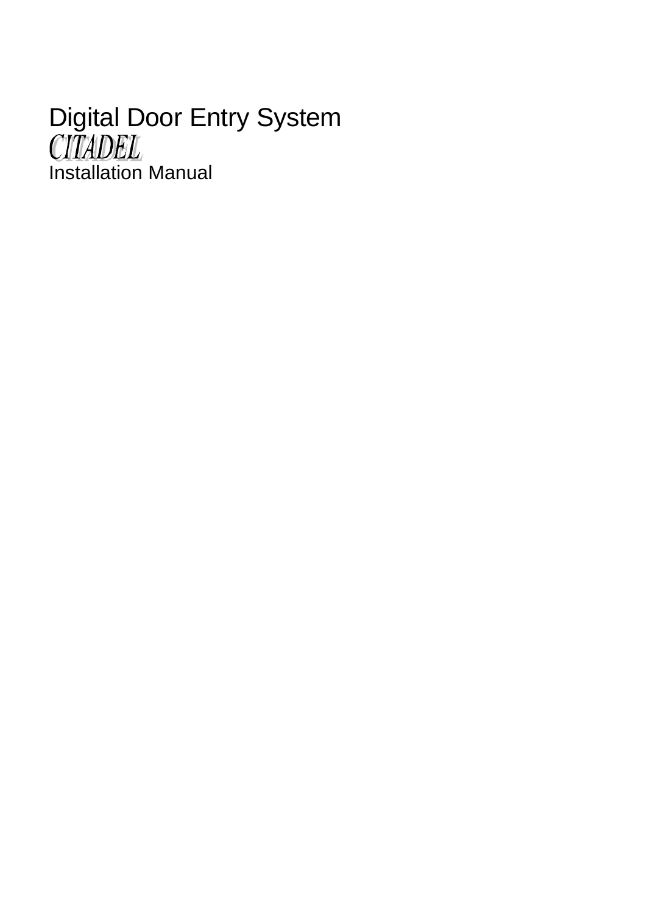# Digital Door Entry System

# *CITADEL*

Installation Manual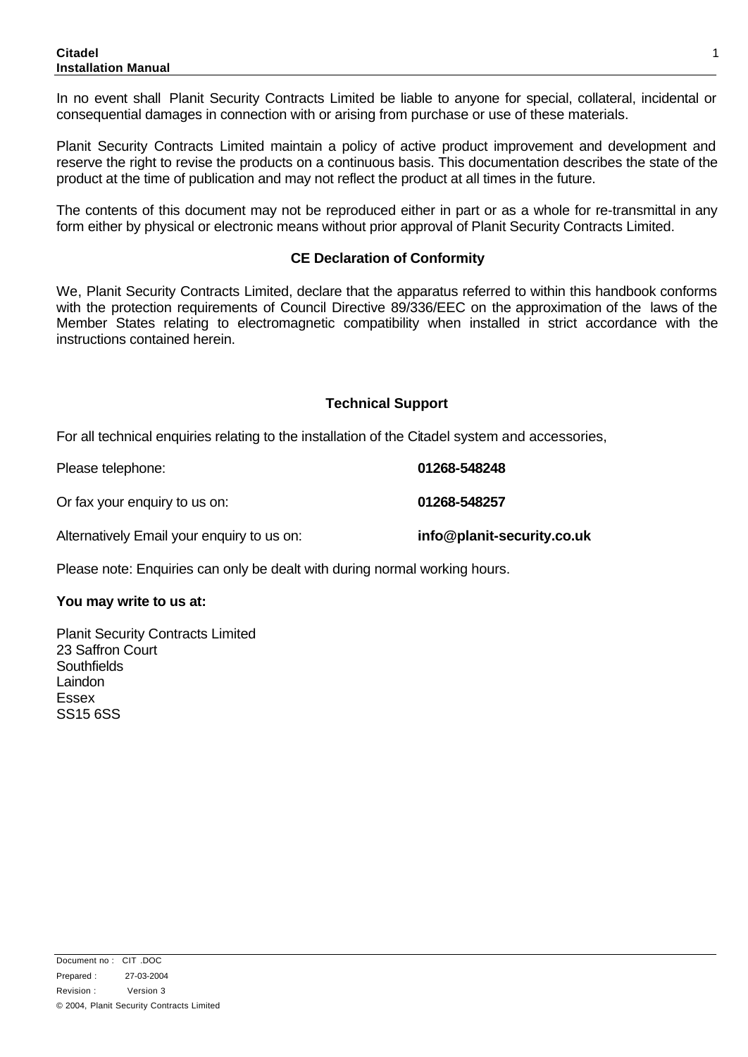In no event shall Planit Security Contracts Limited be liable to anyone for special, collateral, incidental or consequential damages in connection with or arising from purchase or use of these materials.

Planit Security Contracts Limited maintain a policy of active product improvement and development and reserve the right to revise the products on a continuous basis. This documentation describes the state of the product at the time of publication and may not reflect the product at all times in the future.

The contents of this document may not be reproduced either in part or as a whole for re-transmittal in any form either by physical or electronic means without prior approval of Planit Security Contracts Limited.

## CE Declaration of Conformity

We, Planit Security Contracts Limited, declare that the apparatus referred to within this handbook conforms with the protection requirements of Council Directive 89/336/EEC on the approximation of the laws of the Member States relating to electromagnetic compatibility when installed in strict accordance with the instructions contained herein.

## Technical Support

For all technical enquiries relating to the installation of the Citadel system and accessories,

| | |
|---|---|
| Please telephone: | **01268-548248** |
| Or fax your enquiry to us on: | **01268-548257** |
| Alternatively Email your enquiry to us on: | **info@planit-security.co.uk** |

Please note: Enquiries can only be dealt with during normal working hours.

**You may write to us at:**

Planit Security Contracts Limited
23 Saffron Court
Southfields
Laindon
Essex
SS15 6SS

Document no : CIT .DOC
Prepared : 27-03-2004
Revision : Version 3
© 2004, Planit Security Contracts Limited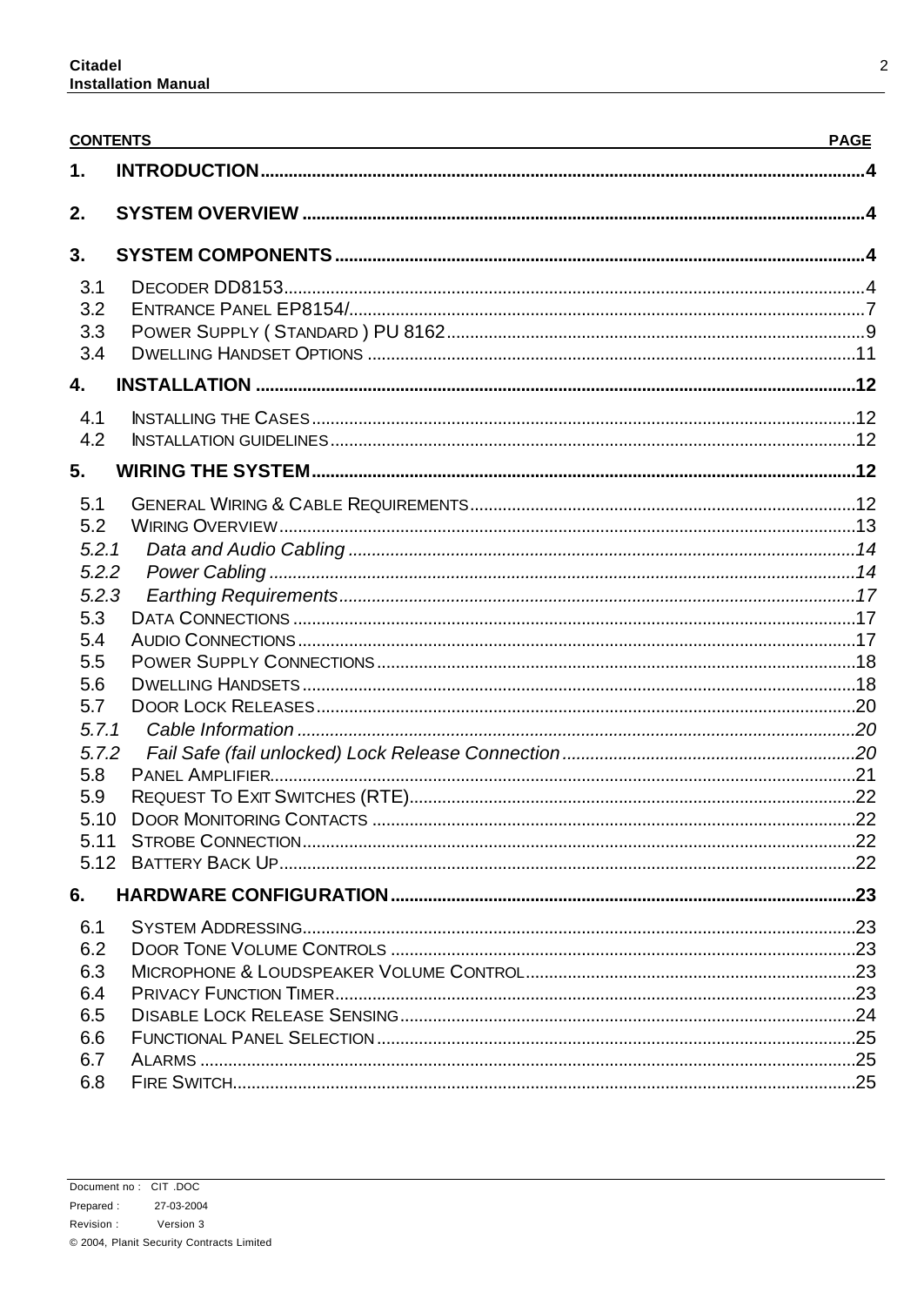**CONTENTS** **PAGE**

| | | |
|---|---|---|
| **1.** | **INTRODUCTION** | **4** |
| **2.** | **SYSTEM OVERVIEW** | **4** |
| **3.** | **SYSTEM COMPONENTS** | **4** |
| 3.1 | DECODER DD8153 | 4 |
| 3.2 | ENTRANCE PANEL EP8154/ | 7 |
| 3.3 | POWER SUPPLY ( STANDARD ) PU 8162 | 9 |
| 3.4 | DWELLING HANDSET OPTIONS | 11 |
| **4.** | **INSTALLATION** | **12** |
| 4.1 | INSTALLING THE CASES | 12 |
| 4.2 | INSTALLATION GUIDELINES | 12 |
| **5.** | **WIRING THE SYSTEM** | **12** |
| 5.1 | GENERAL WIRING & CABLE REQUIREMENTS | 12 |
| 5.2 | WIRING OVERVIEW | 13 |
| *5.2.1* | *Data and Audio Cabling* | *14* |
| *5.2.2* | *Power Cabling* | *14* |
| *5.2.3* | *Earthing Requirements* | *17* |
| 5.3 | DATA CONNECTIONS | 17 |
| 5.4 | AUDIO CONNECTIONS | 17 |
| 5.5 | POWER SUPPLY CONNECTIONS | 18 |
| 5.6 | DWELLING HANDSETS | 18 |
| 5.7 | DOOR LOCK RELEASES | 20 |
| *5.7.1* | *Cable Information* | *20* |
| *5.7.2* | *Fail Safe (fail unlocked) Lock Release Connection* | *20* |
| 5.8 | PANEL AMPLIFIER | 21 |
| 5.9 | REQUEST TO EXIT SWITCHES (RTE) | 22 |
| 5.10 | DOOR MONITORING CONTACTS | 22 |
| 5.11 | STROBE CONNECTION | 22 |
| 5.12 | BATTERY BACK UP | 22 |
| **6.** | **HARDWARE CONFIGURATION** | **23** |
| 6.1 | SYSTEM ADDRESSING | 23 |
| 6.2 | DOOR TONE VOLUME CONTROLS | 23 |
| 6.3 | MICROPHONE & LOUDSPEAKER VOLUME CONTROL | 23 |
| 6.4 | PRIVACY FUNCTION TIMER | 23 |
| 6.5 | DISABLE LOCK RELEASE SENSING | 24 |
| 6.6 | FUNCTIONAL PANEL SELECTION | 25 |
| 6.7 | ALARMS | 25 |
| 6.8 | FIRE SWITCH | 25 |

Document no : CIT .DOC
Prepared : 27-03-2004
Revision : Version 3
© 2004, Planit Security Contracts Limited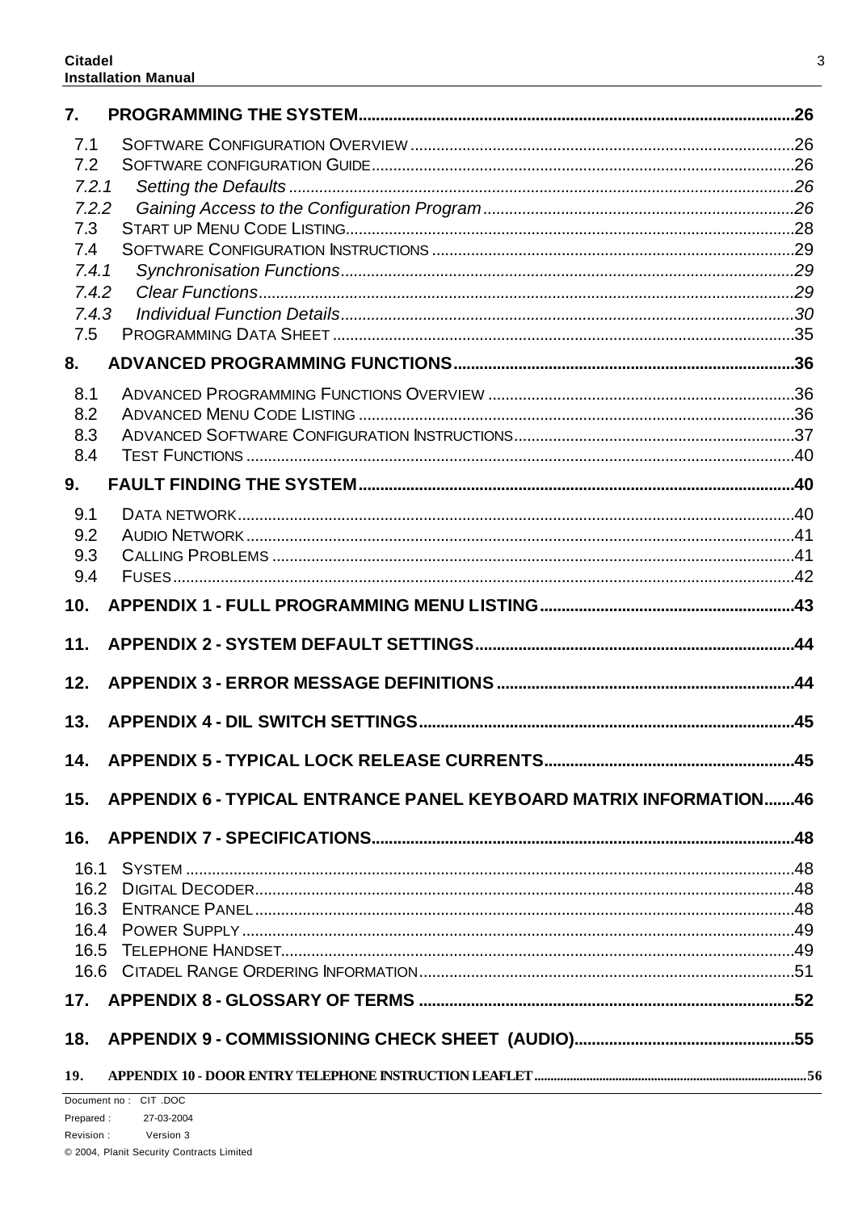**7. PROGRAMMING THE SYSTEM ....26**

- 7.1 Software Configuration Overview ....26
- 7.2 Software configuration Guide ....26
- *7.2.1 Setting the Defaults ....26*
- *7.2.2 Gaining Access to the Configuration Program ....26*
- 7.3 Start up Menu Code Listing ....28
- 7.4 Software Configuration Instructions ....29
- *7.4.1 Synchronisation Functions ....29*
- *7.4.2 Clear Functions ....29*
- *7.4.3 Individual Function Details ....30*
- 7.5 Programming Data Sheet ....35

**8. ADVANCED PROGRAMMING FUNCTIONS ....36**

- 8.1 Advanced Programming Functions Overview ....36
- 8.2 Advanced Menu Code Listing ....36
- 8.3 Advanced Software Configuration Instructions ....37
- 8.4 Test Functions ....40

**9. FAULT FINDING THE SYSTEM ....40**

- 9.1 Data network ....40
- 9.2 Audio Network ....41
- 9.3 Calling Problems ....41
- 9.4 Fuses ....42

**10. APPENDIX 1 - FULL PROGRAMMING MENU LISTING ....43**

**11. APPENDIX 2 - SYSTEM DEFAULT SETTINGS ....44**

**12. APPENDIX 3 - ERROR MESSAGE DEFINITIONS ....44**

**13. APPENDIX 4 - DIL SWITCH SETTINGS ....45**

**14. APPENDIX 5 - TYPICAL LOCK RELEASE CURRENTS ....45**

**15. APPENDIX 6 - TYPICAL ENTRANCE PANEL KEYBOARD MATRIX INFORMATION ....46**

**16. APPENDIX 7 - SPECIFICATIONS ....48**

- 16.1 System ....48
- 16.2 Digital Decoder ....48
- 16.3 Entrance Panel ....48
- 16.4 Power Supply ....49
- 16.5 Telephone Handset ....49
- 16.6 Citadel Range Ordering Information ....51

**17. APPENDIX 8 - GLOSSARY OF TERMS ....52**

**18. APPENDIX 9 - COMMISSIONING CHECK SHEET (AUDIO) ....55**

**19. APPENDIX 10 - DOOR ENTRY TELEPHONE INSTRUCTION LEAFLET ....56**

Document no : CIT .DOC
Prepared : 27-03-2004
Revision : Version 3
© 2004, Planit Security Contracts Limited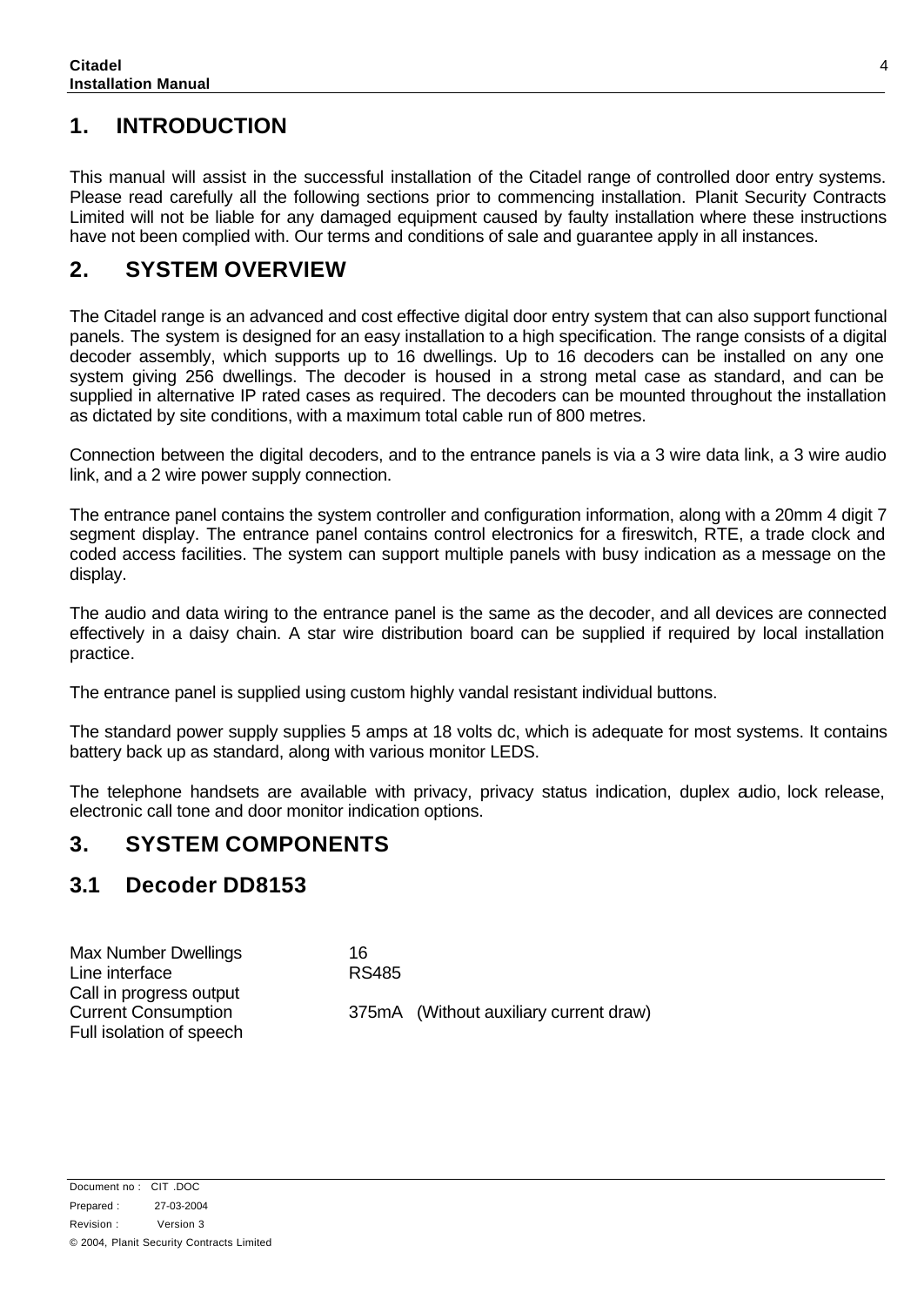# 1. INTRODUCTION

This manual will assist in the successful installation of the Citadel range of controlled door entry systems. Please read carefully all the following sections prior to commencing installation. Planit Security Contracts Limited will not be liable for any damaged equipment caused by faulty installation where these instructions have not been complied with. Our terms and conditions of sale and guarantee apply in all instances.

# 2. SYSTEM OVERVIEW

The Citadel range is an advanced and cost effective digital door entry system that can also support functional panels. The system is designed for an easy installation to a high specification. The range consists of a digital decoder assembly, which supports up to 16 dwellings. Up to 16 decoders can be installed on any one system giving 256 dwellings. The decoder is housed in a strong metal case as standard, and can be supplied in alternative IP rated cases as required. The decoders can be mounted throughout the installation as dictated by site conditions, with a maximum total cable run of 800 metres.

Connection between the digital decoders, and to the entrance panels is via a 3 wire data link, a 3 wire audio link, and a 2 wire power supply connection.

The entrance panel contains the system controller and configuration information, along with a 20mm 4 digit 7 segment display. The entrance panel contains control electronics for a fireswitch, RTE, a trade clock and coded access facilities. The system can support multiple panels with busy indication as a message on the display.

The audio and data wiring to the entrance panel is the same as the decoder, and all devices are connected effectively in a daisy chain. A star wire distribution board can be supplied if required by local installation practice.

The entrance panel is supplied using custom highly vandal resistant individual buttons.

The standard power supply supplies 5 amps at 18 volts dc, which is adequate for most systems. It contains battery back up as standard, along with various monitor LEDS.

The telephone handsets are available with privacy, privacy status indication, duplex audio, lock release, electronic call tone and door monitor indication options.

# 3. SYSTEM COMPONENTS

## 3.1 Decoder DD8153

| | |
|---|---|
| Max Number Dwellings | 16 |
| Line interface | RS485 |
| Call in progress output | |
| Current Consumption | 375mA (Without auxiliary current draw) |
| Full isolation of speech | |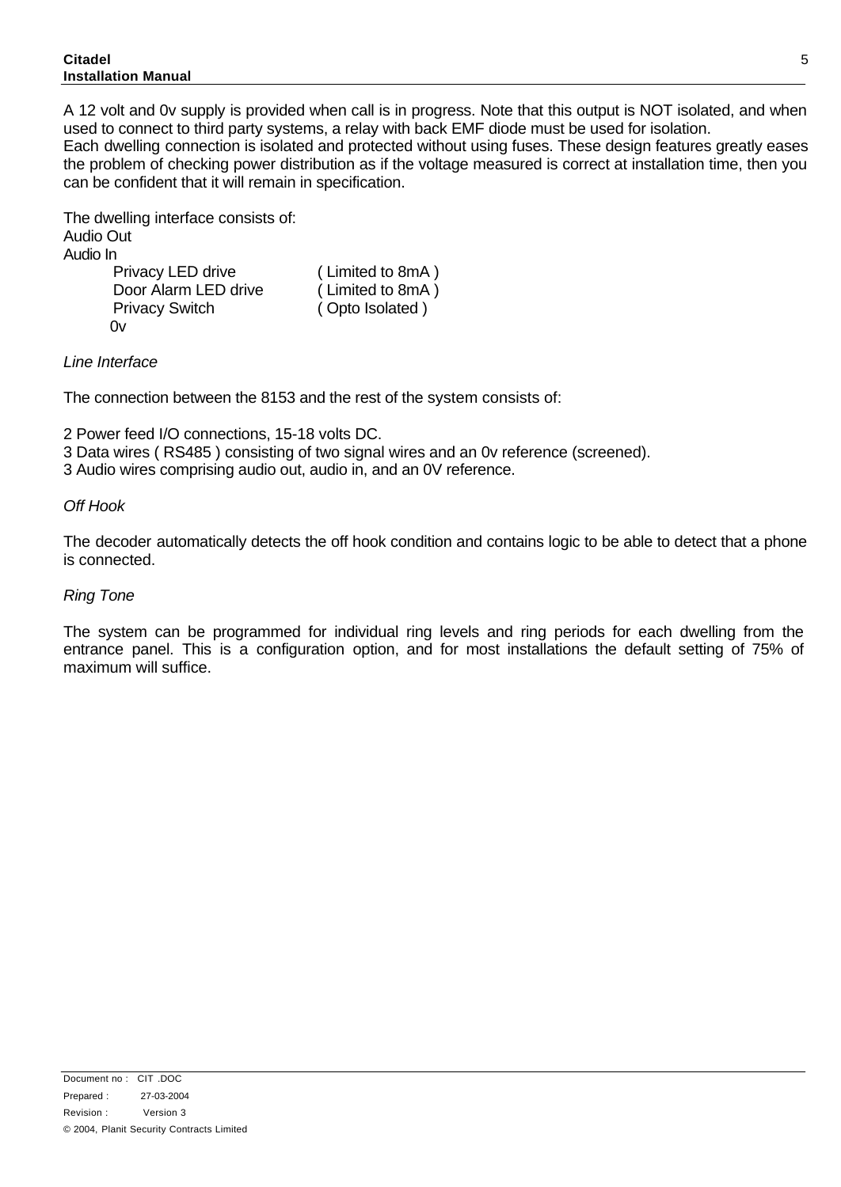A 12 volt and 0v supply is provided when call is in progress. Note that this output is NOT isolated, and when used to connect to third party systems, a relay with back EMF diode must be used for isolation.
Each dwelling connection is isolated and protected without using fuses. These design features greatly eases the problem of checking power distribution as if the voltage measured is correct at installation time, then you can be confident that it will remain in specification.

The dwelling interface consists of:
Audio Out
Audio In

| | |
|---|---|
| Privacy LED drive | ( Limited to 8mA ) |
| Door Alarm LED drive | ( Limited to 8mA ) |
| Privacy Switch | ( Opto Isolated ) |
| 0v | |

*Line Interface*

The connection between the 8153 and the rest of the system consists of:

2 Power feed I/O connections, 15-18 volts DC.
3 Data wires ( RS485 ) consisting of two signal wires and an 0v reference (screened).
3 Audio wires comprising audio out, audio in, and an 0V reference.

*Off Hook*

The decoder automatically detects the off hook condition and contains logic to be able to detect that a phone is connected.

*Ring Tone*

The system can be programmed for individual ring levels and ring periods for each dwelling from the entrance panel. This is a configuration option, and for most installations the default setting of 75% of maximum will suffice.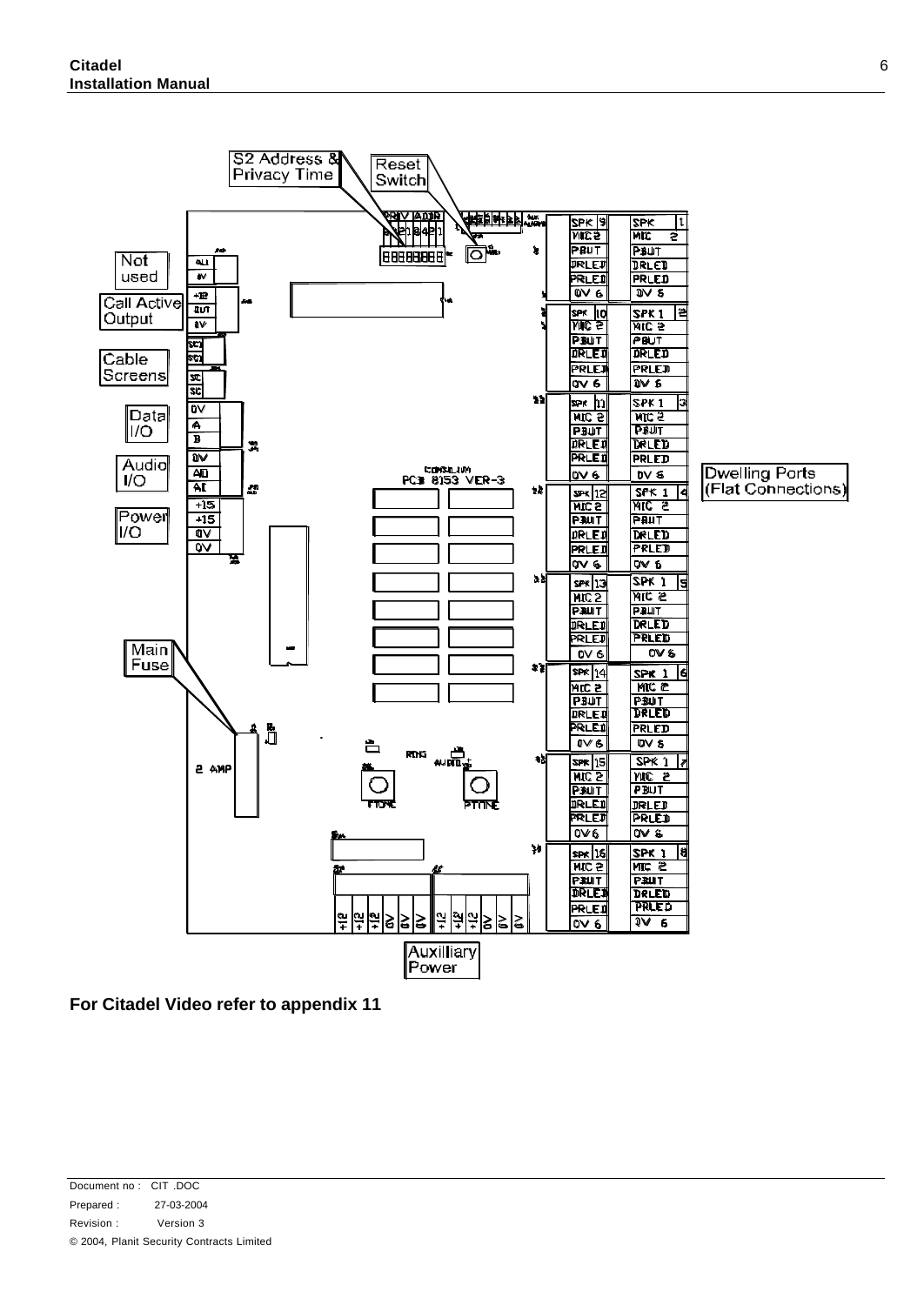**For Citadel Video refer to appendix 11**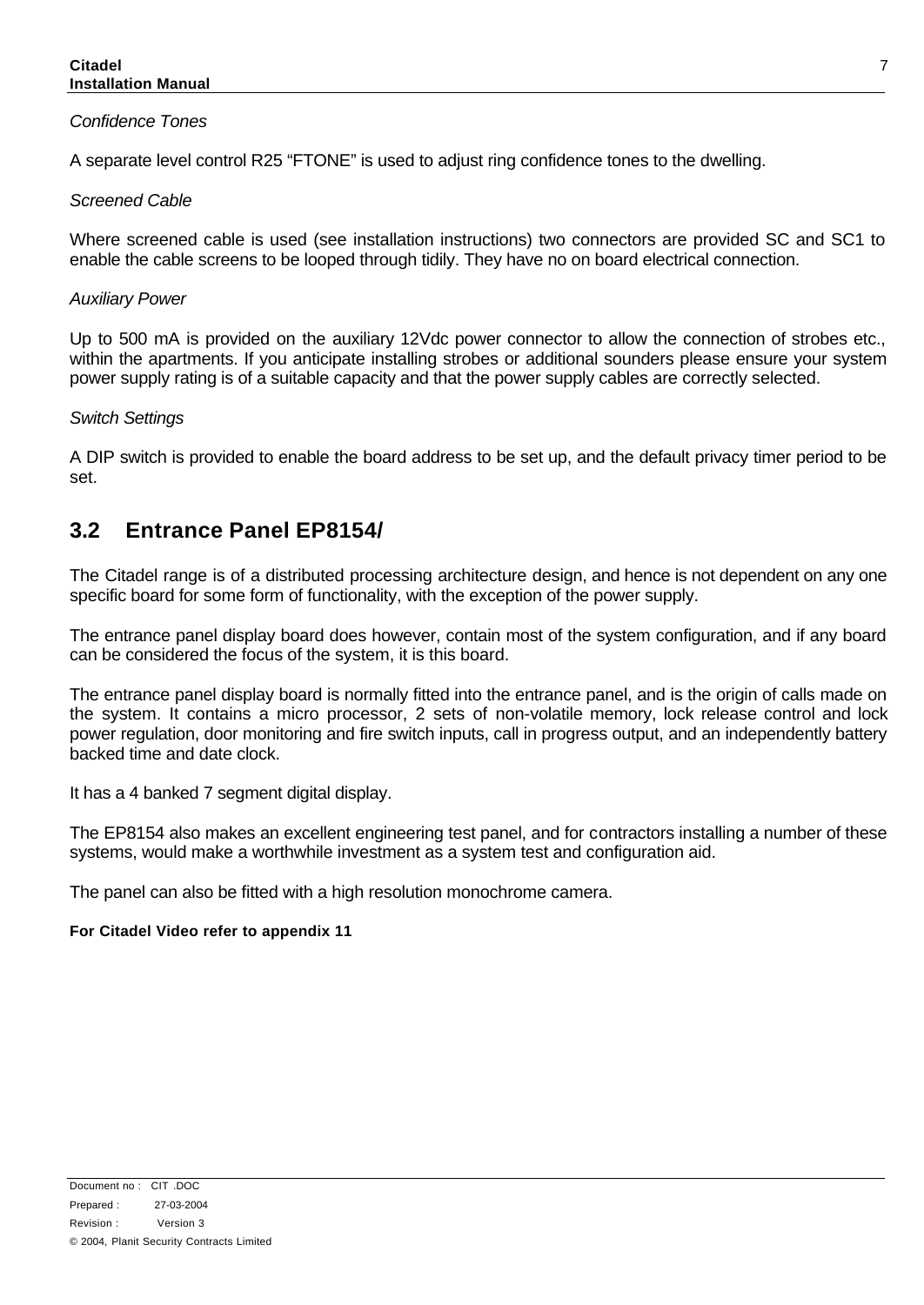*Confidence Tones*

A separate level control R25 “FTONE” is used to adjust ring confidence tones to the dwelling.

*Screened Cable*

Where screened cable is used (see installation instructions) two connectors are provided SC and SC1 to enable the cable screens to be looped through tidily. They have no on board electrical connection.

*Auxiliary Power*

Up to 500 mA is provided on the auxiliary 12Vdc power connector to allow the connection of strobes etc., within the apartments. If you anticipate installing strobes or additional sounders please ensure your system power supply rating is of a suitable capacity and that the power supply cables are correctly selected.

*Switch Settings*

A DIP switch is provided to enable the board address to be set up, and the default privacy timer period to be set.

## 3.2 Entrance Panel EP8154/

The Citadel range is of a distributed processing architecture design, and hence is not dependent on any one specific board for some form of functionality, with the exception of the power supply.

The entrance panel display board does however, contain most of the system configuration, and if any board can be considered the focus of the system, it is this board.

The entrance panel display board is normally fitted into the entrance panel, and is the origin of calls made on the system. It contains a micro processor, 2 sets of non-volatile memory, lock release control and lock power regulation, door monitoring and fire switch inputs, call in progress output, and an independently battery backed time and date clock.

It has a 4 banked 7 segment digital display.

The EP8154 also makes an excellent engineering test panel, and for contractors installing a number of these systems, would make a worthwhile investment as a system test and configuration aid.

The panel can also be fitted with a high resolution monochrome camera.

**For Citadel Video refer to appendix 11**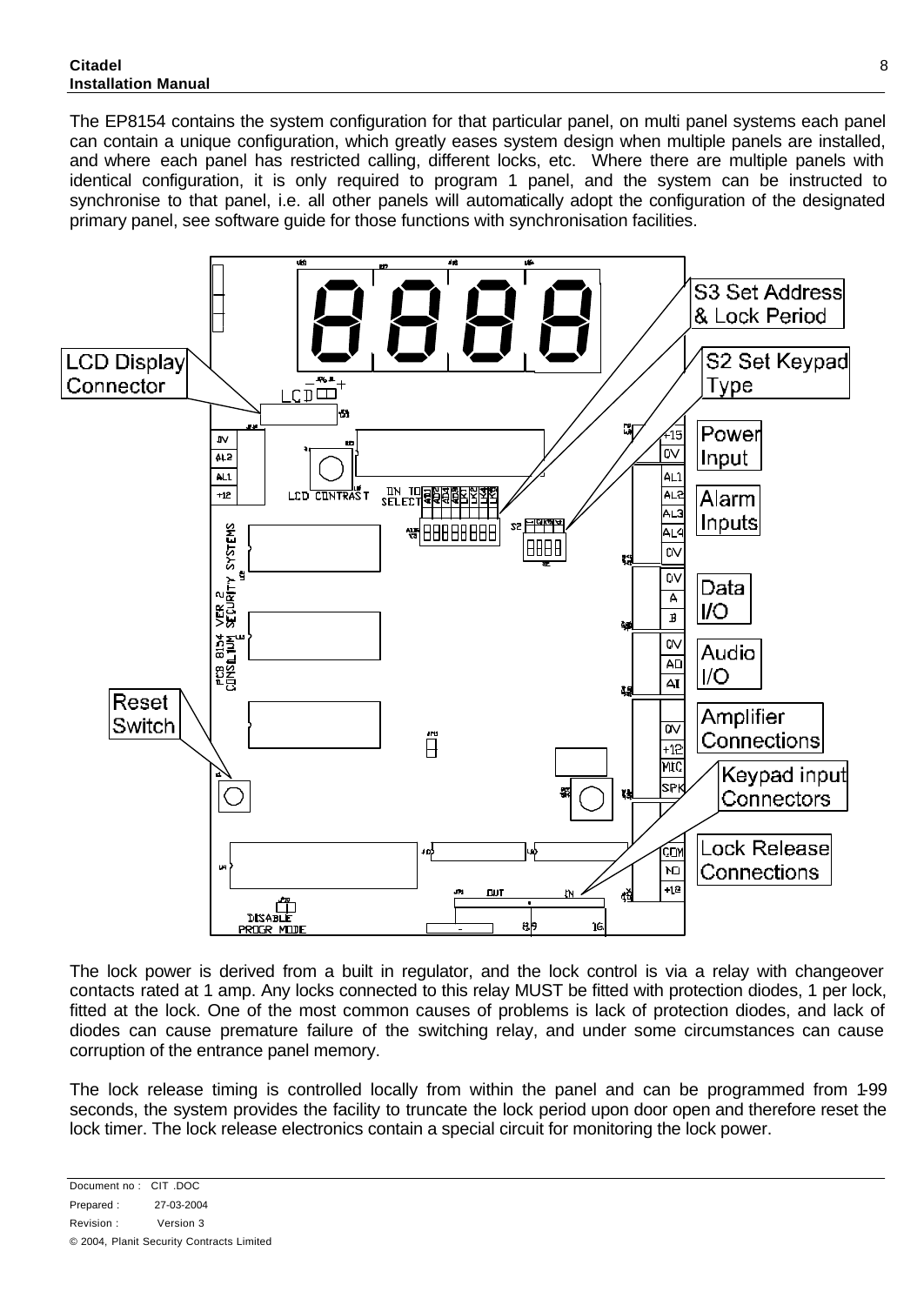The EP8154 contains the system configuration for that particular panel, on multi panel systems each panel can contain a unique configuration, which greatly eases system design when multiple panels are installed, and where each panel has restricted calling, different locks, etc. Where there are multiple panels with identical configuration, it is only required to program 1 panel, and the system can be instructed to synchronise to that panel, i.e. all other panels will automatically adopt the configuration of the designated primary panel, see software guide for those functions with synchronisation facilities.

LCD Display Connector

S3 Set Address & Lock Period

S2 Set Keypad Type

Power Input

Alarm Inputs

Data I/O

Audio I/O

Reset Switch

Amplifier Connections

Keypad input Connectors

Lock Release Connections

The lock power is derived from a built in regulator, and the lock control is via a relay with changeover contacts rated at 1 amp. Any locks connected to this relay MUST be fitted with protection diodes, 1 per lock, fitted at the lock. One of the most common causes of problems is lack of protection diodes, and lack of diodes can cause premature failure of the switching relay, and under some circumstances can cause corruption of the entrance panel memory.

The lock release timing is controlled locally from within the panel and can be programmed from 1-99 seconds, the system provides the facility to truncate the lock period upon door open and therefore reset the lock timer. The lock release electronics contain a special circuit for monitoring the lock power.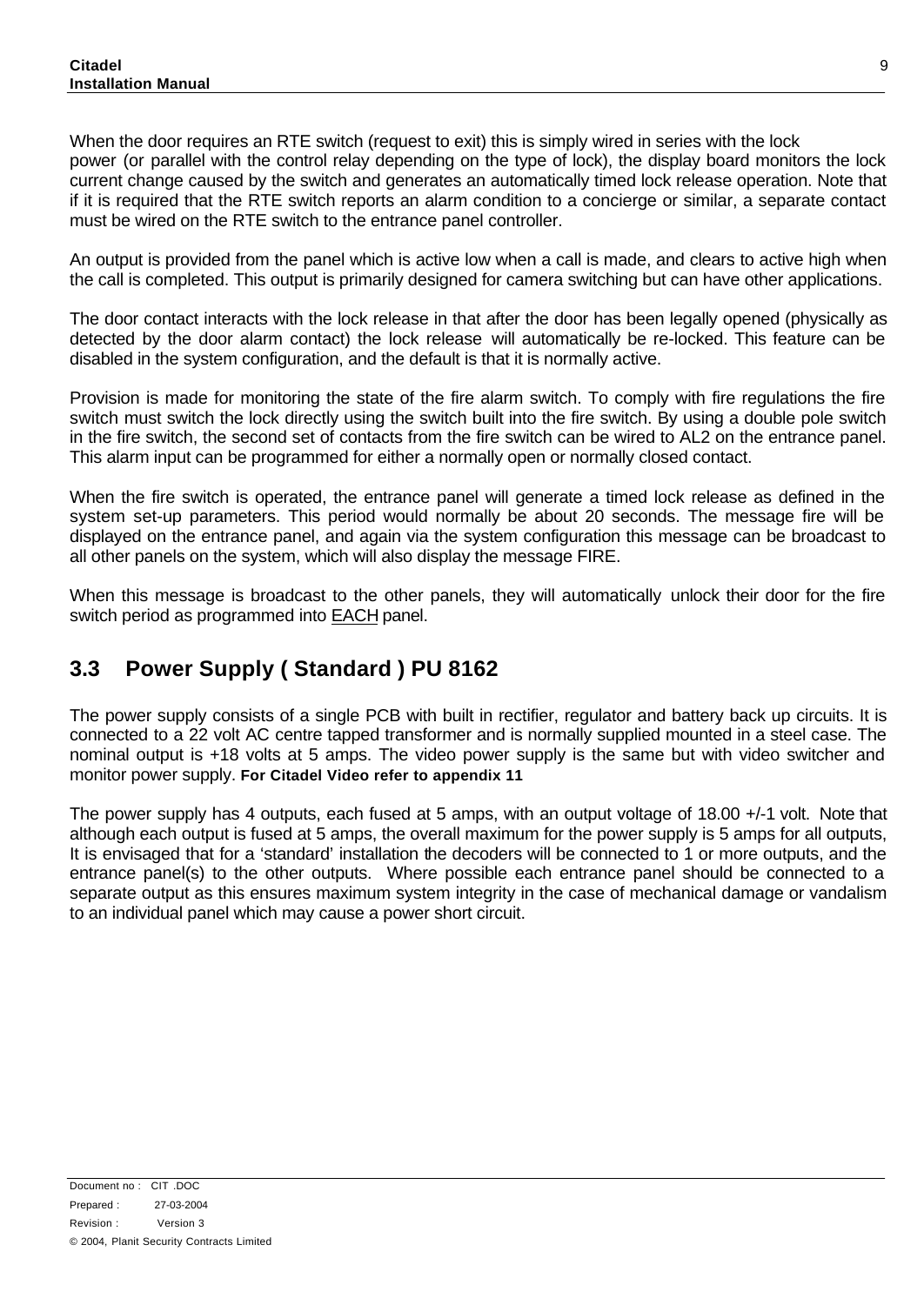When the door requires an RTE switch (request to exit) this is simply wired in series with the lock power (or parallel with the control relay depending on the type of lock), the display board monitors the lock current change caused by the switch and generates an automatically timed lock release operation. Note that if it is required that the RTE switch reports an alarm condition to a concierge or similar, a separate contact must be wired on the RTE switch to the entrance panel controller.

An output is provided from the panel which is active low when a call is made, and clears to active high when the call is completed. This output is primarily designed for camera switching but can have other applications.

The door contact interacts with the lock release in that after the door has been legally opened (physically as detected by the door alarm contact) the lock release will automatically be re-locked. This feature can be disabled in the system configuration, and the default is that it is normally active.

Provision is made for monitoring the state of the fire alarm switch. To comply with fire regulations the fire switch must switch the lock directly using the switch built into the fire switch. By using a double pole switch in the fire switch, the second set of contacts from the fire switch can be wired to AL2 on the entrance panel. This alarm input can be programmed for either a normally open or normally closed contact.

When the fire switch is operated, the entrance panel will generate a timed lock release as defined in the system set-up parameters. This period would normally be about 20 seconds. The message fire will be displayed on the entrance panel, and again via the system configuration this message can be broadcast to all other panels on the system, which will also display the message FIRE.

When this message is broadcast to the other panels, they will automatically unlock their door for the fire switch period as programmed into EACH panel.

## 3.3 Power Supply ( Standard ) PU 8162

The power supply consists of a single PCB with built in rectifier, regulator and battery back up circuits. It is connected to a 22 volt AC centre tapped transformer and is normally supplied mounted in a steel case. The nominal output is +18 volts at 5 amps. The video power supply is the same but with video switcher and monitor power supply. **For Citadel Video refer to appendix 11**

The power supply has 4 outputs, each fused at 5 amps, with an output voltage of 18.00 +/-1 volt. Note that although each output is fused at 5 amps, the overall maximum for the power supply is 5 amps for all outputs, It is envisaged that for a 'standard' installation the decoders will be connected to 1 or more outputs, and the entrance panel(s) to the other outputs. Where possible each entrance panel should be connected to a separate output as this ensures maximum system integrity in the case of mechanical damage or vandalism to an individual panel which may cause a power short circuit.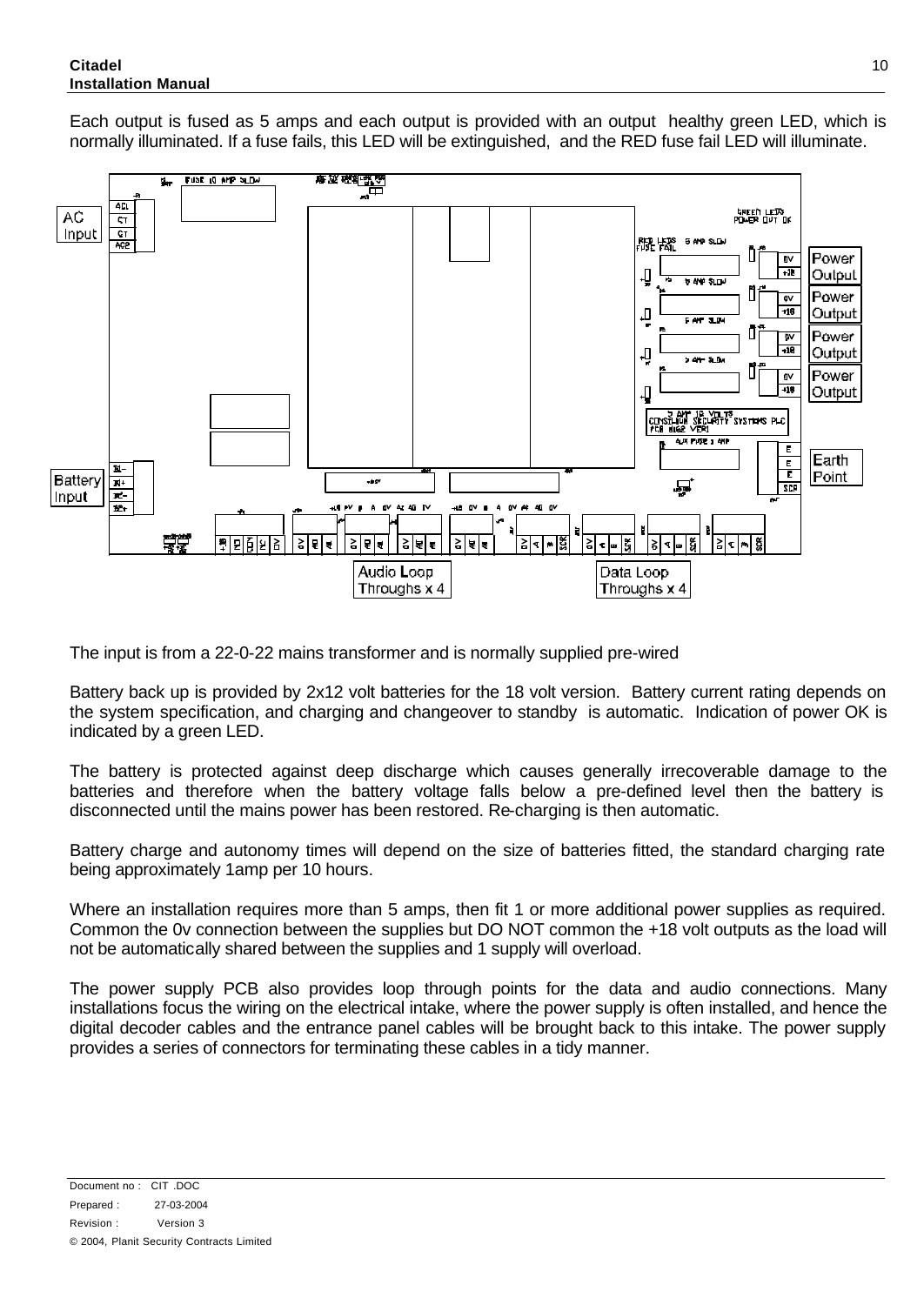Each output is fused as 5 amps and each output is provided with an output healthy green LED, which is normally illuminated. If a fuse fails, this LED will be extinguished, and the RED fuse fail LED will illuminate.

The input is from a 22-0-22 mains transformer and is normally supplied pre-wired

Battery back up is provided by 2x12 volt batteries for the 18 volt version. Battery current rating depends on the system specification, and charging and changeover to standby is automatic. Indication of power OK is indicated by a green LED.

The battery is protected against deep discharge which causes generally irrecoverable damage to the batteries and therefore when the battery voltage falls below a pre-defined level then the battery is disconnected until the mains power has been restored. Re-charging is then automatic.

Battery charge and autonomy times will depend on the size of batteries fitted, the standard charging rate being approximately 1amp per 10 hours.

Where an installation requires more than 5 amps, then fit 1 or more additional power supplies as required. Common the 0v connection between the supplies but DO NOT common the +18 volt outputs as the load will not be automatically shared between the supplies and 1 supply will overload.

The power supply PCB also provides loop through points for the data and audio connections. Many installations focus the wiring on the electrical intake, where the power supply is often installed, and hence the digital decoder cables and the entrance panel cables will be brought back to this intake. The power supply provides a series of connectors for terminating these cables in a tidy manner.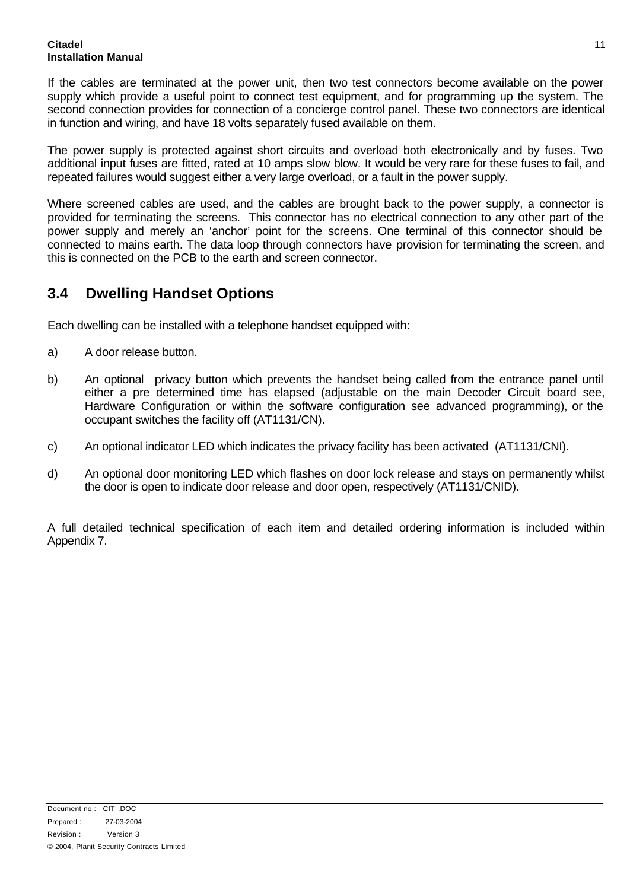If the cables are terminated at the power unit, then two test connectors become available on the power supply which provide a useful point to connect test equipment, and for programming up the system. The second connection provides for connection of a concierge control panel. These two connectors are identical in function and wiring, and have 18 volts separately fused available on them.

The power supply is protected against short circuits and overload both electronically and by fuses. Two additional input fuses are fitted, rated at 10 amps slow blow. It would be very rare for these fuses to fail, and repeated failures would suggest either a very large overload, or a fault in the power supply.

Where screened cables are used, and the cables are brought back to the power supply, a connector is provided for terminating the screens. This connector has no electrical connection to any other part of the power supply and merely an 'anchor' point for the screens. One terminal of this connector should be connected to mains earth. The data loop through connectors have provision for terminating the screen, and this is connected on the PCB to the earth and screen connector.

## 3.4 Dwelling Handset Options

Each dwelling can be installed with a telephone handset equipped with:

a) A door release button.

b) An optional privacy button which prevents the handset being called from the entrance panel until either a pre determined time has elapsed (adjustable on the main Decoder Circuit board see, Hardware Configuration or within the software configuration see advanced programming), or the occupant switches the facility off (AT1131/CN).

c) An optional indicator LED which indicates the privacy facility has been activated (AT1131/CNI).

d) An optional door monitoring LED which flashes on door lock release and stays on permanently whilst the door is open to indicate door release and door open, respectively (AT1131/CNID).

A full detailed technical specification of each item and detailed ordering information is included within Appendix 7.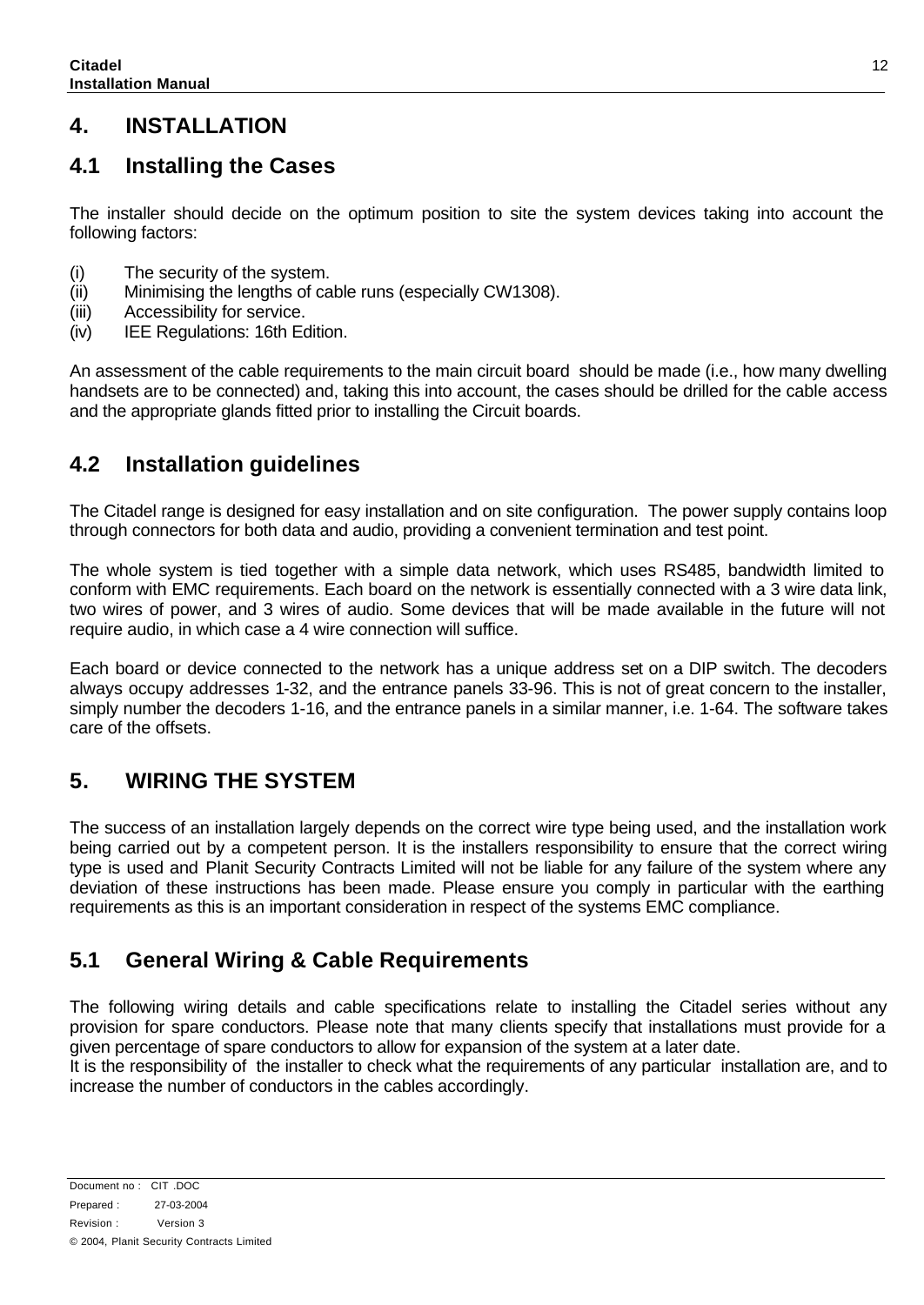# 4. INSTALLATION

## 4.1 Installing the Cases

The installer should decide on the optimum position to site the system devices taking into account the following factors:

(i) The security of the system.
(ii) Minimising the lengths of cable runs (especially CW1308).
(iii) Accessibility for service.
(iv) IEE Regulations: 16th Edition.

An assessment of the cable requirements to the main circuit board should be made (i.e., how many dwelling handsets are to be connected) and, taking this into account, the cases should be drilled for the cable access and the appropriate glands fitted prior to installing the Circuit boards.

## 4.2 Installation guidelines

The Citadel range is designed for easy installation and on site configuration. The power supply contains loop through connectors for both data and audio, providing a convenient termination and test point.

The whole system is tied together with a simple data network, which uses RS485, bandwidth limited to conform with EMC requirements. Each board on the network is essentially connected with a 3 wire data link, two wires of power, and 3 wires of audio. Some devices that will be made available in the future will not require audio, in which case a 4 wire connection will suffice.

Each board or device connected to the network has a unique address set on a DIP switch. The decoders always occupy addresses 1-32, and the entrance panels 33-96. This is not of great concern to the installer, simply number the decoders 1-16, and the entrance panels in a similar manner, i.e. 1-64. The software takes care of the offsets.

# 5. WIRING THE SYSTEM

The success of an installation largely depends on the correct wire type being used, and the installation work being carried out by a competent person. It is the installers responsibility to ensure that the correct wiring type is used and Planit Security Contracts Limited will not be liable for any failure of the system where any deviation of these instructions has been made. Please ensure you comply in particular with the earthing requirements as this is an important consideration in respect of the systems EMC compliance.

## 5.1 General Wiring & Cable Requirements

The following wiring details and cable specifications relate to installing the Citadel series without any provision for spare conductors. Please note that many clients specify that installations must provide for a given percentage of spare conductors to allow for expansion of the system at a later date.
It is the responsibility of the installer to check what the requirements of any particular installation are, and to increase the number of conductors in the cables accordingly.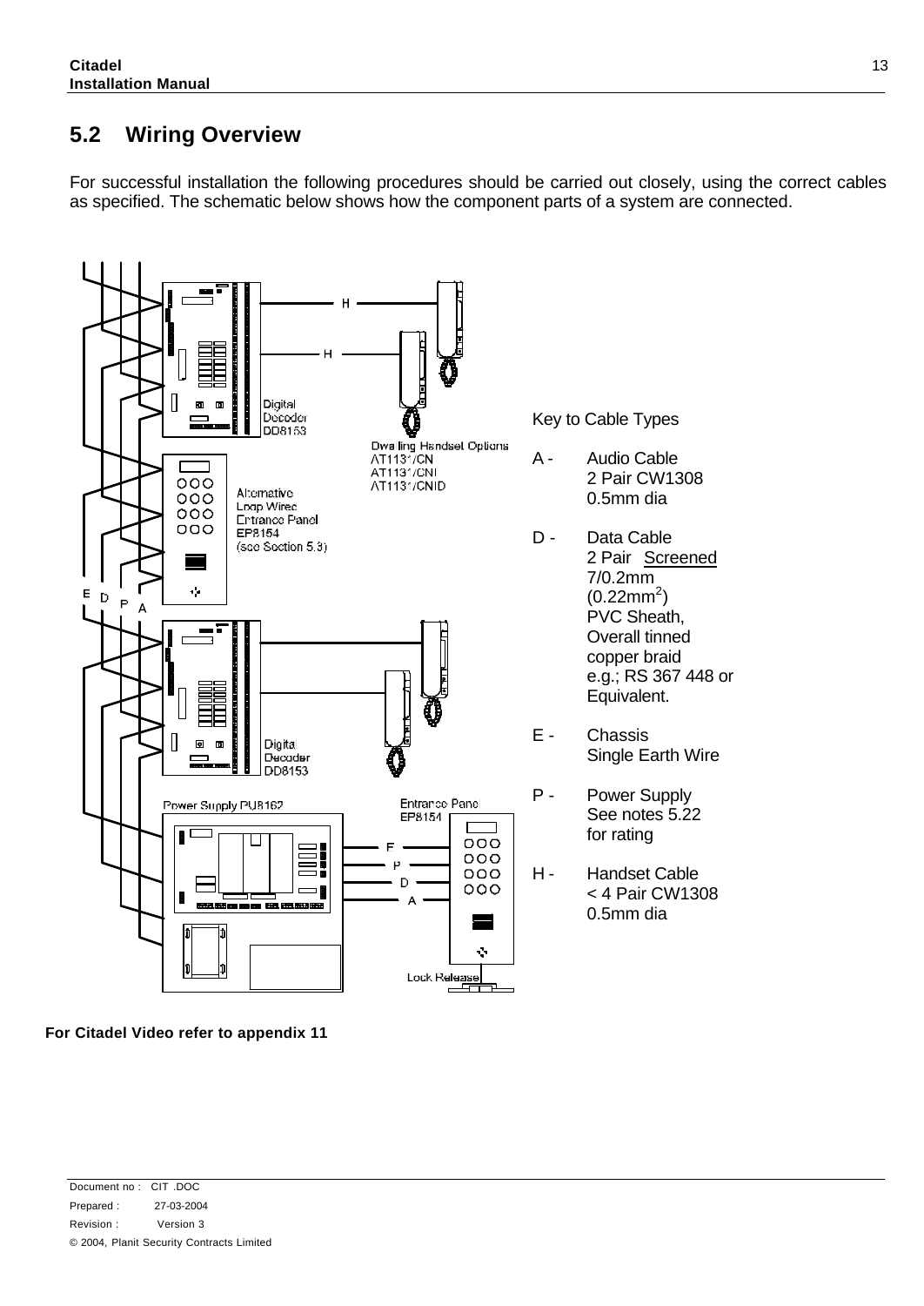## 5.2 Wiring Overview

For successful installation the following procedures should be carried out closely, using the correct cables as specified. The schematic below shows how the component parts of a system are connected.

Digital Decoder DD8153

Dwelling Handset Options AT1131/CN AT1131/CNI AT1131/CNID

Alternative Loop Wired Entrance Panel EP8154 (see Section 5.3)

Digital Decoder DD8153

Power Supply PU8162

Entrance Panel EP8154

Lock Release

Key to Cable Types

A - Audio Cable
2 Pair CW1308
0.5mm dia

D - Data Cable
2 Pair <u>Screened</u>
7/0.2mm
(0.22mm$^2$)
PVC Sheath,
Overall tinned copper braid
e.g.; RS 367 448 or Equivalent.

E - Chassis
Single Earth Wire

P - Power Supply
See notes 5.22 for rating

H - Handset Cable
< 4 Pair CW1308
0.5mm dia

**For Citadel Video refer to appendix 11**

Document no : CIT .DOC
Prepared : 27-03-2004
Revision : Version 3
© 2004, Planit Security Contracts Limited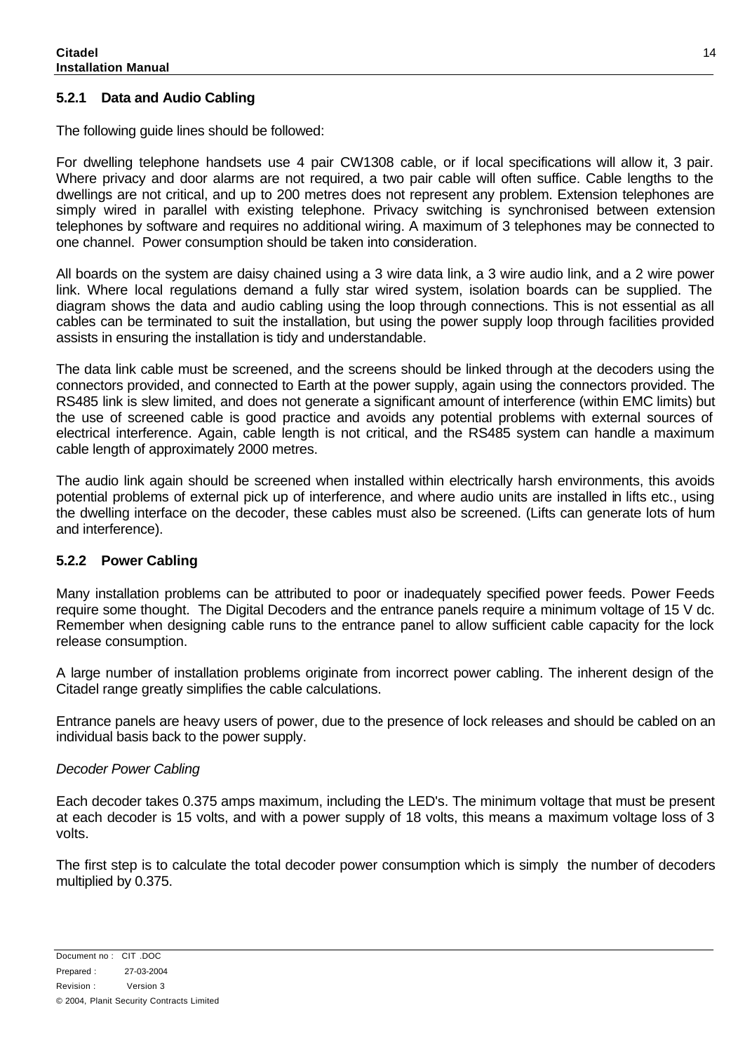### 5.2.1 Data and Audio Cabling

The following guide lines should be followed:

For dwelling telephone handsets use 4 pair CW1308 cable, or if local specifications will allow it, 3 pair. Where privacy and door alarms are not required, a two pair cable will often suffice. Cable lengths to the dwellings are not critical, and up to 200 metres does not represent any problem. Extension telephones are simply wired in parallel with existing telephone. Privacy switching is synchronised between extension telephones by software and requires no additional wiring. A maximum of 3 telephones may be connected to one channel. Power consumption should be taken into consideration.

All boards on the system are daisy chained using a 3 wire data link, a 3 wire audio link, and a 2 wire power link. Where local regulations demand a fully star wired system, isolation boards can be supplied. The diagram shows the data and audio cabling using the loop through connections. This is not essential as all cables can be terminated to suit the installation, but using the power supply loop through facilities provided assists in ensuring the installation is tidy and understandable.

The data link cable must be screened, and the screens should be linked through at the decoders using the connectors provided, and connected to Earth at the power supply, again using the connectors provided. The RS485 link is slew limited, and does not generate a significant amount of interference (within EMC limits) but the use of screened cable is good practice and avoids any potential problems with external sources of electrical interference. Again, cable length is not critical, and the RS485 system can handle a maximum cable length of approximately 2000 metres.

The audio link again should be screened when installed within electrically harsh environments, this avoids potential problems of external pick up of interference, and where audio units are installed in lifts etc., using the dwelling interface on the decoder, these cables must also be screened. (Lifts can generate lots of hum and interference).

### 5.2.2 Power Cabling

Many installation problems can be attributed to poor or inadequately specified power feeds. Power Feeds require some thought. The Digital Decoders and the entrance panels require a minimum voltage of 15 V dc. Remember when designing cable runs to the entrance panel to allow sufficient cable capacity for the lock release consumption.

A large number of installation problems originate from incorrect power cabling. The inherent design of the Citadel range greatly simplifies the cable calculations.

Entrance panels are heavy users of power, due to the presence of lock releases and should be cabled on an individual basis back to the power supply.

*Decoder Power Cabling*

Each decoder takes 0.375 amps maximum, including the LED's. The minimum voltage that must be present at each decoder is 15 volts, and with a power supply of 18 volts, this means a maximum voltage loss of 3 volts.

The first step is to calculate the total decoder power consumption which is simply the number of decoders multiplied by 0.375.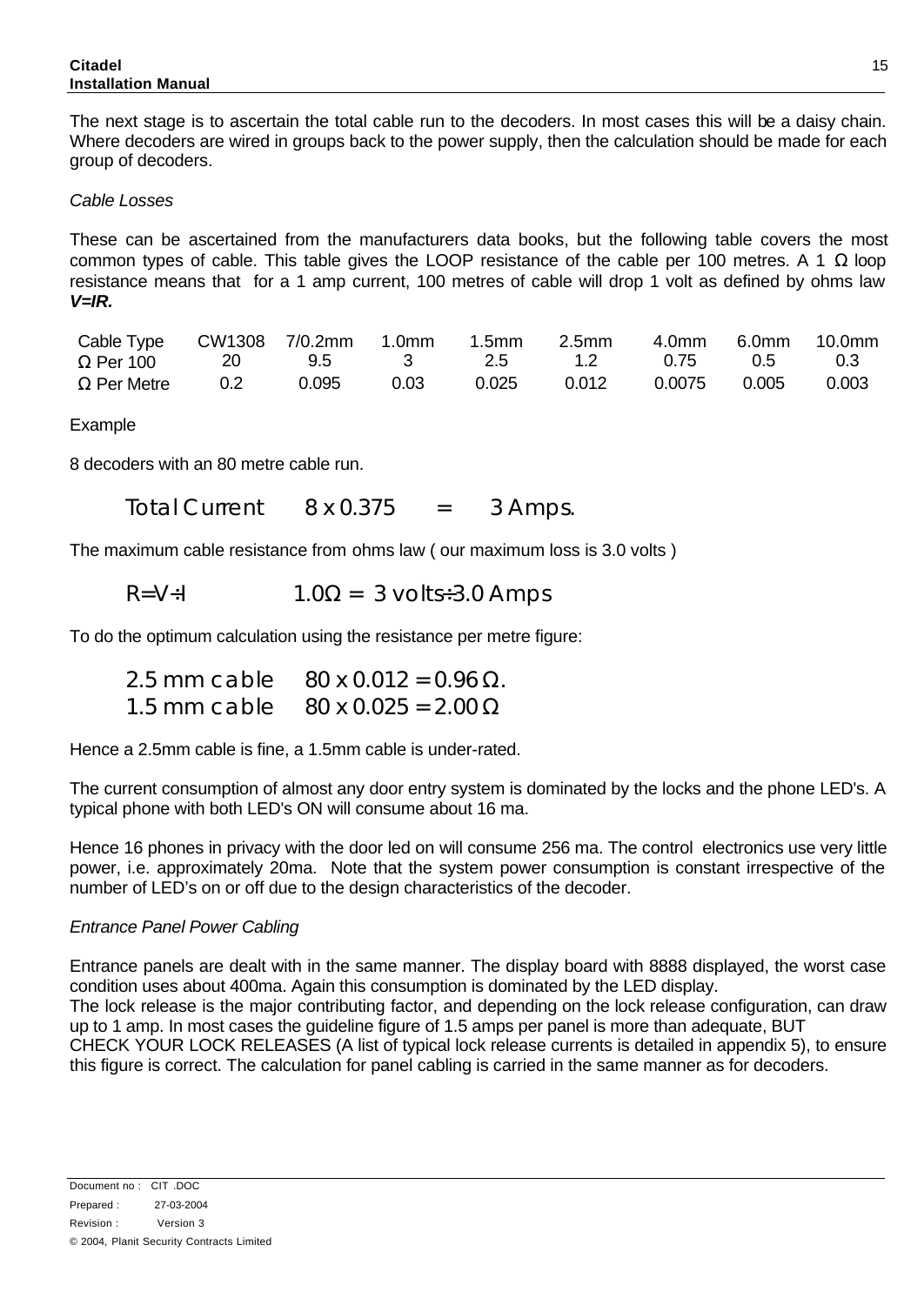The next stage is to ascertain the total cable run to the decoders. In most cases this will be a daisy chain. Where decoders are wired in groups back to the power supply, then the calculation should be made for each group of decoders.

*Cable Losses*

These can be ascertained from the manufacturers data books, but the following table covers the most common types of cable. This table gives the LOOP resistance of the cable per 100 metres. A 1 Ω loop resistance means that for a 1 amp current, 100 metres of cable will drop 1 volt as defined by ohms law ***V=IR.***

| Cable Type | CW1308 | 7/0.2mm | 1.0mm | 1.5mm | 2.5mm | 4.0mm | 6.0mm | 10.0mm |
|---|---|---|---|---|---|---|---|---|
| Ω Per 100 | 20 | 9.5 | 3 | 2.5 | 1.2 | 0.75 | 0.5 | 0.3 |
| Ω Per Metre | 0.2 | 0.095 | 0.03 | 0.025 | 0.012 | 0.0075 | 0.005 | 0.003 |

Example

8 decoders with an 80 metre cable run.

Total Current    8 x 0.375    =    3 Amps.

The maximum cable resistance from ohms law ( our maximum loss is 3.0 volts )

R=V÷I        1.0Ω = 3 volts÷3.0 Amps

To do the optimum calculation using the resistance per metre figure:

2.5 mm cable    80 x 0.012 = 0.96 Ω.
1.5 mm cable    80 x 0.025 = 2.00 Ω

Hence a 2.5mm cable is fine, a 1.5mm cable is under-rated.

The current consumption of almost any door entry system is dominated by the locks and the phone LED's. A typical phone with both LED's ON will consume about 16 ma.

Hence 16 phones in privacy with the door led on will consume 256 ma. The control electronics use very little power, i.e. approximately 20ma. Note that the system power consumption is constant irrespective of the number of LED's on or off due to the design characteristics of the decoder.

*Entrance Panel Power Cabling*

Entrance panels are dealt with in the same manner. The display board with 8888 displayed, the worst case condition uses about 400ma. Again this consumption is dominated by the LED display.
The lock release is the major contributing factor, and depending on the lock release configuration, can draw up to 1 amp. In most cases the guideline figure of 1.5 amps per panel is more than adequate, BUT CHECK YOUR LOCK RELEASES (A list of typical lock release currents is detailed in appendix 5), to ensure this figure is correct. The calculation for panel cabling is carried in the same manner as for decoders.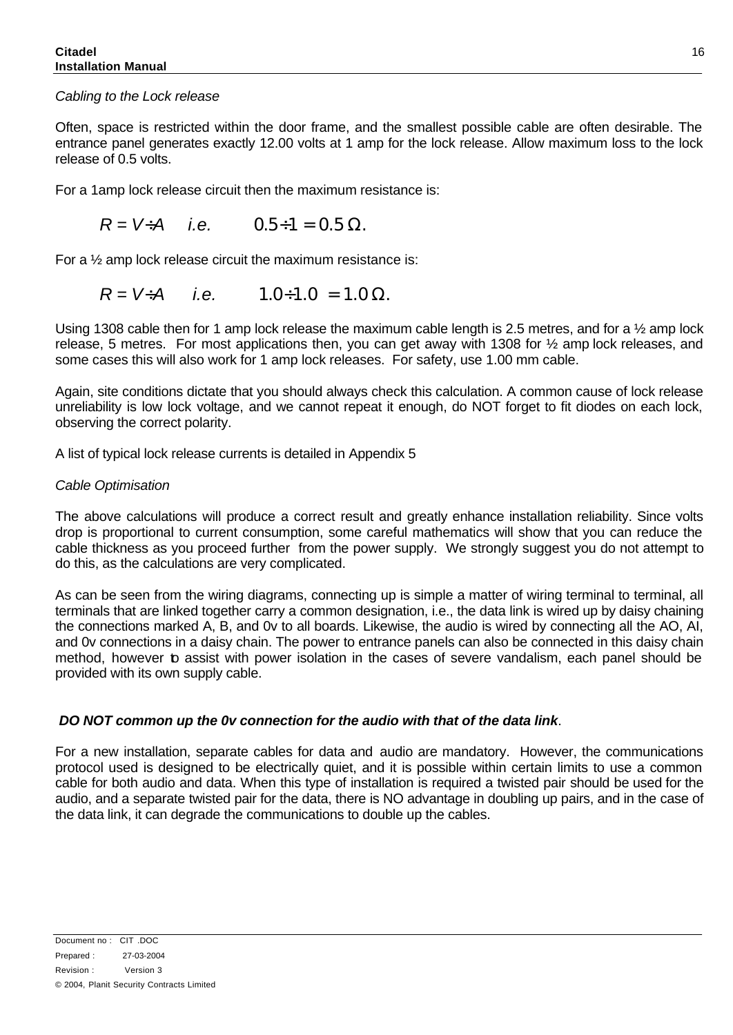*Cabling to the Lock release*

Often, space is restricted within the door frame, and the smallest possible cable are often desirable. The entrance panel generates exactly 12.00 volts at 1 amp for the lock release. Allow maximum loss to the lock release of 0.5 volts.

For a 1amp lock release circuit then the maximum resistance is:

$$R = V \div A \quad i.e. \quad 0.5 \div 1 = 0.5\,\Omega.$$

For a ½ amp lock release circuit the maximum resistance is:

$$R = V \div A \quad i.e. \quad 1.0 \div 1.0 = 1.0\,\Omega.$$

Using 1308 cable then for 1 amp lock release the maximum cable length is 2.5 metres, and for a ½ amp lock release, 5 metres. For most applications then, you can get away with 1308 for ½ amp lock releases, and some cases this will also work for 1 amp lock releases. For safety, use 1.00 mm cable.

Again, site conditions dictate that you should always check this calculation. A common cause of lock release unreliability is low lock voltage, and we cannot repeat it enough, do NOT forget to fit diodes on each lock, observing the correct polarity.

A list of typical lock release currents is detailed in Appendix 5

*Cable Optimisation*

The above calculations will produce a correct result and greatly enhance installation reliability. Since volts drop is proportional to current consumption, some careful mathematics will show that you can reduce the cable thickness as you proceed further from the power supply. We strongly suggest you do not attempt to do this, as the calculations are very complicated.

As can be seen from the wiring diagrams, connecting up is simple a matter of wiring terminal to terminal, all terminals that are linked together carry a common designation, i.e., the data link is wired up by daisy chaining the connections marked A, B, and 0v to all boards. Likewise, the audio is wired by connecting all the AO, AI, and 0v connections in a daisy chain. The power to entrance panels can also be connected in this daisy chain method, however to assist with power isolation in the cases of severe vandalism, each panel should be provided with its own supply cable.

***DO NOT common up the 0v connection for the audio with that of the data link***.

For a new installation, separate cables for data and audio are mandatory. However, the communications protocol used is designed to be electrically quiet, and it is possible within certain limits to use a common cable for both audio and data. When this type of installation is required a twisted pair should be used for the audio, and a separate twisted pair for the data, there is NO advantage in doubling up pairs, and in the case of the data link, it can degrade the communications to double up the cables.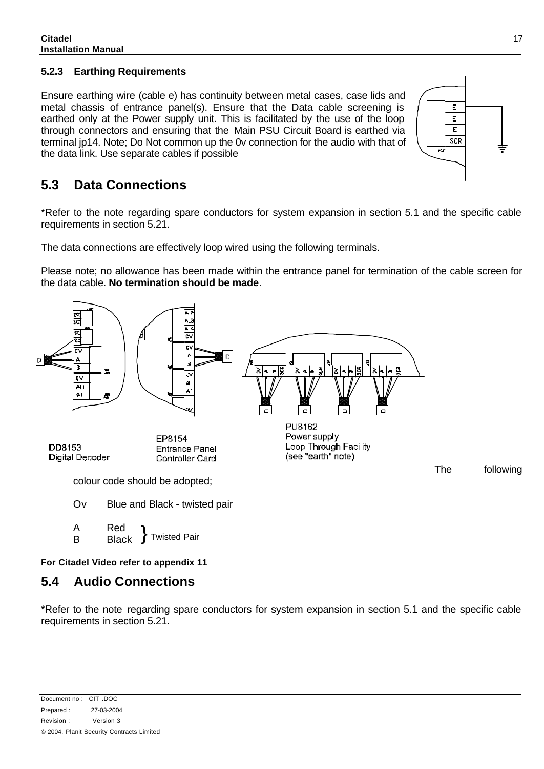### 5.2.3 Earthing Requirements

Ensure earthing wire (cable e) has continuity between metal cases, case lids and metal chassis of entrance panel(s). Ensure that the Data cable screening is earthed only at the Power supply unit. This is facilitated by the use of the loop through connectors and ensuring that the Main PSU Circuit Board is earthed via terminal jp14. Note; Do Not common up the 0v connection for the audio with that of the data link. Use separate cables if possible

## 5.3 Data Connections

*Refer to the note regarding spare conductors for system expansion in section 5.1 and the specific cable requirements in section 5.21.

The data connections are effectively loop wired using the following terminals.

Please note; no allowance has been made within the entrance panel for termination of the cable screen for the data cable. **No termination should be made**.

DD8153
Digital Decoder

EP8154
Entrance Panel
Controller Card

PU8162
Power supply
Loop Through Facility
(see "earth" note)

The following colour code should be adopted;

Ov Blue and Black - twisted pair

A Red
B Black } Twisted Pair

**For Citadel Video refer to appendix 11**

## 5.4 Audio Connections

*Refer to the note regarding spare conductors for system expansion in section 5.1 and the specific cable requirements in section 5.21.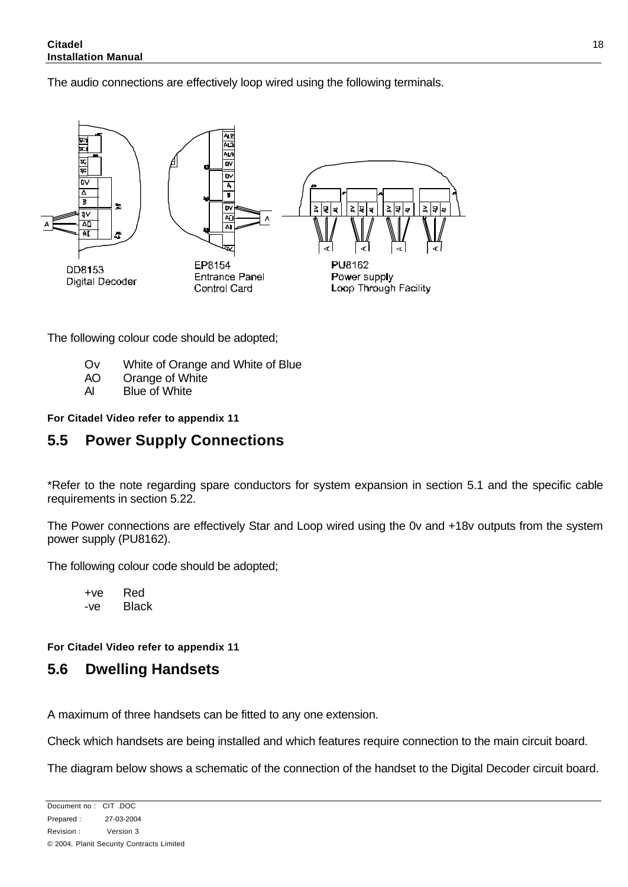The audio connections are effectively loop wired using the following terminals.

DD8153
Digital Decoder

EP8154
Entrance Panel
Control Card

PU8162
Power supply
Loop Through Facility

The following colour code should be adopted;

- Ov White of Orange and White of Blue
- AO Orange of White
- AI Blue of White

**For Citadel Video refer to appendix 11**

## 5.5 Power Supply Connections

*Refer to the note regarding spare conductors for system expansion in section 5.1 and the specific cable requirements in section 5.22.

The Power connections are effectively Star and Loop wired using the 0v and +18v outputs from the system power supply (PU8162).

The following colour code should be adopted;

- +ve Red
- -ve Black

**For Citadel Video refer to appendix 11**

## 5.6 Dwelling Handsets

A maximum of three handsets can be fitted to any one extension.

Check which handsets are being installed and which features require connection to the main circuit board.

The diagram below shows a schematic of the connection of the handset to the Digital Decoder circuit board.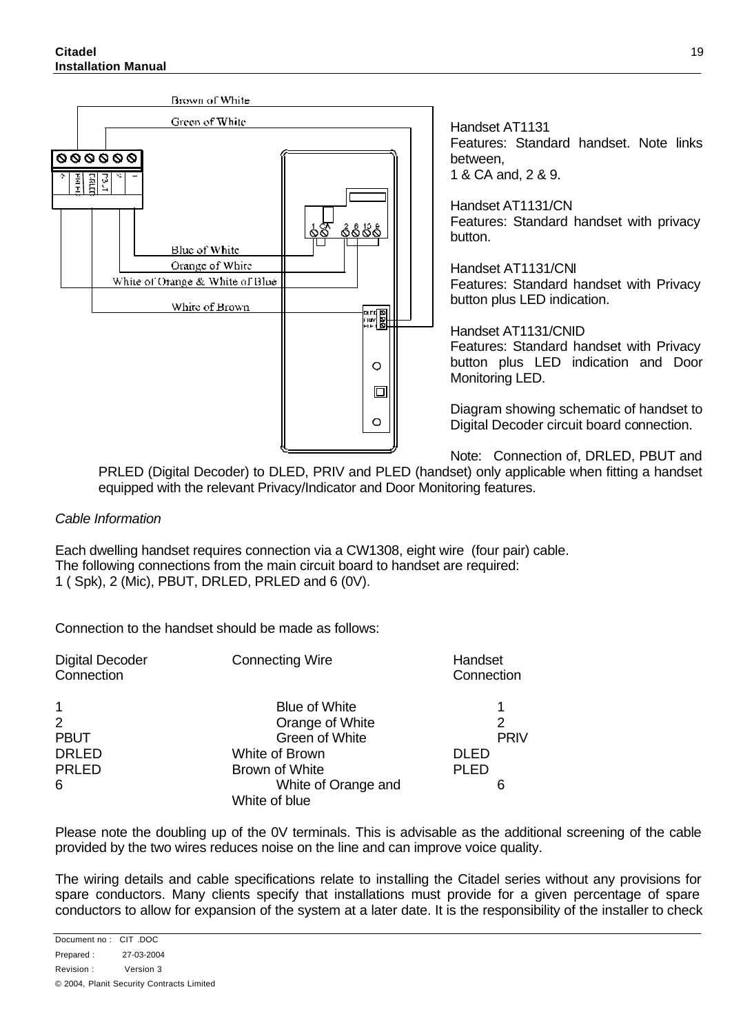Handset AT1131
Features: Standard handset. Note links between,
1 & CA and, 2 & 9.

Handset AT1131/CN
Features: Standard handset with privacy button.

Handset AT1131/CNI
Features: Standard handset with Privacy button plus LED indication.

Handset AT1131/CNID
Features: Standard handset with Privacy button plus LED indication and Door Monitoring LED.

Diagram showing schematic of handset to Digital Decoder circuit board connection.

Note: Connection of, DRLED, PBUT and PRLED (Digital Decoder) to DLED, PRIV and PLED (handset) only applicable when fitting a handset equipped with the relevant Privacy/Indicator and Door Monitoring features.

*Cable Information*

Each dwelling handset requires connection via a CW1308, eight wire (four pair) cable.
The following connections from the main circuit board to handset are required:
1 ( Spk), 2 (Mic), PBUT, DRLED, PRLED and 6 (0V).

Connection to the handset should be made as follows:

| Digital Decoder Connection | Connecting Wire | Handset Connection |
|---|---|---|
| 1 | Blue of White | 1 |
| 2 | Orange of White | 2 |
| PBUT | Green of White | PRIV |
| DRLED | White of Brown | DLED |
| PRLED | Brown of White | PLED |
| 6 | White of Orange and White of blue | 6 |

Please note the doubling up of the 0V terminals. This is advisable as the additional screening of the cable provided by the two wires reduces noise on the line and can improve voice quality.

The wiring details and cable specifications relate to installing the Citadel series without any provisions for spare conductors. Many clients specify that installations must provide for a given percentage of spare conductors to allow for expansion of the system at a later date. It is the responsibility of the installer to check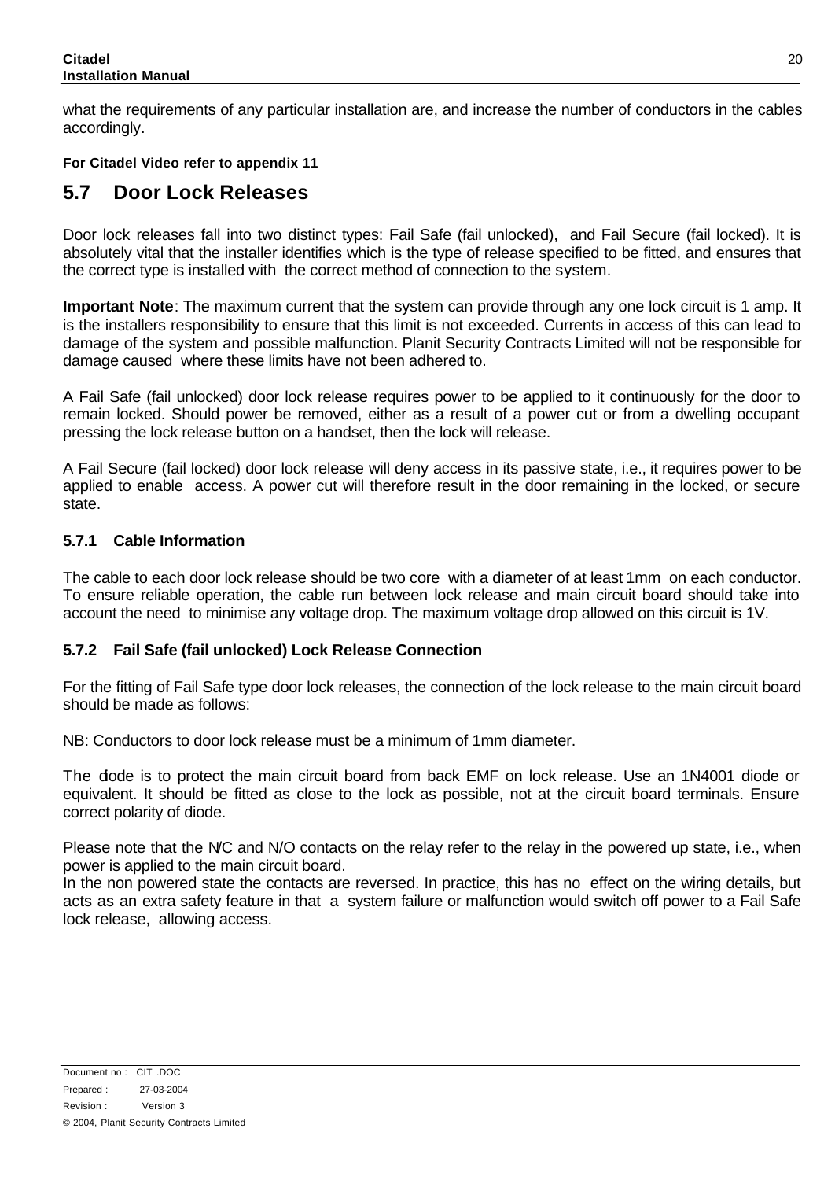what the requirements of any particular installation are, and increase the number of conductors in the cables accordingly.

**For Citadel Video refer to appendix 11**

## 5.7 Door Lock Releases

Door lock releases fall into two distinct types: Fail Safe (fail unlocked), and Fail Secure (fail locked). It is absolutely vital that the installer identifies which is the type of release specified to be fitted, and ensures that the correct type is installed with the correct method of connection to the system.

**Important Note**: The maximum current that the system can provide through any one lock circuit is 1 amp. It is the installers responsibility to ensure that this limit is not exceeded. Currents in access of this can lead to damage of the system and possible malfunction. Planit Security Contracts Limited will not be responsible for damage caused where these limits have not been adhered to.

A Fail Safe (fail unlocked) door lock release requires power to be applied to it continuously for the door to remain locked. Should power be removed, either as a result of a power cut or from a dwelling occupant pressing the lock release button on a handset, then the lock will release.

A Fail Secure (fail locked) door lock release will deny access in its passive state, i.e., it requires power to be applied to enable access. A power cut will therefore result in the door remaining in the locked, or secure state.

### 5.7.1 Cable Information

The cable to each door lock release should be two core with a diameter of at least 1mm on each conductor. To ensure reliable operation, the cable run between lock release and main circuit board should take into account the need to minimise any voltage drop. The maximum voltage drop allowed on this circuit is 1V.

### 5.7.2 Fail Safe (fail unlocked) Lock Release Connection

For the fitting of Fail Safe type door lock releases, the connection of the lock release to the main circuit board should be made as follows:

NB: Conductors to door lock release must be a minimum of 1mm diameter.

The diode is to protect the main circuit board from back EMF on lock release. Use an 1N4001 diode or equivalent. It should be fitted as close to the lock as possible, not at the circuit board terminals. Ensure correct polarity of diode.

Please note that the N/C and N/O contacts on the relay refer to the relay in the powered up state, i.e., when power is applied to the main circuit board.
In the non powered state the contacts are reversed. In practice, this has no effect on the wiring details, but acts as an extra safety feature in that a system failure or malfunction would switch off power to a Fail Safe lock release, allowing access.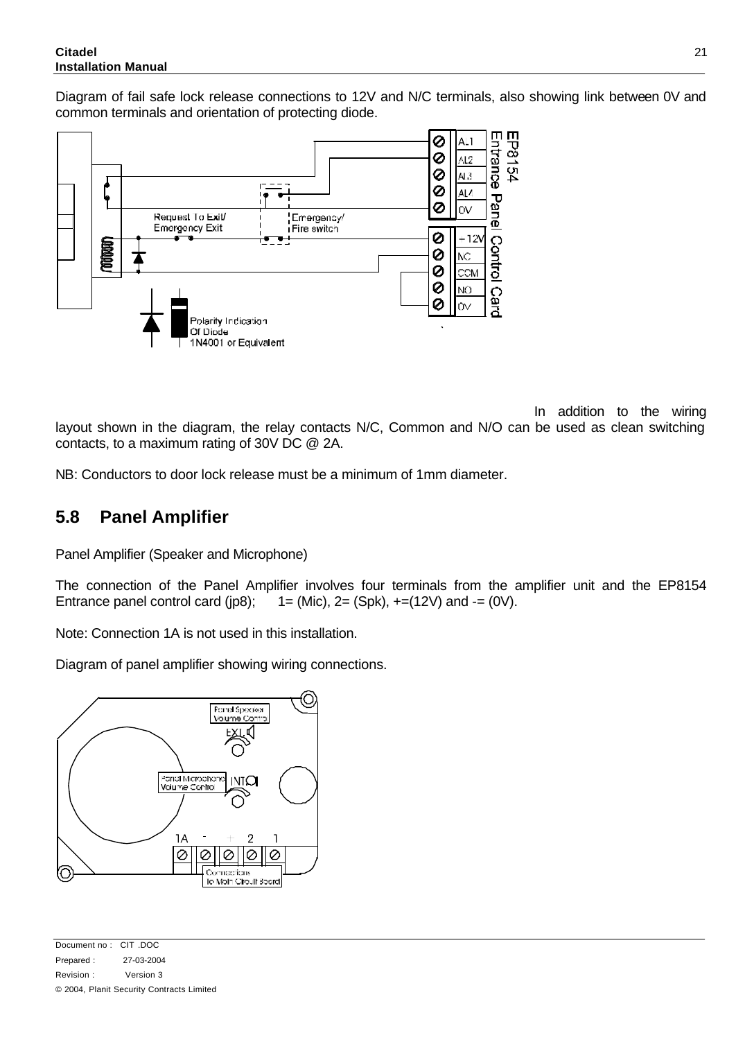Diagram of fail safe lock release connections to 12V and N/C terminals, also showing link between 0V and common terminals and orientation of protecting diode.

In addition to the wiring layout shown in the diagram, the relay contacts N/C, Common and N/O can be used as clean switching contacts, to a maximum rating of 30V DC @ 2A.

NB: Conductors to door lock release must be a minimum of 1mm diameter.

## 5.8 Panel Amplifier

Panel Amplifier (Speaker and Microphone)

The connection of the Panel Amplifier involves four terminals from the amplifier unit and the EP8154 Entrance panel control card (jp8); 1= (Mic), 2= (Spk), +=(12V) and -= (0V).

Note: Connection 1A is not used in this installation.

Diagram of panel amplifier showing wiring connections.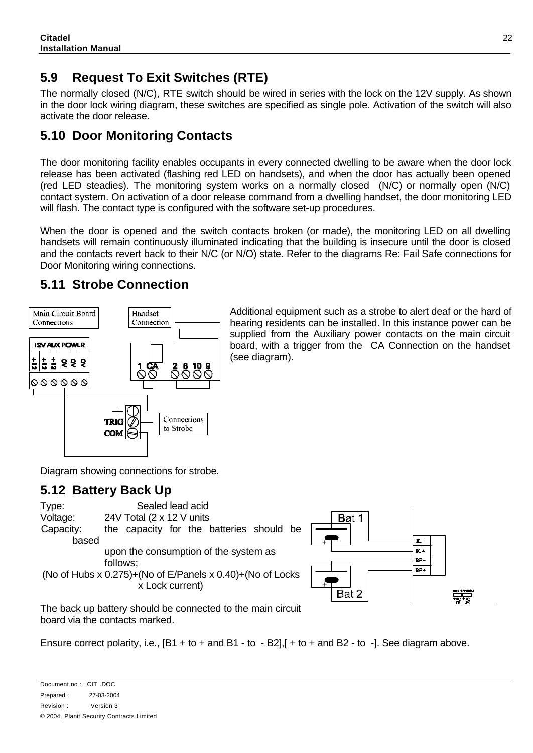## 5.9 Request To Exit Switches (RTE)

The normally closed (N/C), RTE switch should be wired in series with the lock on the 12V supply. As shown in the door lock wiring diagram, these switches are specified as single pole. Activation of the switch will also activate the door release.

## 5.10 Door Monitoring Contacts

The door monitoring facility enables occupants in every connected dwelling to be aware when the door lock release has been activated (flashing red LED on handsets), and when the door has actually been opened (red LED steadies). The monitoring system works on a normally closed (N/C) or normally open (N/C) contact system. On activation of a door release command from a dwelling handset, the door monitoring LED will flash. The contact type is configured with the software set-up procedures.

When the door is opened and the switch contacts broken (or made), the monitoring LED on all dwelling handsets will remain continuously illuminated indicating that the building is insecure until the door is closed and the contacts revert back to their N/C (or N/O) state. Refer to the diagrams Re: Fail Safe connections for Door Monitoring wiring connections.

## 5.11 Strobe Connection

Additional equipment such as a strobe to alert deaf or the hard of hearing residents can be installed. In this instance power can be supplied from the Auxiliary power contacts on the main circuit board, with a trigger from the CA Connection on the handset (see diagram).

Diagram showing connections for strobe.

## 5.12 Battery Back Up

Type: Sealed lead acid

Voltage: 24V Total (2 x 12 V units

Capacity: the capacity for the batteries should be based upon the consumption of the system as follows;

(No of Hubs x 0.275)+(No of E/Panels x 0.40)+(No of Locks x Lock current)

The back up battery should be connected to the main circuit board via the contacts marked.

Ensure correct polarity, i.e., [B1 + to + and B1 - to - B2],[ + to + and B2 - to -]. See diagram above.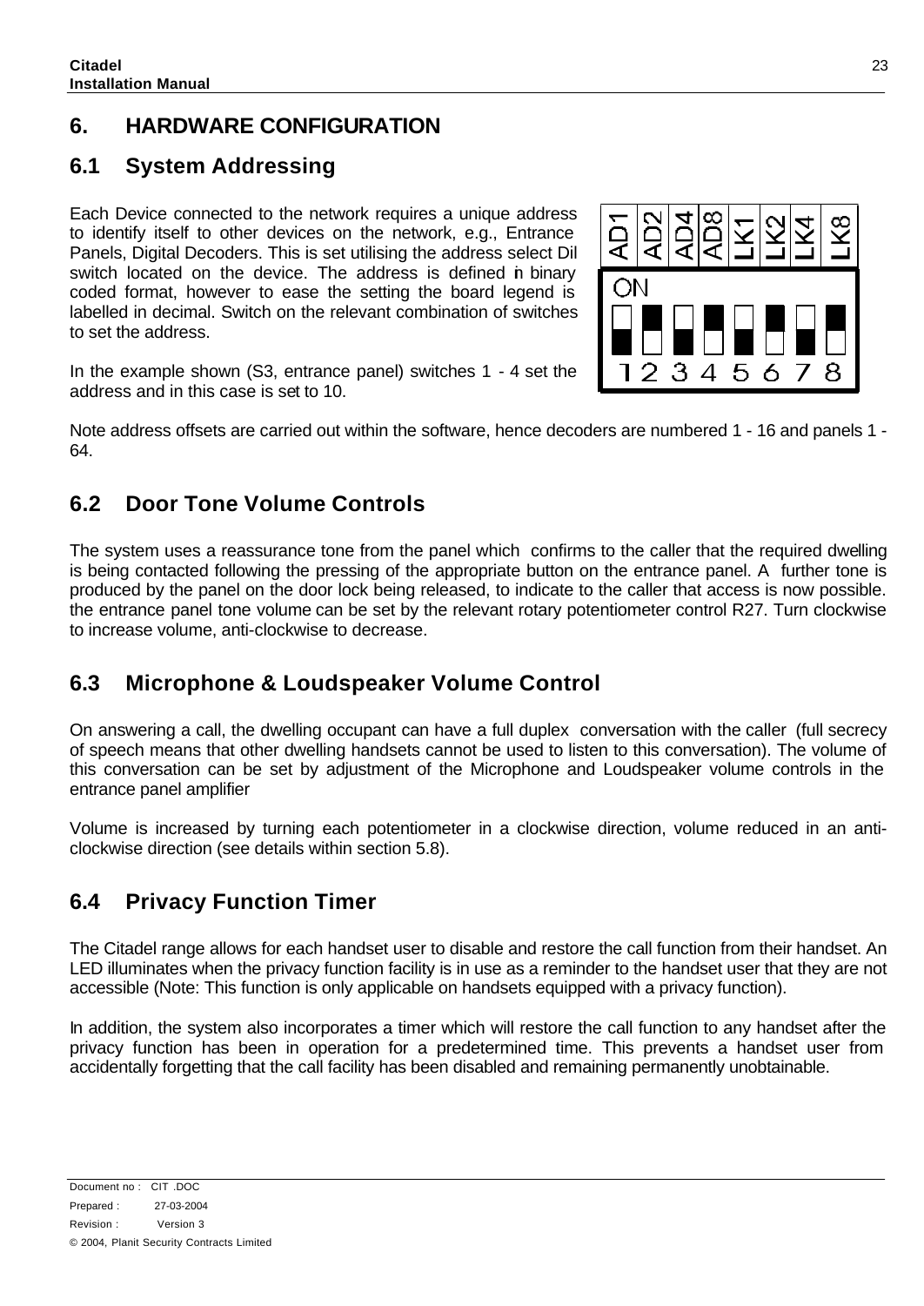# 6. HARDWARE CONFIGURATION

## 6.1 System Addressing

Each Device connected to the network requires a unique address to identify itself to other devices on the network, e.g., Entrance Panels, Digital Decoders. This is set utilising the address select Dil switch located on the device. The address is defined in binary coded format, however to ease the setting the board legend is labelled in decimal. Switch on the relevant combination of switches to set the address.

In the example shown (S3, entrance panel) switches 1 - 4 set the address and in this case is set to 10.

Note address offsets are carried out within the software, hence decoders are numbered 1 - 16 and panels 1 - 64.

## 6.2 Door Tone Volume Controls

The system uses a reassurance tone from the panel which confirms to the caller that the required dwelling is being contacted following the pressing of the appropriate button on the entrance panel. A further tone is produced by the panel on the door lock being released, to indicate to the caller that access is now possible. the entrance panel tone volume can be set by the relevant rotary potentiometer control R27. Turn clockwise to increase volume, anti-clockwise to decrease.

## 6.3 Microphone & Loudspeaker Volume Control

On answering a call, the dwelling occupant can have a full duplex conversation with the caller (full secrecy of speech means that other dwelling handsets cannot be used to listen to this conversation). The volume of this conversation can be set by adjustment of the Microphone and Loudspeaker volume controls in the entrance panel amplifier

Volume is increased by turning each potentiometer in a clockwise direction, volume reduced in an anti-clockwise direction (see details within section 5.8).

## 6.4 Privacy Function Timer

The Citadel range allows for each handset user to disable and restore the call function from their handset. An LED illuminates when the privacy function facility is in use as a reminder to the handset user that they are not accessible (Note: This function is only applicable on handsets equipped with a privacy function).

In addition, the system also incorporates a timer which will restore the call function to any handset after the privacy function has been in operation for a predetermined time. This prevents a handset user from accidentally forgetting that the call facility has been disabled and remaining permanently unobtainable.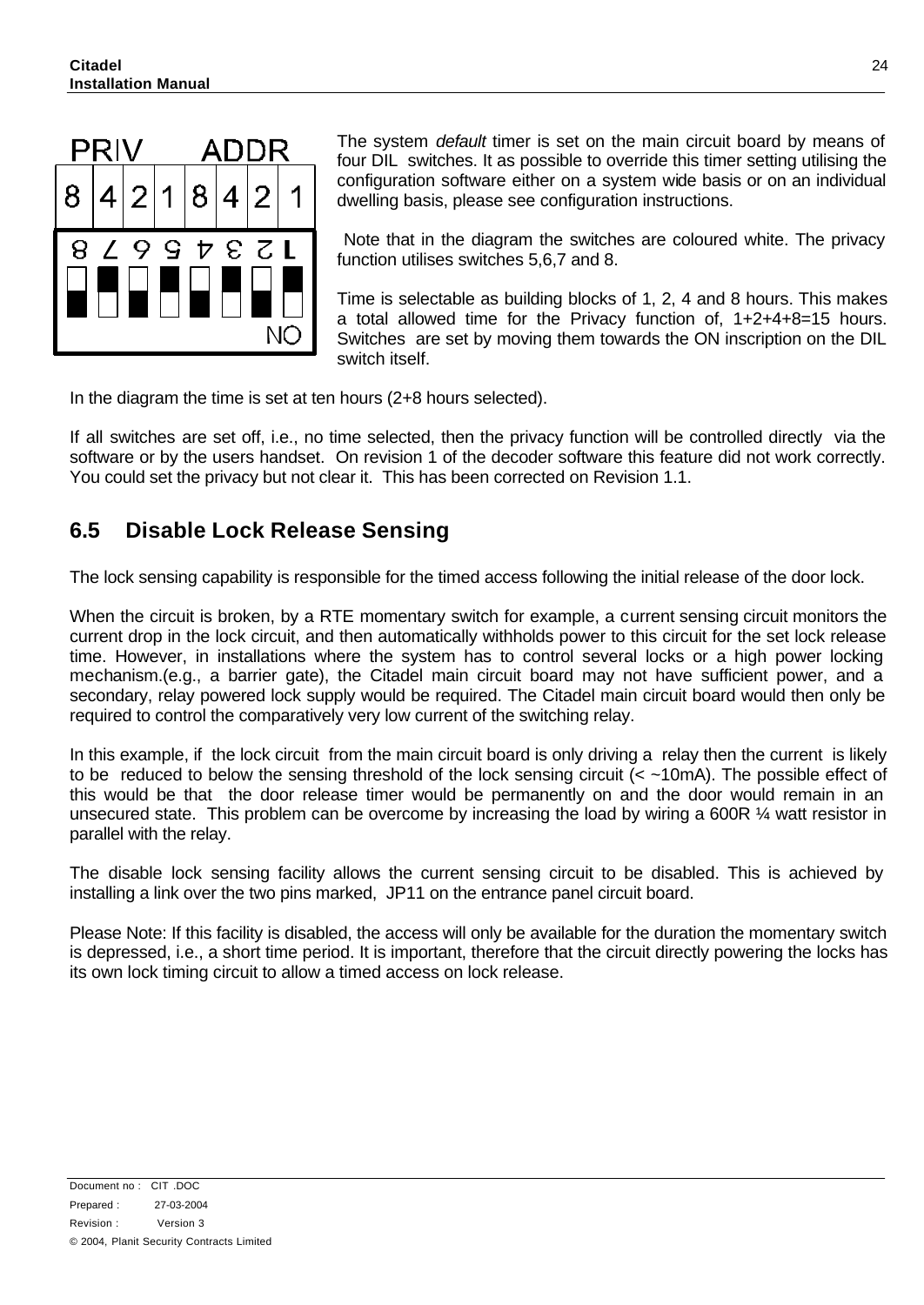The system *default* timer is set on the main circuit board by means of four DIL switches. It as possible to override this timer setting utilising the configuration software either on a system wide basis or on an individual dwelling basis, please see configuration instructions.

Note that in the diagram the switches are coloured white. The privacy function utilises switches 5,6,7 and 8.

Time is selectable as building blocks of 1, 2, 4 and 8 hours. This makes a total allowed time for the Privacy function of, 1+2+4+8=15 hours. Switches are set by moving them towards the ON inscription on the DIL switch itself.

In the diagram the time is set at ten hours (2+8 hours selected).

If all switches are set off, i.e., no time selected, then the privacy function will be controlled directly via the software or by the users handset. On revision 1 of the decoder software this feature did not work correctly. You could set the privacy but not clear it. This has been corrected on Revision 1.1.

## 6.5 Disable Lock Release Sensing

The lock sensing capability is responsible for the timed access following the initial release of the door lock.

When the circuit is broken, by a RTE momentary switch for example, a current sensing circuit monitors the current drop in the lock circuit, and then automatically withholds power to this circuit for the set lock release time. However, in installations where the system has to control several locks or a high power locking mechanism.(e.g., a barrier gate), the Citadel main circuit board may not have sufficient power, and a secondary, relay powered lock supply would be required. The Citadel main circuit board would then only be required to control the comparatively very low current of the switching relay.

In this example, if the lock circuit from the main circuit board is only driving a relay then the current is likely to be reduced to below the sensing threshold of the lock sensing circuit (< ~10mA). The possible effect of this would be that the door release timer would be permanently on and the door would remain in an unsecured state. This problem can be overcome by increasing the load by wiring a 600R ¼ watt resistor in parallel with the relay.

The disable lock sensing facility allows the current sensing circuit to be disabled. This is achieved by installing a link over the two pins marked, JP11 on the entrance panel circuit board.

Please Note: If this facility is disabled, the access will only be available for the duration the momentary switch is depressed, i.e., a short time period. It is important, therefore that the circuit directly powering the locks has its own lock timing circuit to allow a timed access on lock release.

Document no : CIT .DOC
Prepared : 27-03-2004
Revision : Version 3
© 2004, Planit Security Contracts Limited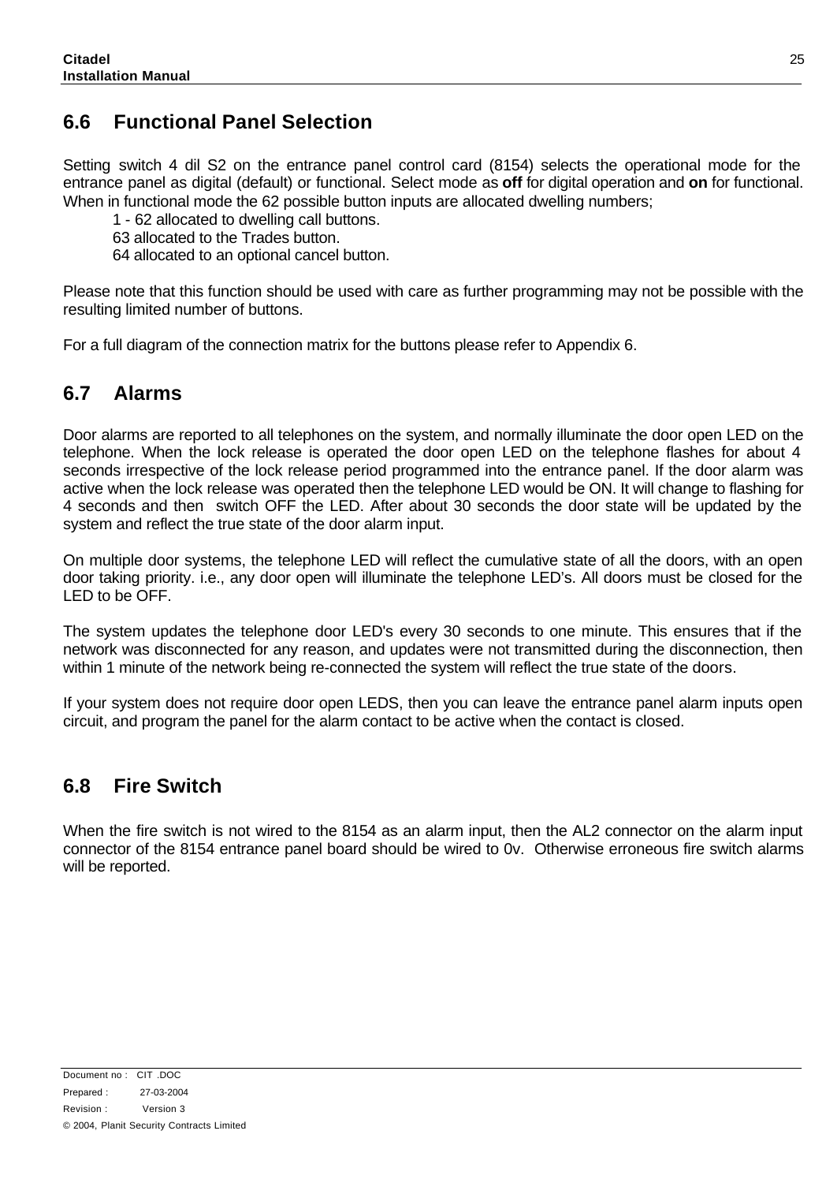## 6.6 Functional Panel Selection

Setting switch 4 dil S2 on the entrance panel control card (8154) selects the operational mode for the entrance panel as digital (default) or functional. Select mode as **off** for digital operation and **on** for functional. When in functional mode the 62 possible button inputs are allocated dwelling numbers;

1 - 62 allocated to dwelling call buttons.
63 allocated to the Trades button.
64 allocated to an optional cancel button.

Please note that this function should be used with care as further programming may not be possible with the resulting limited number of buttons.

For a full diagram of the connection matrix for the buttons please refer to Appendix 6.

## 6.7 Alarms

Door alarms are reported to all telephones on the system, and normally illuminate the door open LED on the telephone. When the lock release is operated the door open LED on the telephone flashes for about 4 seconds irrespective of the lock release period programmed into the entrance panel. If the door alarm was active when the lock release was operated then the telephone LED would be ON. It will change to flashing for 4 seconds and then switch OFF the LED. After about 30 seconds the door state will be updated by the system and reflect the true state of the door alarm input.

On multiple door systems, the telephone LED will reflect the cumulative state of all the doors, with an open door taking priority. i.e., any door open will illuminate the telephone LED's. All doors must be closed for the LED to be OFF.

The system updates the telephone door LED's every 30 seconds to one minute. This ensures that if the network was disconnected for any reason, and updates were not transmitted during the disconnection, then within 1 minute of the network being re-connected the system will reflect the true state of the doors.

If your system does not require door open LEDS, then you can leave the entrance panel alarm inputs open circuit, and program the panel for the alarm contact to be active when the contact is closed.

## 6.8 Fire Switch

When the fire switch is not wired to the 8154 as an alarm input, then the AL2 connector on the alarm input connector of the 8154 entrance panel board should be wired to 0v. Otherwise erroneous fire switch alarms will be reported.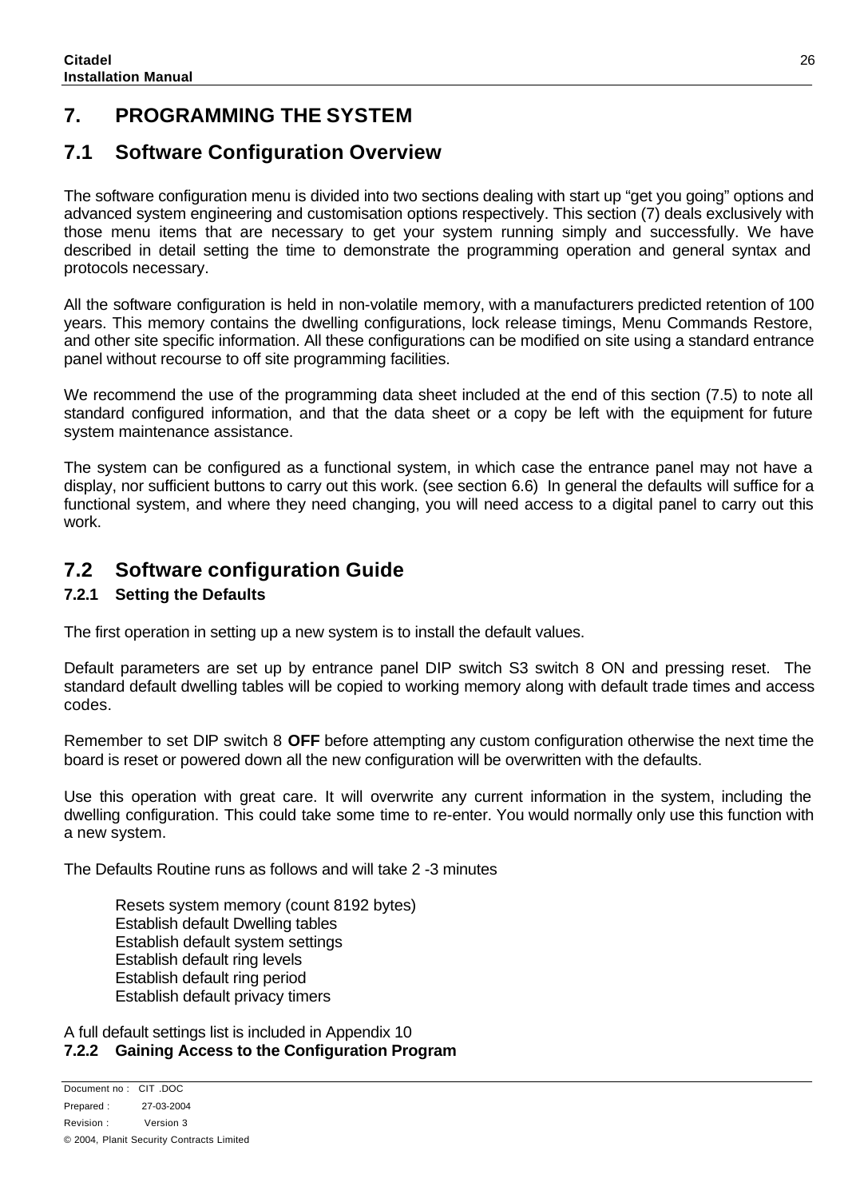# 7. PROGRAMMING THE SYSTEM

## 7.1 Software Configuration Overview

The software configuration menu is divided into two sections dealing with start up “get you going” options and advanced system engineering and customisation options respectively. This section (7) deals exclusively with those menu items that are necessary to get your system running simply and successfully. We have described in detail setting the time to demonstrate the programming operation and general syntax and protocols necessary.

All the software configuration is held in non-volatile memory, with a manufacturers predicted retention of 100 years. This memory contains the dwelling configurations, lock release timings, Menu Commands Restore, and other site specific information. All these configurations can be modified on site using a standard entrance panel without recourse to off site programming facilities.

We recommend the use of the programming data sheet included at the end of this section (7.5) to note all standard configured information, and that the data sheet or a copy be left with the equipment for future system maintenance assistance.

The system can be configured as a functional system, in which case the entrance panel may not have a display, nor sufficient buttons to carry out this work. (see section 6.6) In general the defaults will suffice for a functional system, and where they need changing, you will need access to a digital panel to carry out this work.

## 7.2 Software configuration Guide

### 7.2.1 Setting the Defaults

The first operation in setting up a new system is to install the default values.

Default parameters are set up by entrance panel DIP switch S3 switch 8 ON and pressing reset. The standard default dwelling tables will be copied to working memory along with default trade times and access codes.

Remember to set DIP switch 8 **OFF** before attempting any custom configuration otherwise the next time the board is reset or powered down all the new configuration will be overwritten with the defaults.

Use this operation with great care. It will overwrite any current information in the system, including the dwelling configuration. This could take some time to re-enter. You would normally only use this function with a new system.

The Defaults Routine runs as follows and will take 2 -3 minutes

Resets system memory (count 8192 bytes)
Establish default Dwelling tables
Establish default system settings
Establish default ring levels
Establish default ring period
Establish default privacy timers

A full default settings list is included in Appendix 10

### 7.2.2 Gaining Access to the Configuration Program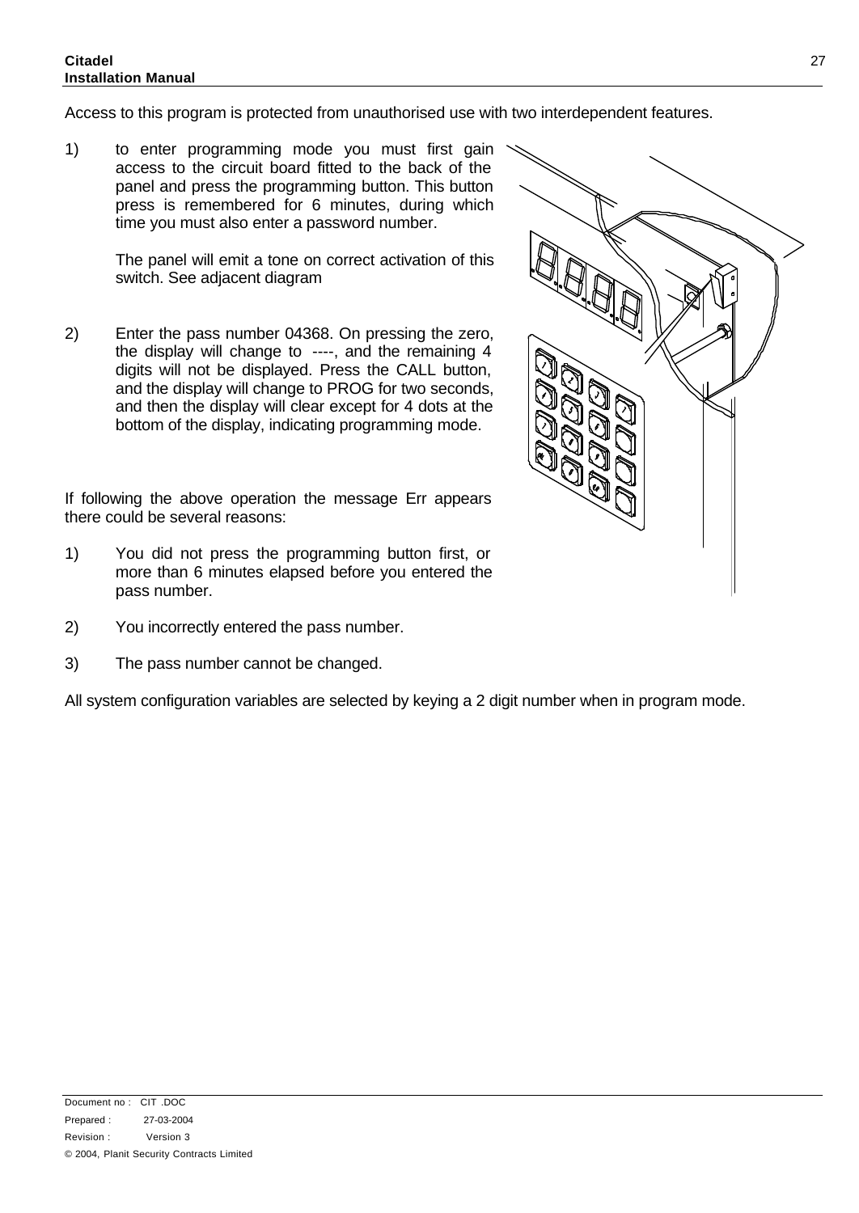Access to this program is protected from unauthorised use with two interdependent features.

1) to enter programming mode you must first gain access to the circuit board fitted to the back of the panel and press the programming button. This button press is remembered for 6 minutes, during which time you must also enter a password number.

   The panel will emit a tone on correct activation of this switch. See adjacent diagram

2) Enter the pass number 04368. On pressing the zero, the display will change to ----, and the remaining 4 digits will not be displayed. Press the CALL button, and the display will change to PROG for two seconds, and then the display will clear except for 4 dots at the bottom of the display, indicating programming mode.

If following the above operation the message Err appears there could be several reasons:

1) You did not press the programming button first, or more than 6 minutes elapsed before you entered the pass number.

2) You incorrectly entered the pass number.

3) The pass number cannot be changed.

All system configuration variables are selected by keying a 2 digit number when in program mode.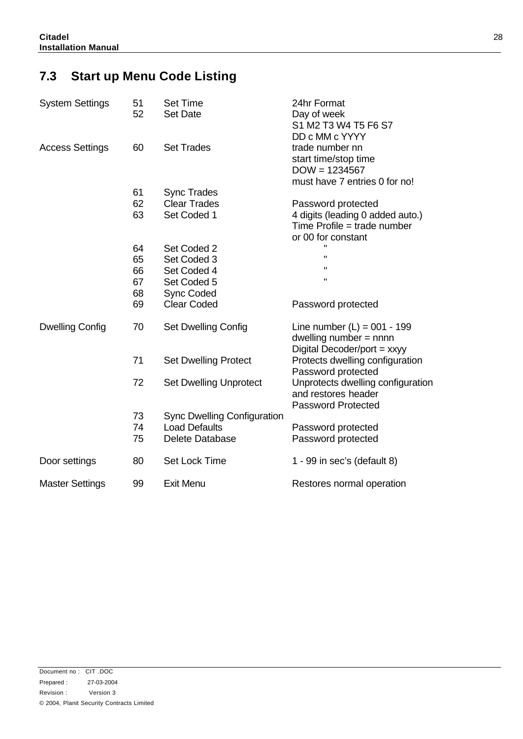## 7.3 Start up Menu Code Listing

| | | | |
|---|---|---|---|
| System Settings | 51 | Set Time | 24hr Format |
| | 52 | Set Date | Day of week<br>S1 M2 T3 W4 T5 F6 S7<br>DD c MM c YYYY |
| Access Settings | 60 | Set Trades | trade number nn<br>start time/stop time<br>DOW = 1234567<br>must have 7 entries 0 for no! |
| | 61 | Sync Trades | |
| | 62 | Clear Trades | Password protected |
| | 63 | Set Coded 1 | 4 digits (leading 0 added auto.)<br>Time Profile = trade number<br>or 00 for constant |
| | 64 | Set Coded 2 | " |
| | 65 | Set Coded 3 | " |
| | 66 | Set Coded 4 | " |
| | 67 | Set Coded 5 | " |
| | 68 | Sync Coded | |
| | 69 | Clear Coded | Password protected |
| Dwelling Config | 70 | Set Dwelling Config | Line number (L) = 001 - 199<br>dwelling number = nnnn<br>Digital Decoder/port = xxyy |
| | 71 | Set Dwelling Protect | Protects dwelling configuration<br>Password protected |
| | 72 | Set Dwelling Unprotect | Unprotects dwelling configuration<br>and restores header<br>Password Protected |
| | 73 | Sync Dwelling Configuration | |
| | 74 | Load Defaults | Password protected |
| | 75 | Delete Database | Password protected |
| Door settings | 80 | Set Lock Time | 1 - 99 in sec's (default 8) |
| Master Settings | 99 | Exit Menu | Restores normal operation |

Document no : CIT .DOC
Prepared : 27-03-2004
Revision : Version 3
© 2004, Planit Security Contracts Limited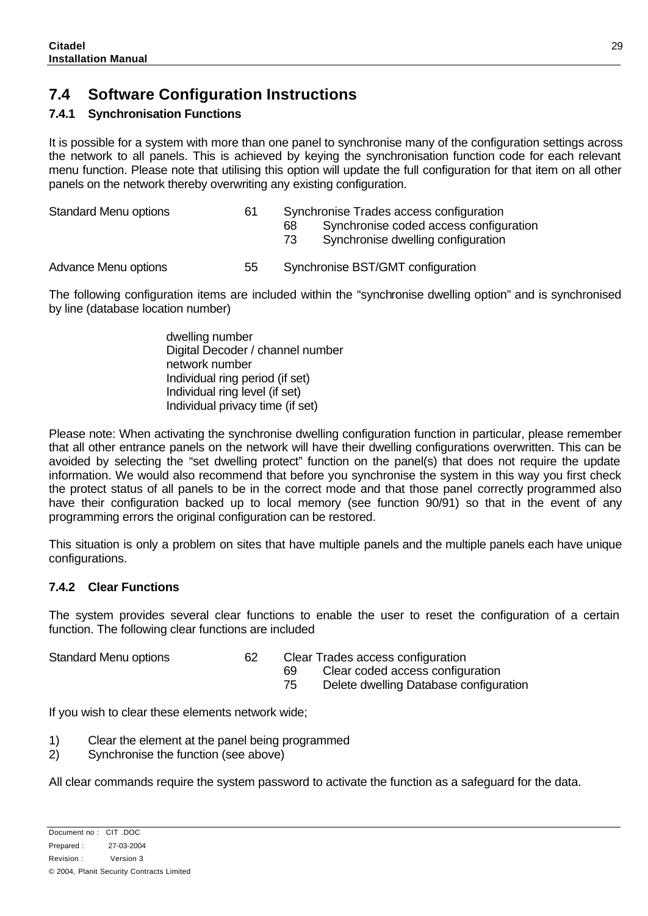## 7.4 Software Configuration Instructions

### 7.4.1 Synchronisation Functions

It is possible for a system with more than one panel to synchronise many of the configuration settings across the network to all panels. This is achieved by keying the synchronisation function code for each relevant menu function. Please note that utilising this option will update the full configuration for that item on all other panels on the network thereby overwriting any existing configuration.

| | | |
|---|---|---|
| Standard Menu options | 61 | Synchronise Trades access configuration |
| | 68 | Synchronise coded access configuration |
| | 73 | Synchronise dwelling configuration |
| Advance Menu options | 55 | Synchronise BST/GMT configuration |

The following configuration items are included within the "synchronise dwelling option" and is synchronised by line (database location number)

- dwelling number
- Digital Decoder / channel number
- network number
- Individual ring period (if set)
- Individual ring level (if set)
- Individual privacy time (if set)

Please note: When activating the synchronise dwelling configuration function in particular, please remember that all other entrance panels on the network will have their dwelling configurations overwritten. This can be avoided by selecting the "set dwelling protect" function on the panel(s) that does not require the update information. We would also recommend that before you synchronise the system in this way you first check the protect status of all panels to be in the correct mode and that those panel correctly programmed also have their configuration backed up to local memory (see function 90/91) so that in the event of any programming errors the original configuration can be restored.

This situation is only a problem on sites that have multiple panels and the multiple panels each have unique configurations.

### 7.4.2 Clear Functions

The system provides several clear functions to enable the user to reset the configuration of a certain function. The following clear functions are included

| | | |
|---|---|---|
| Standard Menu options | 62 | Clear Trades access configuration |
| | 69 | Clear coded access configuration |
| | 75 | Delete dwelling Database configuration |

If you wish to clear these elements network wide;

1) Clear the element at the panel being programmed
2) Synchronise the function (see above)

All clear commands require the system password to activate the function as a safeguard for the data.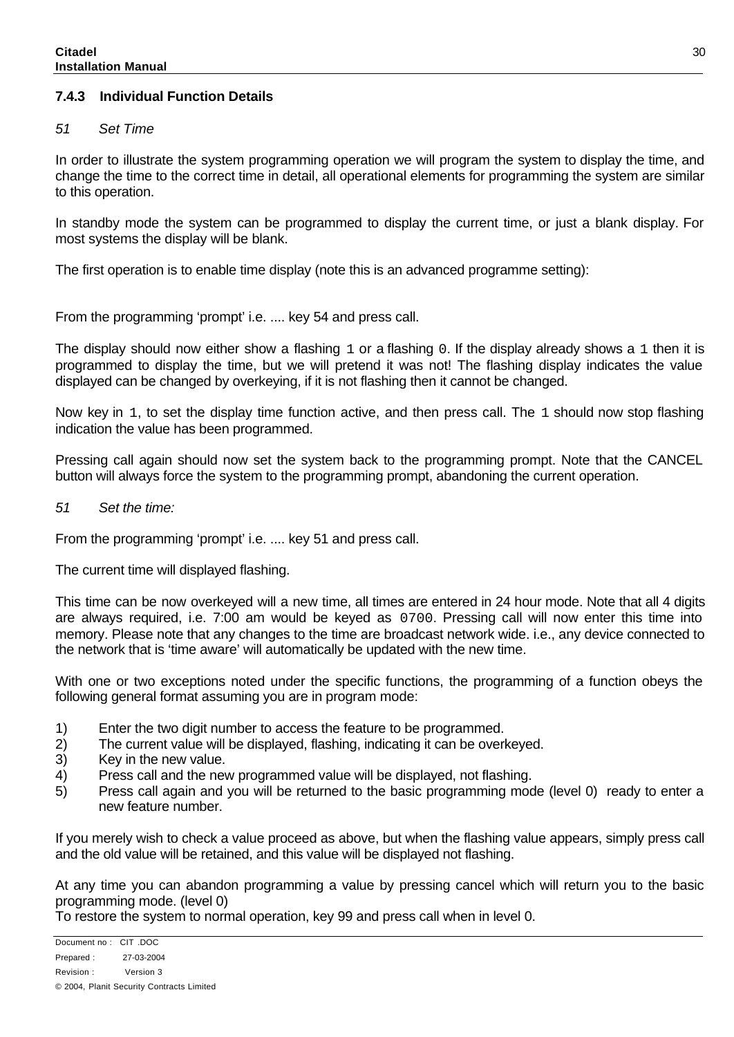### 7.4.3 Individual Function Details

*51 Set Time*

In order to illustrate the system programming operation we will program the system to display the time, and change the time to the correct time in detail, all operational elements for programming the system are similar to this operation.

In standby mode the system can be programmed to display the current time, or just a blank display. For most systems the display will be blank.

The first operation is to enable time display (note this is an advanced programme setting):

From the programming 'prompt' i.e. .... key 54 and press call.

The display should now either show a flashing `1` or a flashing `0`. If the display already shows a `1` then it is programmed to display the time, but we will pretend it was not! The flashing display indicates the value displayed can be changed by overkeying, if it is not flashing then it cannot be changed.

Now key in `1`, to set the display time function active, and then press call. The `1` should now stop flashing indication the value has been programmed.

Pressing call again should now set the system back to the programming prompt. Note that the CANCEL button will always force the system to the programming prompt, abandoning the current operation.

*51 Set the time:*

From the programming 'prompt' i.e. .... key 51 and press call.

The current time will displayed flashing.

This time can be now overkeyed will a new time, all times are entered in 24 hour mode. Note that all 4 digits are always required, i.e. 7:00 am would be keyed as `0700`. Pressing call will now enter this time into memory. Please note that any changes to the time are broadcast network wide. i.e., any device connected to the network that is 'time aware' will automatically be updated with the new time.

With one or two exceptions noted under the specific functions, the programming of a function obeys the following general format assuming you are in program mode:

1) Enter the two digit number to access the feature to be programmed.
2) The current value will be displayed, flashing, indicating it can be overkeyed.
3) Key in the new value.
4) Press call and the new programmed value will be displayed, not flashing.
5) Press call again and you will be returned to the basic programming mode (level 0) ready to enter a new feature number.

If you merely wish to check a value proceed as above, but when the flashing value appears, simply press call and the old value will be retained, and this value will be displayed not flashing.

At any time you can abandon programming a value by pressing cancel which will return you to the basic programming mode. (level 0)
To restore the system to normal operation, key 99 and press call when in level 0.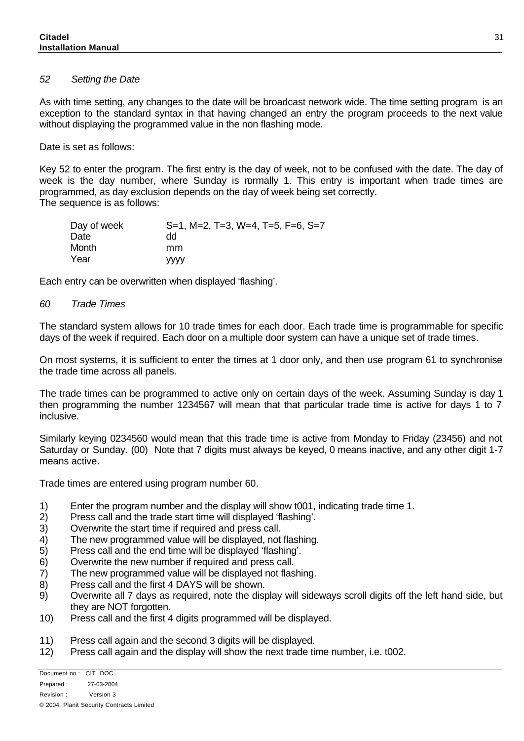*52 Setting the Date*

As with time setting, any changes to the date will be broadcast network wide. The time setting program is an exception to the standard syntax in that having changed an entry the program proceeds to the next value without displaying the programmed value in the non flashing mode.

Date is set as follows:

Key 52 to enter the program. The first entry is the day of week, not to be confused with the date. The day of week is the day number, where Sunday is normally 1. This entry is important when trade times are programmed, as day exclusion depends on the day of week being set correctly.
The sequence is as follows:

| | |
|---|---|
| Day of week | S=1, M=2, T=3, W=4, T=5, F=6, S=7 |
| Date | dd |
| Month | mm |
| Year | yyyy |

Each entry can be overwritten when displayed 'flashing'.

*60 Trade Times*

The standard system allows for 10 trade times for each door. Each trade time is programmable for specific days of the week if required. Each door on a multiple door system can have a unique set of trade times.

On most systems, it is sufficient to enter the times at 1 door only, and then use program 61 to synchronise the trade time across all panels.

The trade times can be programmed to active only on certain days of the week. Assuming Sunday is day 1 then programming the number 1234567 will mean that that particular trade time is active for days 1 to 7 inclusive.

Similarly keying 0234560 would mean that this trade time is active from Monday to Friday (23456) and not Saturday or Sunday. (00) Note that 7 digits must always be keyed, 0 means inactive, and any other digit 1-7 means active.

Trade times are entered using program number 60.

1) Enter the program number and the display will show t001, indicating trade time 1.
2) Press call and the trade start time will displayed 'flashing'.
3) Overwrite the start time if required and press call.
4) The new programmed value will be displayed, not flashing.
5) Press call and the end time will be displayed 'flashing'.
6) Overwrite the new number if required and press call.
7) The new programmed value will be displayed not flashing.
8) Press call and the first 4 DAYS will be shown.
9) Overwrite all 7 days as required, note the display will sideways scroll digits off the left hand side, but they are NOT forgotten.
10) Press call and the first 4 digits programmed will be displayed.
11) Press call again and the second 3 digits will be displayed.
12) Press call again and the display will show the next trade time number, i.e. t002.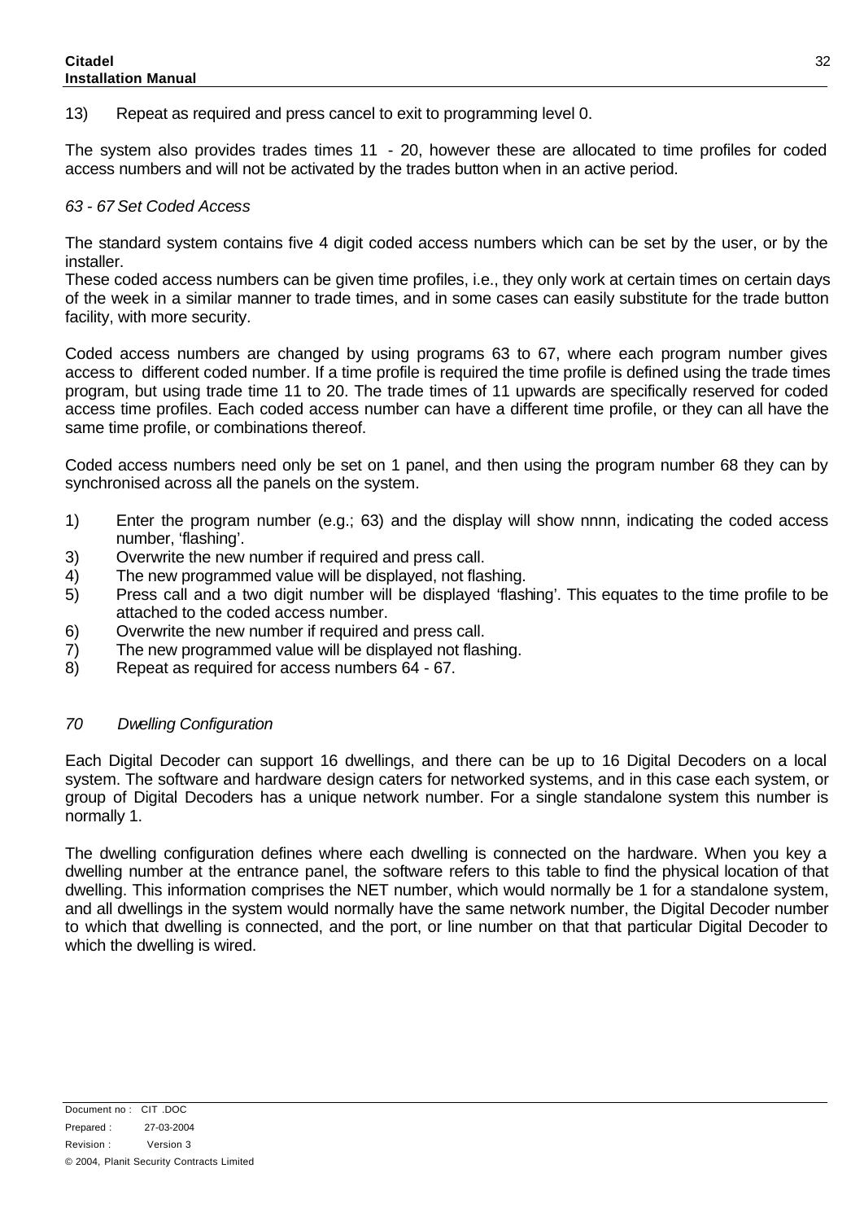13) Repeat as required and press cancel to exit to programming level 0.

The system also provides trades times 11 - 20, however these are allocated to time profiles for coded access numbers and will not be activated by the trades button when in an active period.

*63 - 67 Set Coded Access*

The standard system contains five 4 digit coded access numbers which can be set by the user, or by the installer.
These coded access numbers can be given time profiles, i.e., they only work at certain times on certain days of the week in a similar manner to trade times, and in some cases can easily substitute for the trade button facility, with more security.

Coded access numbers are changed by using programs 63 to 67, where each program number gives access to different coded number. If a time profile is required the time profile is defined using the trade times program, but using trade time 11 to 20. The trade times of 11 upwards are specifically reserved for coded access time profiles. Each coded access number can have a different time profile, or they can all have the same time profile, or combinations thereof.

Coded access numbers need only be set on 1 panel, and then using the program number 68 they can by synchronised across all the panels on the system.

1) Enter the program number (e.g.; 63) and the display will show nnnn, indicating the coded access number, 'flashing'.
3) Overwrite the new number if required and press call.
4) The new programmed value will be displayed, not flashing.
5) Press call and a two digit number will be displayed 'flashing'. This equates to the time profile to be attached to the coded access number.
6) Overwrite the new number if required and press call.
7) The new programmed value will be displayed not flashing.
8) Repeat as required for access numbers 64 - 67.

*70 Dwelling Configuration*

Each Digital Decoder can support 16 dwellings, and there can be up to 16 Digital Decoders on a local system. The software and hardware design caters for networked systems, and in this case each system, or group of Digital Decoders has a unique network number. For a single standalone system this number is normally 1.

The dwelling configuration defines where each dwelling is connected on the hardware. When you key a dwelling number at the entrance panel, the software refers to this table to find the physical location of that dwelling. This information comprises the NET number, which would normally be 1 for a standalone system, and all dwellings in the system would normally have the same network number, the Digital Decoder number to which that dwelling is connected, and the port, or line number on that that particular Digital Decoder to which the dwelling is wired.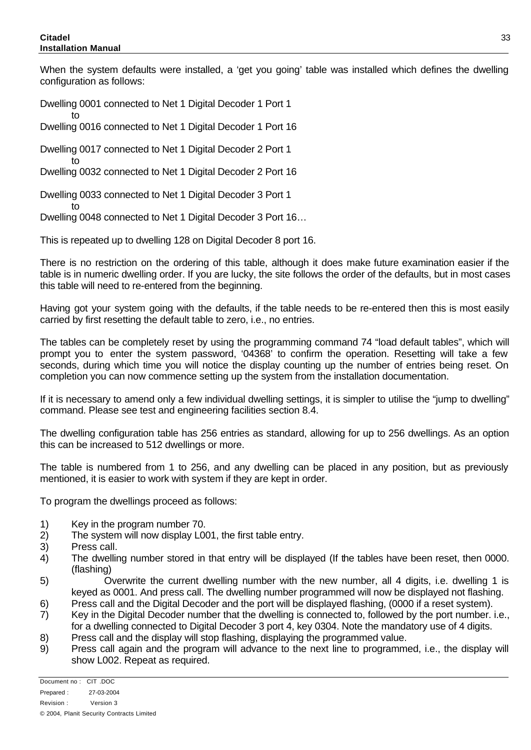When the system defaults were installed, a 'get you going' table was installed which defines the dwelling configuration as follows:

Dwelling 0001 connected to Net 1 Digital Decoder 1 Port 1
to
Dwelling 0016 connected to Net 1 Digital Decoder 1 Port 16

Dwelling 0017 connected to Net 1 Digital Decoder 2 Port 1
to
Dwelling 0032 connected to Net 1 Digital Decoder 2 Port 16

Dwelling 0033 connected to Net 1 Digital Decoder 3 Port 1
to
Dwelling 0048 connected to Net 1 Digital Decoder 3 Port 16…

This is repeated up to dwelling 128 on Digital Decoder 8 port 16.

There is no restriction on the ordering of this table, although it does make future examination easier if the table is in numeric dwelling order. If you are lucky, the site follows the order of the defaults, but in most cases this table will need to re-entered from the beginning.

Having got your system going with the defaults, if the table needs to be re-entered then this is most easily carried by first resetting the default table to zero, i.e., no entries.

The tables can be completely reset by using the programming command 74 "load default tables", which will prompt you to enter the system password, '04368' to confirm the operation. Resetting will take a few seconds, during which time you will notice the display counting up the number of entries being reset. On completion you can now commence setting up the system from the installation documentation.

If it is necessary to amend only a few individual dwelling settings, it is simpler to utilise the "jump to dwelling" command. Please see test and engineering facilities section 8.4.

The dwelling configuration table has 256 entries as standard, allowing for up to 256 dwellings. As an option this can be increased to 512 dwellings or more.

The table is numbered from 1 to 256, and any dwelling can be placed in any position, but as previously mentioned, it is easier to work with system if they are kept in order.

To program the dwellings proceed as follows:

1) Key in the program number 70.
2) The system will now display L001, the first table entry.
3) Press call.
4) The dwelling number stored in that entry will be displayed (If the tables have been reset, then 0000. (flashing)
5) Overwrite the current dwelling number with the new number, all 4 digits, i.e. dwelling 1 is keyed as 0001. And press call. The dwelling number programmed will now be displayed not flashing.
6) Press call and the Digital Decoder and the port will be displayed flashing, (0000 if a reset system).
7) Key in the Digital Decoder number that the dwelling is connected to, followed by the port number. i.e., for a dwelling connected to Digital Decoder 3 port 4, key 0304. Note the mandatory use of 4 digits.
8) Press call and the display will stop flashing, displaying the programmed value.
9) Press call again and the program will advance to the next line to programmed, i.e., the display will show L002. Repeat as required.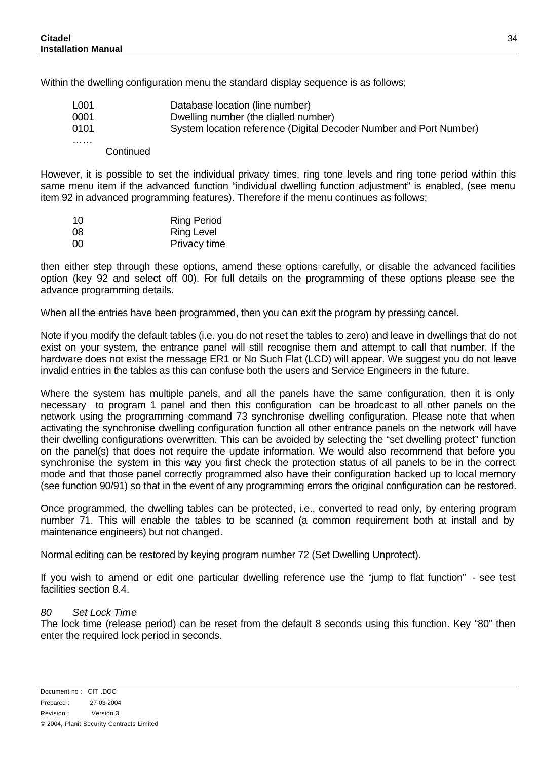Within the dwelling configuration menu the standard display sequence is as follows;

| | |
|---|---|
| L001 | Database location (line number) |
| 0001 | Dwelling number (the dialled number) |
| 0101 | System location reference (Digital Decoder Number and Port Number) |
| …… | |
| Continued | |

However, it is possible to set the individual privacy times, ring tone levels and ring tone period within this same menu item if the advanced function “individual dwelling function adjustment” is enabled, (see menu item 92 in advanced programming features). Therefore if the menu continues as follows;

| | |
|---|---|
| 10 | Ring Period |
| 08 | Ring Level |
| 00 | Privacy time |

then either step through these options, amend these options carefully, or disable the advanced facilities option (key 92 and select off 00). For full details on the programming of these options please see the advance programming details.

When all the entries have been programmed, then you can exit the program by pressing cancel.

Note if you modify the default tables (i.e. you do not reset the tables to zero) and leave in dwellings that do not exist on your system, the entrance panel will still recognise them and attempt to call that number. If the hardware does not exist the message ER1 or No Such Flat (LCD) will appear. We suggest you do not leave invalid entries in the tables as this can confuse both the users and Service Engineers in the future.

Where the system has multiple panels, and all the panels have the same configuration, then it is only necessary to program 1 panel and then this configuration can be broadcast to all other panels on the network using the programming command 73 synchronise dwelling configuration. Please note that when activating the synchronise dwelling configuration function all other entrance panels on the network will have their dwelling configurations overwritten. This can be avoided by selecting the “set dwelling protect” function on the panel(s) that does not require the update information. We would also recommend that before you synchronise the system in this way you first check the protection status of all panels to be in the correct mode and that those panel correctly programmed also have their configuration backed up to local memory (see function 90/91) so that in the event of any programming errors the original configuration can be restored.

Once programmed, the dwelling tables can be protected, i.e., converted to read only, by entering program number 71. This will enable the tables to be scanned (a common requirement both at install and by maintenance engineers) but not changed.

Normal editing can be restored by keying program number 72 (Set Dwelling Unprotect).

If you wish to amend or edit one particular dwelling reference use the “jump to flat function” - see test facilities section 8.4.

*80 Set Lock Time*

The lock time (release period) can be reset from the default 8 seconds using this function. Key “80” then enter the required lock period in seconds.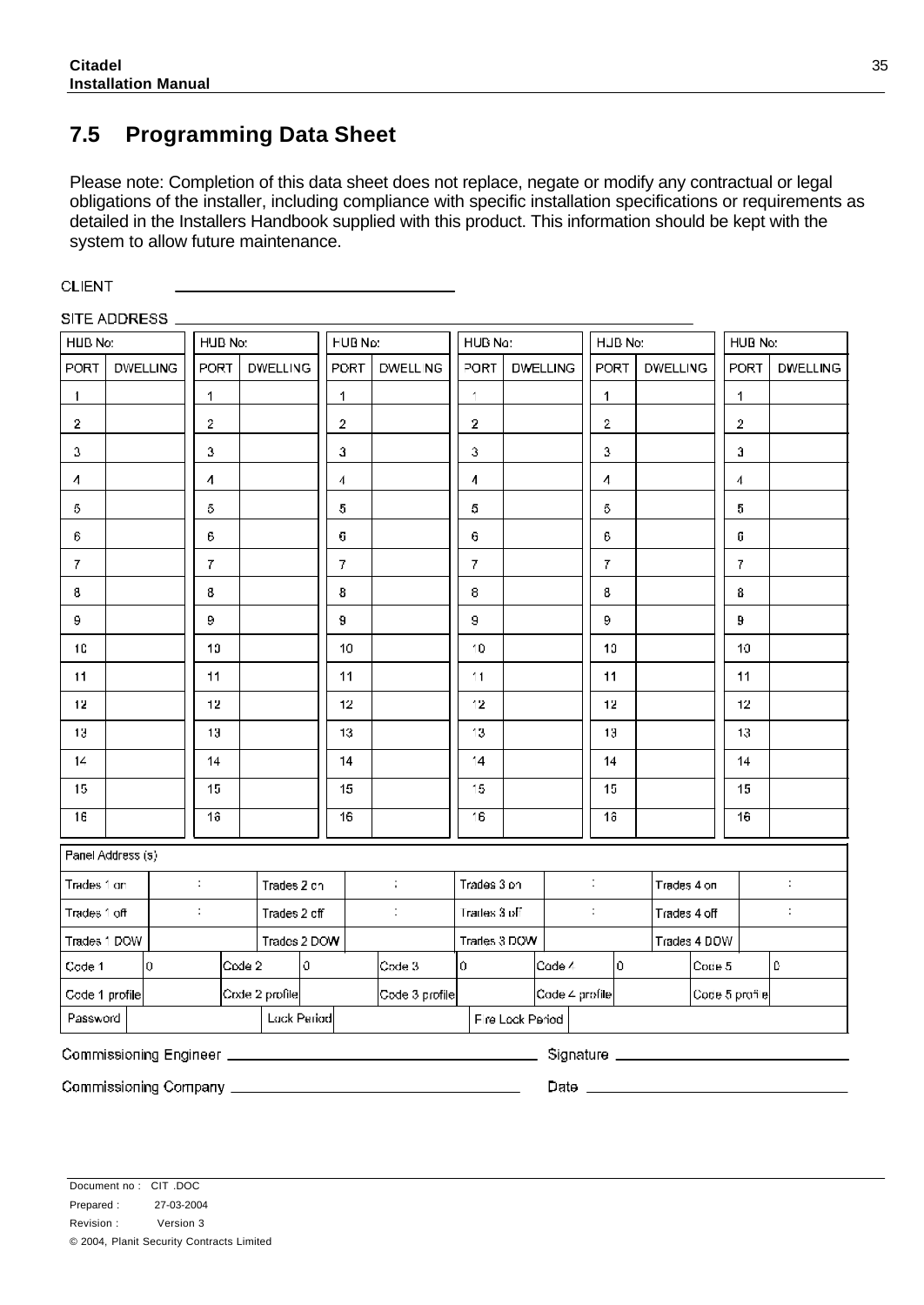## 7.5 Programming Data Sheet

Please note: Completion of this data sheet does not replace, negate or modify any contractual or legal obligations of the installer, including compliance with specific installation specifications or requirements as detailed in the Installers Handbook supplied with this product. This information should be kept with the system to allow future maintenance.

CLIENT ______________________________

SITE ADDRESS ______________________________________________________________

| HUB No: | | HUB No: | | HUB No: | | HUB No: | | HUB No: | | HUB No: | |
|---|---|---|---|---|---|---|---|---|---|---|---|
| PORT | DWELLING | PORT | DWELLING | PORT | DWELLING | PORT | DWELLING | PORT | DWELLING | PORT | DWELLING |
| 1 | | 1 | | 1 | | 1 | | 1 | | 1 | |
| 2 | | 2 | | 2 | | 2 | | 2 | | 2 | |
| 3 | | 3 | | 3 | | 3 | | 3 | | 3 | |
| 4 | | 4 | | 4 | | 4 | | 4 | | 4 | |
| 5 | | 5 | | 5 | | 5 | | 5 | | 5 | |
| 6 | | 6 | | 6 | | 6 | | 6 | | 6 | |
| 7 | | 7 | | 7 | | 7 | | 7 | | 7 | |
| 8 | | 8 | | 8 | | 8 | | 8 | | 8 | |
| 9 | | 9 | | 9 | | 9 | | 9 | | 9 | |
| 10 | | 10 | | 10 | | 10 | | 10 | | 10 | |
| 11 | | 11 | | 11 | | 11 | | 11 | | 11 | |
| 12 | | 12 | | 12 | | 12 | | 12 | | 12 | |
| 13 | | 13 | | 13 | | 13 | | 13 | | 13 | |
| 14 | | 14 | | 14 | | 14 | | 14 | | 14 | |
| 15 | | 15 | | 15 | | 15 | | 15 | | 15 | |
| 16 | | 16 | | 16 | | 16 | | 16 | | 16 | |

| Panel Address (s) | | | | | | | | | |
|---|---|---|---|---|---|---|---|---|---|
| Trades 1 on | : | Trades 2 on | : | Trades 3 on | : | Trades 4 on | : | | |
| Trades 1 off | : | Trades 2 off | : | Trades 3 off | : | Trades 4 off | : | | |
| Trades 1 DOW | | Trades 2 DOW | | Trades 3 DOW | | Trades 4 DOW | | | |
| Code 1 | 0 | Code 2 | 0 | Code 3 | 0 | Code 4 | 0 | Code 5 | 0 |
| Code 1 profile | | Code 2 profile | | Code 3 profile | | Code 4 profile | | Code 5 profile | |
| Password | | Lock Period | | Fire Lock Period | | | | | |

Commissioning Engineer ______________________________ Signature ______________________________

Commissioning Company ______________________________ Date ______________________________

Document no : CIT .DOC
Prepared : 27-03-2004
Revision : Version 3
© 2004, Planit Security Contracts Limited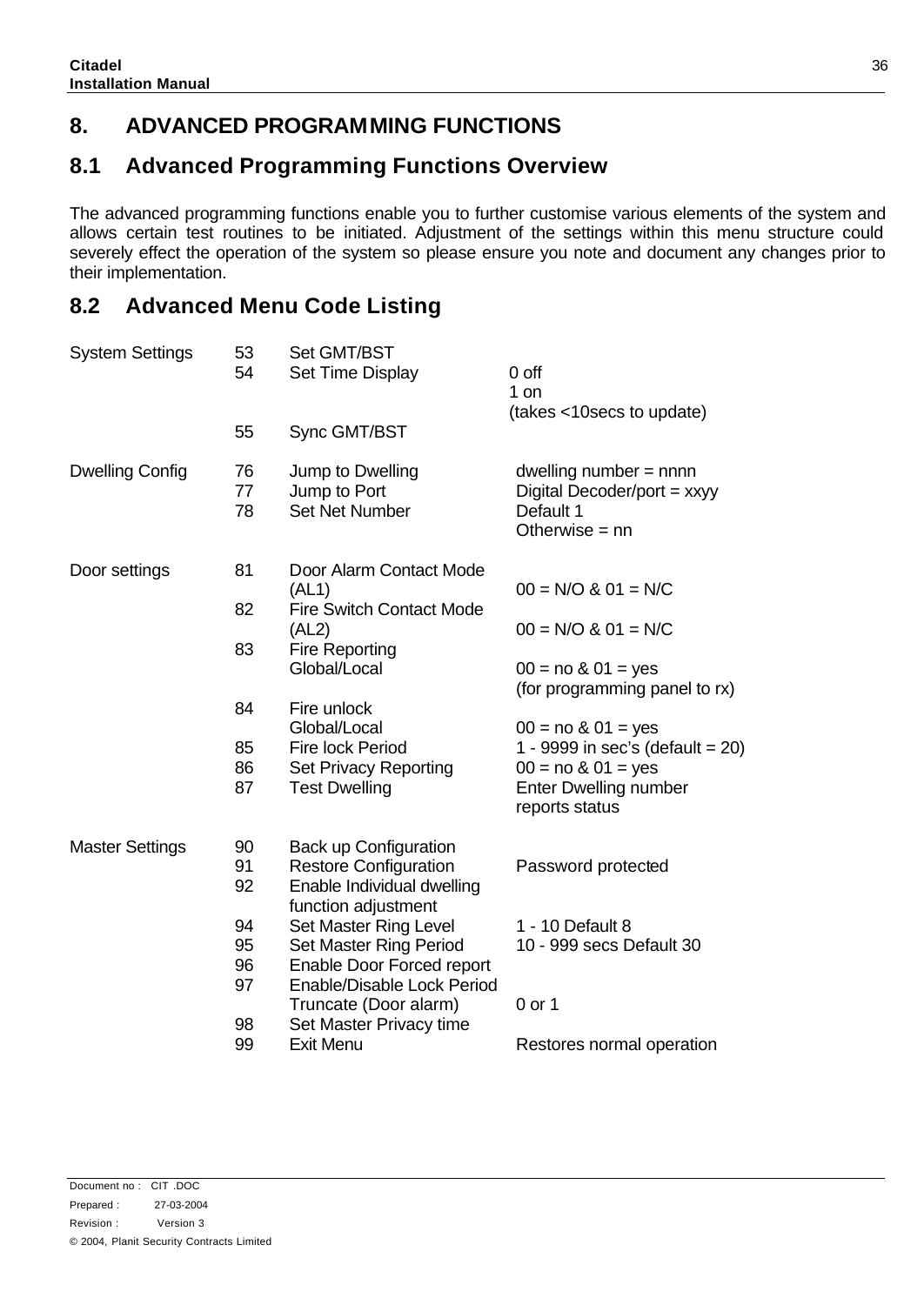# 8. ADVANCED PROGRAMMING FUNCTIONS

## 8.1 Advanced Programming Functions Overview

The advanced programming functions enable you to further customise various elements of the system and allows certain test routines to be initiated. Adjustment of the settings within this menu structure could severely effect the operation of the system so please ensure you note and document any changes prior to their implementation.

## 8.2 Advanced Menu Code Listing

| Category | Code | Function | Value |
|---|---|---|---|
| System Settings | 53 | Set GMT/BST | |
| | 54 | Set Time Display | 0 off<br>1 on<br>(takes <10secs to update) |
| | 55 | Sync GMT/BST | |
| Dwelling Config | 76 | Jump to Dwelling | dwelling number = nnnn |
| | 77 | Jump to Port | Digital Decoder/port = xxyy |
| | 78 | Set Net Number | Default 1<br>Otherwise = nn |
| Door settings | 81 | Door Alarm Contact Mode (AL1) | 00 = N/O & 01 = N/C |
| | 82 | Fire Switch Contact Mode (AL2) | 00 = N/O & 01 = N/C |
| | 83 | Fire Reporting Global/Local | 00 = no & 01 = yes<br>(for programming panel to rx) |
| | 84 | Fire unlock Global/Local | 00 = no & 01 = yes |
| | 85 | Fire lock Period | 1 - 9999 in sec's (default = 20) |
| | 86 | Set Privacy Reporting | 00 = no & 01 = yes |
| | 87 | Test Dwelling | Enter Dwelling number reports status |
| Master Settings | 90 | Back up Configuration | |
| | 91 | Restore Configuration | Password protected |
| | 92 | Enable Individual dwelling function adjustment | |
| | 94 | Set Master Ring Level | 1 - 10 Default 8 |
| | 95 | Set Master Ring Period | 10 - 999 secs Default 30 |
| | 96 | Enable Door Forced report | |
| | 97 | Enable/Disable Lock Period Truncate (Door alarm) | 0 or 1 |
| | 98 | Set Master Privacy time | |
| | 99 | Exit Menu | Restores normal operation |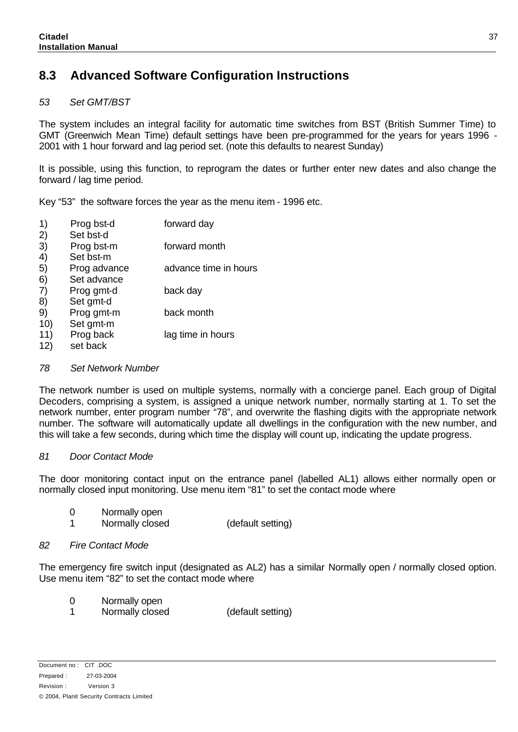## 8.3 Advanced Software Configuration Instructions

*53 Set GMT/BST*

The system includes an integral facility for automatic time switches from BST (British Summer Time) to GMT (Greenwich Mean Time) default settings have been pre-programmed for the years for years 1996 - 2001 with 1 hour forward and lag period set. (note this defaults to nearest Sunday)

It is possible, using this function, to reprogram the dates or further enter new dates and also change the forward / lag time period.

Key "53" the software forces the year as the menu item - 1996 etc.

| | | |
|---|---|---|
| 1) | Prog bst-d | forward day |
| 2) | Set bst-d | |
| 3) | Prog bst-m | forward month |
| 4) | Set bst-m | |
| 5) | Prog advance | advance time in hours |
| 6) | Set advance | |
| 7) | Prog gmt-d | back day |
| 8) | Set gmt-d | |
| 9) | Prog gmt-m | back month |
| 10) | Set gmt-m | |
| 11) | Prog back | lag time in hours |
| 12) | set back | |

*78 Set Network Number*

The network number is used on multiple systems, normally with a concierge panel. Each group of Digital Decoders, comprising a system, is assigned a unique network number, normally starting at 1. To set the network number, enter program number "78", and overwrite the flashing digits with the appropriate network number. The software will automatically update all dwellings in the configuration with the new number, and this will take a few seconds, during which time the display will count up, indicating the update progress.

*81 Door Contact Mode*

The door monitoring contact input on the entrance panel (labelled AL1) allows either normally open or normally closed input monitoring. Use menu item "81" to set the contact mode where

| | | |
|---|---|---|
| 0 | Normally open | |
| 1 | Normally closed | (default setting) |

*82 Fire Contact Mode*

The emergency fire switch input (designated as AL2) has a similar Normally open / normally closed option. Use menu item "82" to set the contact mode where

| | | |
|---|---|---|
| 0 | Normally open | |
| 1 | Normally closed | (default setting) |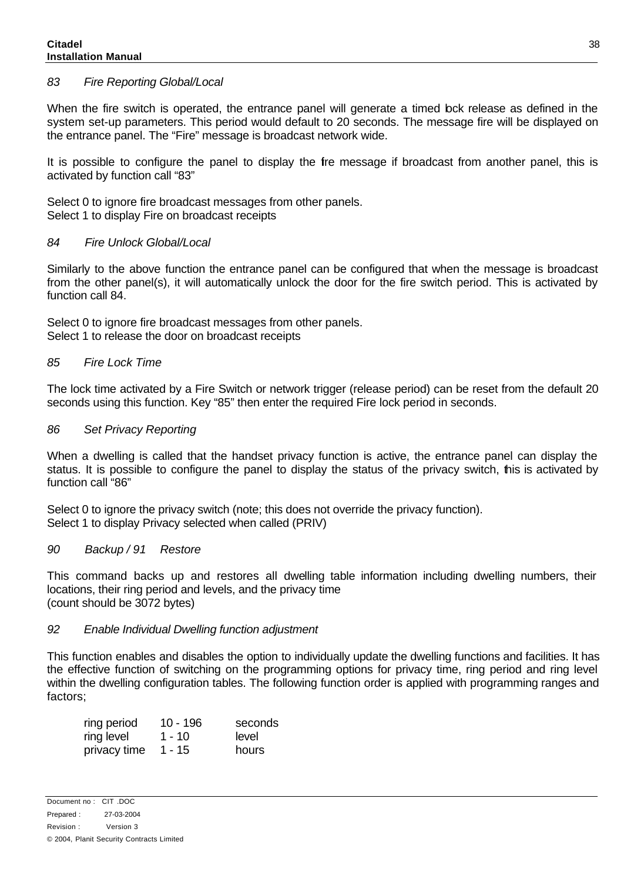*83 Fire Reporting Global/Local*

When the fire switch is operated, the entrance panel will generate a timed lock release as defined in the system set-up parameters. This period would default to 20 seconds. The message fire will be displayed on the entrance panel. The "Fire" message is broadcast network wide.

It is possible to configure the panel to display the fire message if broadcast from another panel, this is activated by function call "83"

Select 0 to ignore fire broadcast messages from other panels.
Select 1 to display Fire on broadcast receipts

*84 Fire Unlock Global/Local*

Similarly to the above function the entrance panel can be configured that when the message is broadcast from the other panel(s), it will automatically unlock the door for the fire switch period. This is activated by function call 84.

Select 0 to ignore fire broadcast messages from other panels.
Select 1 to release the door on broadcast receipts

*85 Fire Lock Time*

The lock time activated by a Fire Switch or network trigger (release period) can be reset from the default 20 seconds using this function. Key "85" then enter the required Fire lock period in seconds.

*86 Set Privacy Reporting*

When a dwelling is called that the handset privacy function is active, the entrance panel can display the status. It is possible to configure the panel to display the status of the privacy switch, this is activated by function call "86"

Select 0 to ignore the privacy switch (note; this does not override the privacy function).
Select 1 to display Privacy selected when called (PRIV)

*90 Backup / 91 Restore*

This command backs up and restores all dwelling table information including dwelling numbers, their locations, their ring period and levels, and the privacy time
(count should be 3072 bytes)

*92 Enable Individual Dwelling function adjustment*

This function enables and disables the option to individually update the dwelling functions and facilities. It has the effective function of switching on the programming options for privacy time, ring period and ring level within the dwelling configuration tables. The following function order is applied with programming ranges and factors;

| | | |
|---|---|---|
| ring period | 10 - 196 | seconds |
| ring level | 1 - 10 | level |
| privacy time | 1 - 15 | hours |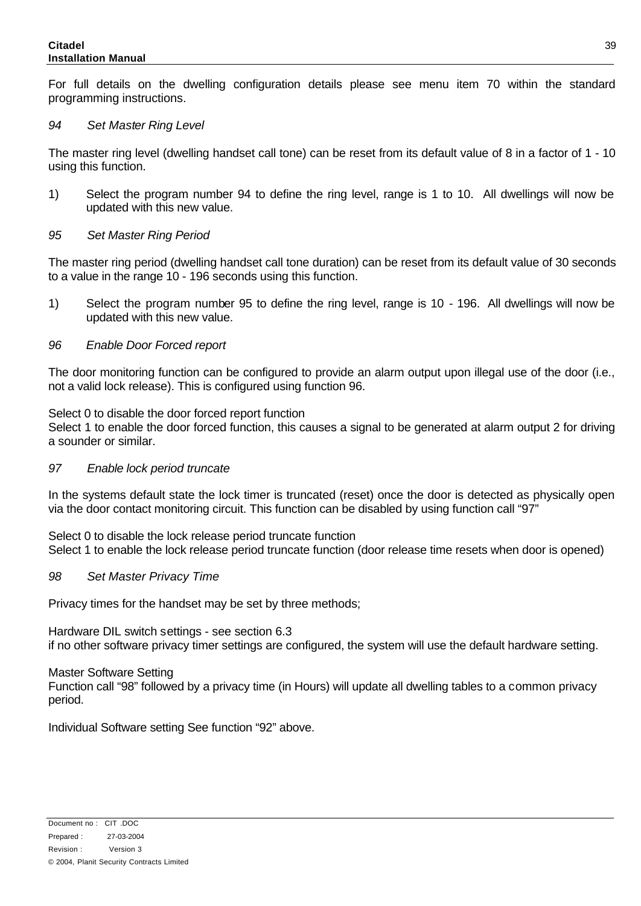For full details on the dwelling configuration details please see menu item 70 within the standard programming instructions.

*94 Set Master Ring Level*

The master ring level (dwelling handset call tone) can be reset from its default value of 8 in a factor of 1 - 10 using this function.

1) Select the program number 94 to define the ring level, range is 1 to 10. All dwellings will now be updated with this new value.

*95 Set Master Ring Period*

The master ring period (dwelling handset call tone duration) can be reset from its default value of 30 seconds to a value in the range 10 - 196 seconds using this function.

1) Select the program number 95 to define the ring level, range is 10 - 196. All dwellings will now be updated with this new value.

*96 Enable Door Forced report*

The door monitoring function can be configured to provide an alarm output upon illegal use of the door (i.e., not a valid lock release). This is configured using function 96.

Select 0 to disable the door forced report function
Select 1 to enable the door forced function, this causes a signal to be generated at alarm output 2 for driving a sounder or similar.

*97 Enable lock period truncate*

In the systems default state the lock timer is truncated (reset) once the door is detected as physically open via the door contact monitoring circuit. This function can be disabled by using function call "97"

Select 0 to disable the lock release period truncate function
Select 1 to enable the lock release period truncate function (door release time resets when door is opened)

*98 Set Master Privacy Time*

Privacy times for the handset may be set by three methods;

Hardware DIL switch settings - see section 6.3
if no other software privacy timer settings are configured, the system will use the default hardware setting.

Master Software Setting
Function call "98" followed by a privacy time (in Hours) will update all dwelling tables to a common privacy period.

Individual Software setting See function "92" above.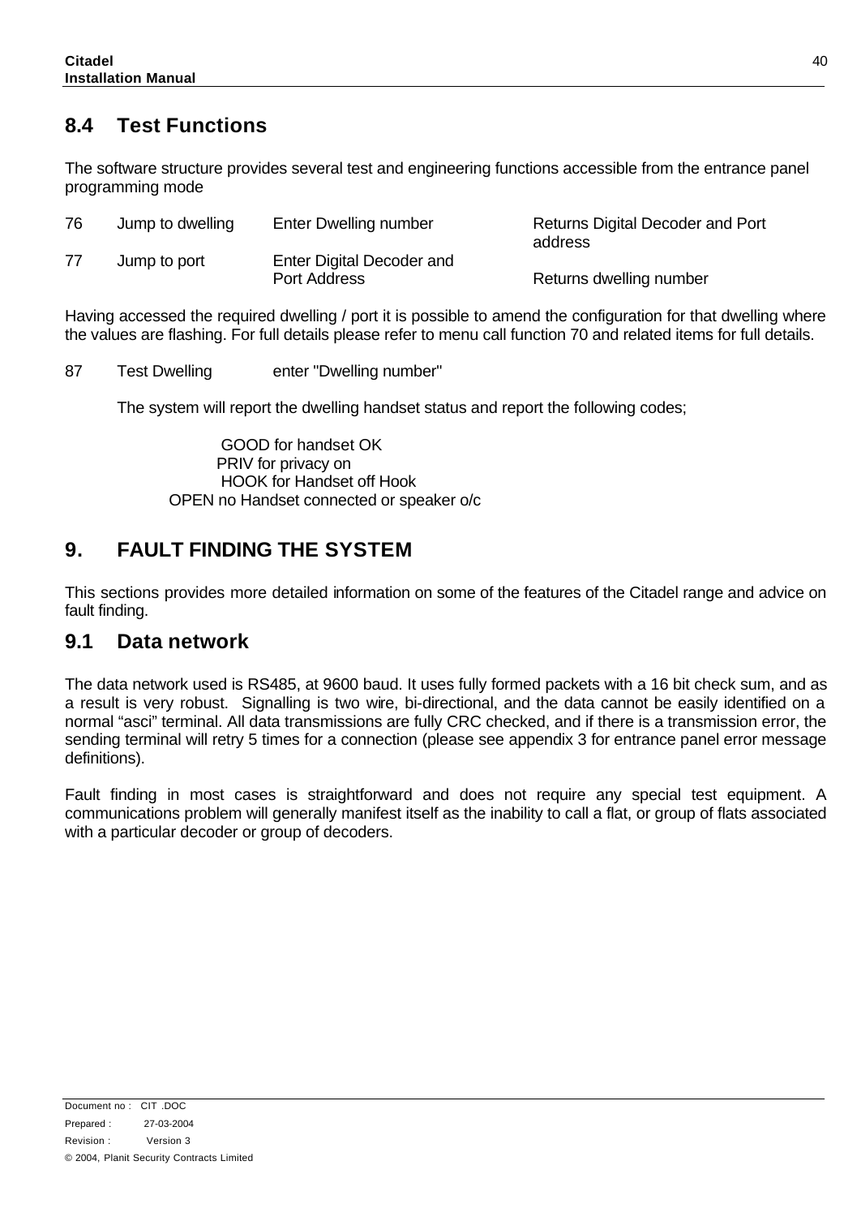## 8.4 Test Functions

The software structure provides several test and engineering functions accessible from the entrance panel programming mode

| | | | |
|---|---|---|---|
| 76 | Jump to dwelling | Enter Dwelling number | Returns Digital Decoder and Port address |
| 77 | Jump to port | Enter Digital Decoder and Port Address | Returns dwelling number |

Having accessed the required dwelling / port it is possible to amend the configuration for that dwelling where the values are flashing. For full details please refer to menu call function 70 and related items for full details.

87 Test Dwelling enter "Dwelling number"

The system will report the dwelling handset status and report the following codes;

GOOD for handset OK
PRIV for privacy on
HOOK for Handset off Hook
OPEN no Handset connected or speaker o/c

# 9. FAULT FINDING THE SYSTEM

This sections provides more detailed information on some of the features of the Citadel range and advice on fault finding.

## 9.1 Data network

The data network used is RS485, at 9600 baud. It uses fully formed packets with a 16 bit check sum, and as a result is very robust. Signalling is two wire, bi-directional, and the data cannot be easily identified on a normal "asci" terminal. All data transmissions are fully CRC checked, and if there is a transmission error, the sending terminal will retry 5 times for a connection (please see appendix 3 for entrance panel error message definitions).

Fault finding in most cases is straightforward and does not require any special test equipment. A communications problem will generally manifest itself as the inability to call a flat, or group of flats associated with a particular decoder or group of decoders.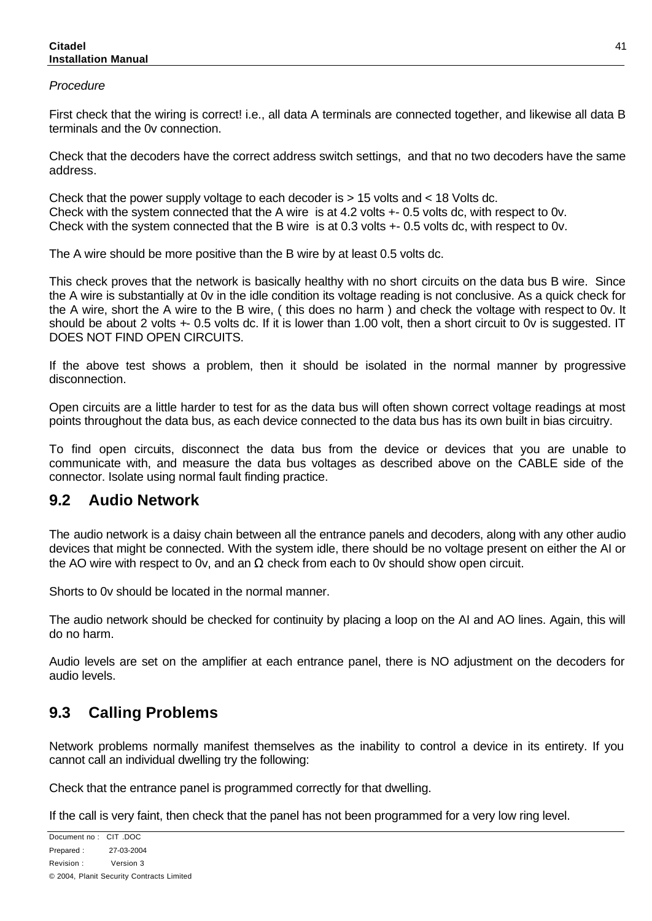*Procedure*

First check that the wiring is correct! i.e., all data A terminals are connected together, and likewise all data B terminals and the 0v connection.

Check that the decoders have the correct address switch settings, and that no two decoders have the same address.

Check that the power supply voltage to each decoder is > 15 volts and < 18 Volts dc.
Check with the system connected that the A wire is at 4.2 volts +- 0.5 volts dc, with respect to 0v.
Check with the system connected that the B wire is at 0.3 volts +- 0.5 volts dc, with respect to 0v.

The A wire should be more positive than the B wire by at least 0.5 volts dc.

This check proves that the network is basically healthy with no short circuits on the data bus B wire. Since the A wire is substantially at 0v in the idle condition its voltage reading is not conclusive. As a quick check for the A wire, short the A wire to the B wire, ( this does no harm ) and check the voltage with respect to 0v. It should be about 2 volts +- 0.5 volts dc. If it is lower than 1.00 volt, then a short circuit to 0v is suggested. IT DOES NOT FIND OPEN CIRCUITS.

If the above test shows a problem, then it should be isolated in the normal manner by progressive disconnection.

Open circuits are a little harder to test for as the data bus will often shown correct voltage readings at most points throughout the data bus, as each device connected to the data bus has its own built in bias circuitry.

To find open circuits, disconnect the data bus from the device or devices that you are unable to communicate with, and measure the data bus voltages as described above on the CABLE side of the connector. Isolate using normal fault finding practice.

## 9.2 Audio Network

The audio network is a daisy chain between all the entrance panels and decoders, along with any other audio devices that might be connected. With the system idle, there should be no voltage present on either the AI or the AO wire with respect to 0v, and an Ω check from each to 0v should show open circuit.

Shorts to 0v should be located in the normal manner.

The audio network should be checked for continuity by placing a loop on the AI and AO lines. Again, this will do no harm.

Audio levels are set on the amplifier at each entrance panel, there is NO adjustment on the decoders for audio levels.

## 9.3 Calling Problems

Network problems normally manifest themselves as the inability to control a device in its entirety. If you cannot call an individual dwelling try the following:

Check that the entrance panel is programmed correctly for that dwelling.

If the call is very faint, then check that the panel has not been programmed for a very low ring level.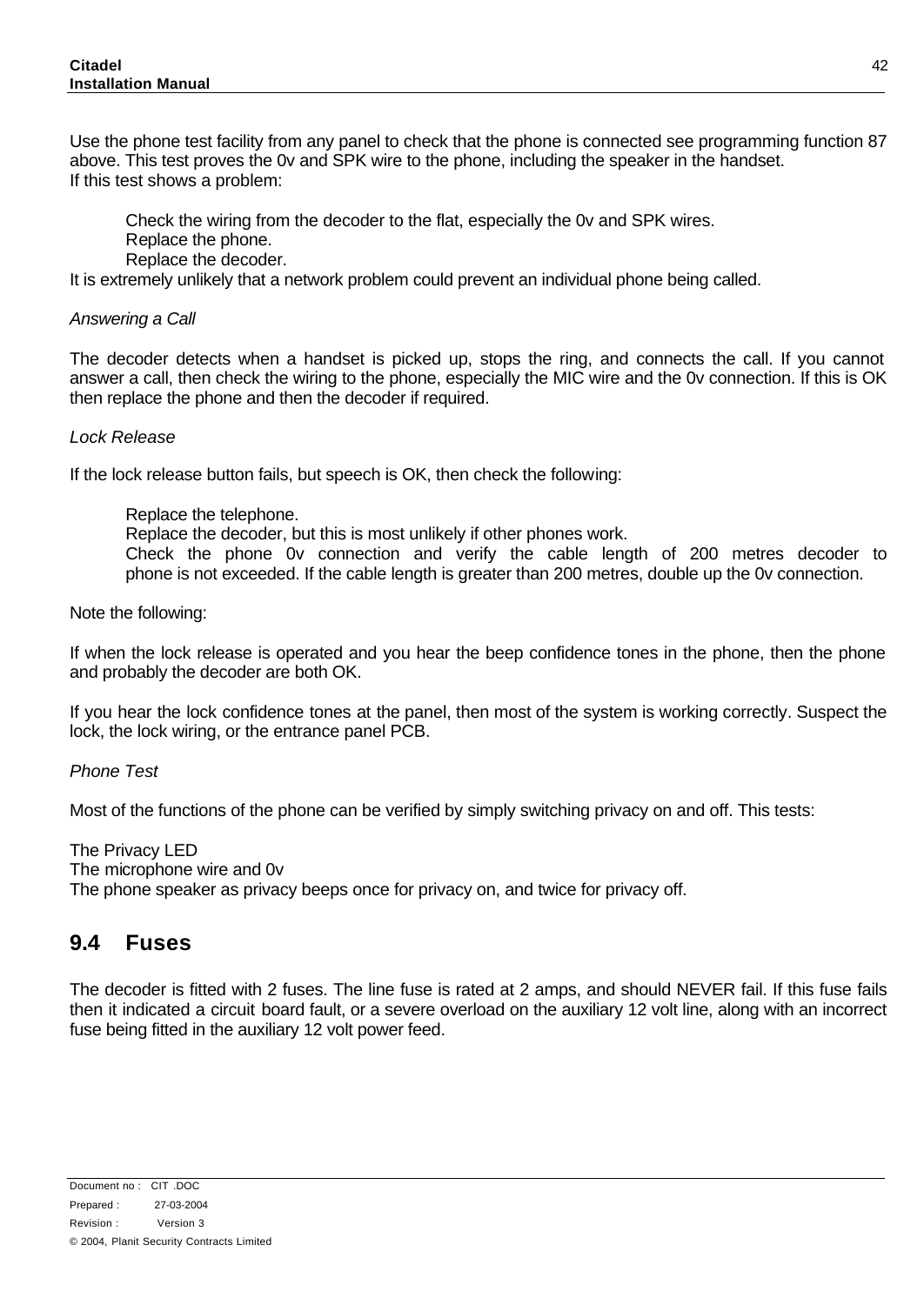Use the phone test facility from any panel to check that the phone is connected see programming function 87 above. This test proves the 0v and SPK wire to the phone, including the speaker in the handset.
If this test shows a problem:

> Check the wiring from the decoder to the flat, especially the 0v and SPK wires.
> Replace the phone.
> Replace the decoder.

It is extremely unlikely that a network problem could prevent an individual phone being called.

*Answering a Call*

The decoder detects when a handset is picked up, stops the ring, and connects the call. If you cannot answer a call, then check the wiring to the phone, especially the MIC wire and the 0v connection. If this is OK then replace the phone and then the decoder if required.

*Lock Release*

If the lock release button fails, but speech is OK, then check the following:

> Replace the telephone.
> Replace the decoder, but this is most unlikely if other phones work.
> Check the phone 0v connection and verify the cable length of 200 metres decoder to phone is not exceeded. If the cable length is greater than 200 metres, double up the 0v connection.

Note the following:

If when the lock release is operated and you hear the beep confidence tones in the phone, then the phone and probably the decoder are both OK.

If you hear the lock confidence tones at the panel, then most of the system is working correctly. Suspect the lock, the lock wiring, or the entrance panel PCB.

*Phone Test*

Most of the functions of the phone can be verified by simply switching privacy on and off. This tests:

The Privacy LED
The microphone wire and 0v
The phone speaker as privacy beeps once for privacy on, and twice for privacy off.

## 9.4 Fuses

The decoder is fitted with 2 fuses. The line fuse is rated at 2 amps, and should NEVER fail. If this fuse fails then it indicated a circuit board fault, or a severe overload on the auxiliary 12 volt line, along with an incorrect fuse being fitted in the auxiliary 12 volt power feed.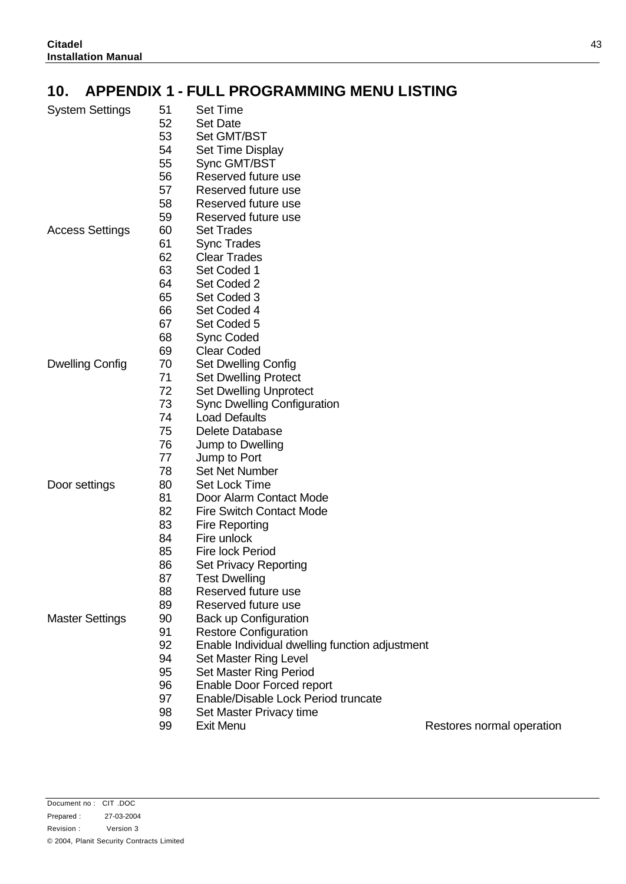## 10. APPENDIX 1 - FULL PROGRAMMING MENU LISTING

| | | | |
|---|---|---|---|
| System Settings | 51 | Set Time | |
| | 52 | Set Date | |
| | 53 | Set GMT/BST | |
| | 54 | Set Time Display | |
| | 55 | Sync GMT/BST | |
| | 56 | Reserved future use | |
| | 57 | Reserved future use | |
| | 58 | Reserved future use | |
| | 59 | Reserved future use | |
| Access Settings | 60 | Set Trades | |
| | 61 | Sync Trades | |
| | 62 | Clear Trades | |
| | 63 | Set Coded 1 | |
| | 64 | Set Coded 2 | |
| | 65 | Set Coded 3 | |
| | 66 | Set Coded 4 | |
| | 67 | Set Coded 5 | |
| | 68 | Sync Coded | |
| | 69 | Clear Coded | |
| Dwelling Config | 70 | Set Dwelling Config | |
| | 71 | Set Dwelling Protect | |
| | 72 | Set Dwelling Unprotect | |
| | 73 | Sync Dwelling Configuration | |
| | 74 | Load Defaults | |
| | 75 | Delete Database | |
| | 76 | Jump to Dwelling | |
| | 77 | Jump to Port | |
| | 78 | Set Net Number | |
| Door settings | 80 | Set Lock Time | |
| | 81 | Door Alarm Contact Mode | |
| | 82 | Fire Switch Contact Mode | |
| | 83 | Fire Reporting | |
| | 84 | Fire unlock | |
| | 85 | Fire lock Period | |
| | 86 | Set Privacy Reporting | |
| | 87 | Test Dwelling | |
| | 88 | Reserved future use | |
| | 89 | Reserved future use | |
| Master Settings | 90 | Back up Configuration | |
| | 91 | Restore Configuration | |
| | 92 | Enable Individual dwelling function adjustment | |
| | 94 | Set Master Ring Level | |
| | 95 | Set Master Ring Period | |
| | 96 | Enable Door Forced report | |
| | 97 | Enable/Disable Lock Period truncate | |
| | 98 | Set Master Privacy time | |
| | 99 | Exit Menu | Restores normal operation |

Document no : CIT .DOC
Prepared : 27-03-2004
Revision : Version 3
© 2004, Planit Security Contracts Limited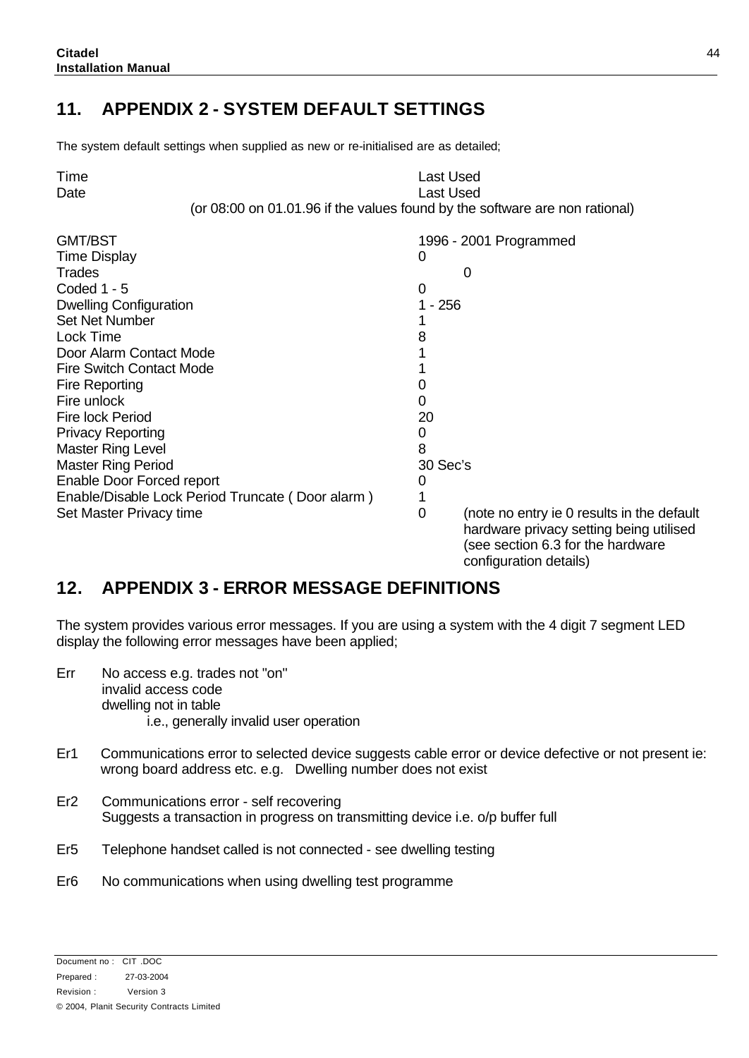# 11. APPENDIX 2 - SYSTEM DEFAULT SETTINGS

The system default settings when supplied as new or re-initialised are as detailed;

| | |
|---|---|
| Time | Last Used |
| Date | Last Used |

(or 08:00 on 01.01.96 if the values found by the software are non rational)

| | |
|---|---|
| GMT/BST | 1996 - 2001 Programmed |
| Time Display | 0 |
| Trades | 0 |
| Coded 1 - 5 | 0 |
| Dwelling Configuration | 1 - 256 |
| Set Net Number | 1 |
| Lock Time | 8 |
| Door Alarm Contact Mode | 1 |
| Fire Switch Contact Mode | 1 |
| Fire Reporting | 0 |
| Fire unlock | 0 |
| Fire lock Period | 20 |
| Privacy Reporting | 0 |
| Master Ring Level | 8 |
| Master Ring Period | 30 Sec's |
| Enable Door Forced report | 0 |
| Enable/Disable Lock Period Truncate ( Door alarm ) | 1 |
| Set Master Privacy time | 0 (note no entry ie 0 results in the default hardware privacy setting being utilised (see section 6.3 for the hardware configuration details) |

# 12. APPENDIX 3 - ERROR MESSAGE DEFINITIONS

The system provides various error messages. If you are using a system with the 4 digit 7 segment LED display the following error messages have been applied;

Err No access e.g. trades not "on"
invalid access code
dwelling not in table
i.e., generally invalid user operation

Er1 Communications error to selected device suggests cable error or device defective or not present ie: wrong board address etc. e.g. Dwelling number does not exist

Er2 Communications error - self recovering
Suggests a transaction in progress on transmitting device i.e. o/p buffer full

Er5 Telephone handset called is not connected - see dwelling testing

Er6 No communications when using dwelling test programme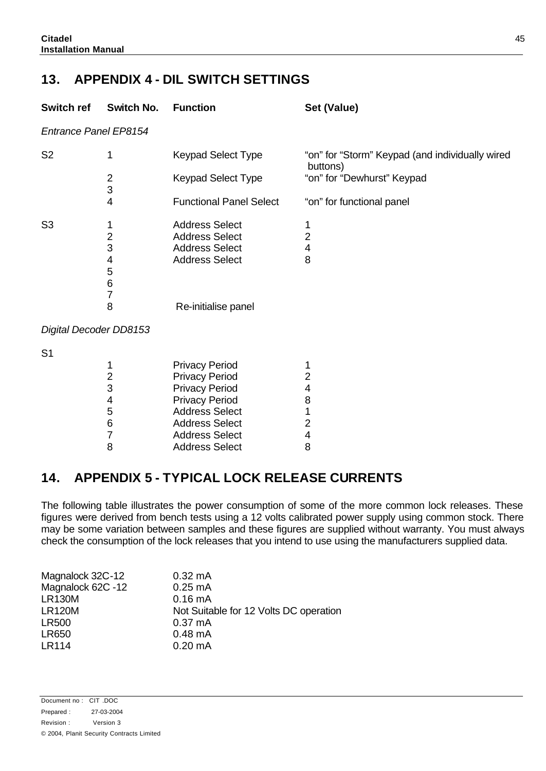# 13. APPENDIX 4 - DIL SWITCH SETTINGS

| Switch ref | Switch No. | Function | Set (Value) |
|---|---|---|---|
| *Entrance Panel EP8154* | | | |
| S2 | 1 | Keypad Select Type | “on” for “Storm” Keypad (and individually wired buttons) |
| | 2 | Keypad Select Type | “on” for “Dewhurst” Keypad |
| | 3 | | |
| | 4 | Functional Panel Select | “on” for functional panel |
| S3 | 1 | Address Select | 1 |
| | 2 | Address Select | 2 |
| | 3 | Address Select | 4 |
| | 4 | Address Select | 8 |
| | 5 | | |
| | 6 | | |
| | 7 | | |
| | 8 | Re-initialise panel | |
| *Digital Decoder DD8153* | | | |
| S1 | | | |
| | 1 | Privacy Period | 1 |
| | 2 | Privacy Period | 2 |
| | 3 | Privacy Period | 4 |
| | 4 | Privacy Period | 8 |
| | 5 | Address Select | 1 |
| | 6 | Address Select | 2 |
| | 7 | Address Select | 4 |
| | 8 | Address Select | 8 |

# 14. APPENDIX 5 - TYPICAL LOCK RELEASE CURRENTS

The following table illustrates the power consumption of some of the more common lock releases. These figures were derived from bench tests using a 12 volts calibrated power supply using common stock. There may be some variation between samples and these figures are supplied without warranty. You must always check the consumption of the lock releases that you intend to use using the manufacturers supplied data.

| | |
|---|---|
| Magnalock 32C-12 | 0.32 mA |
| Magnalock 62C -12 | 0.25 mA |
| LR130M | 0.16 mA |
| LR120M | Not Suitable for 12 Volts DC operation |
| LR500 | 0.37 mA |
| LR650 | 0.48 mA |
| LR114 | 0.20 mA |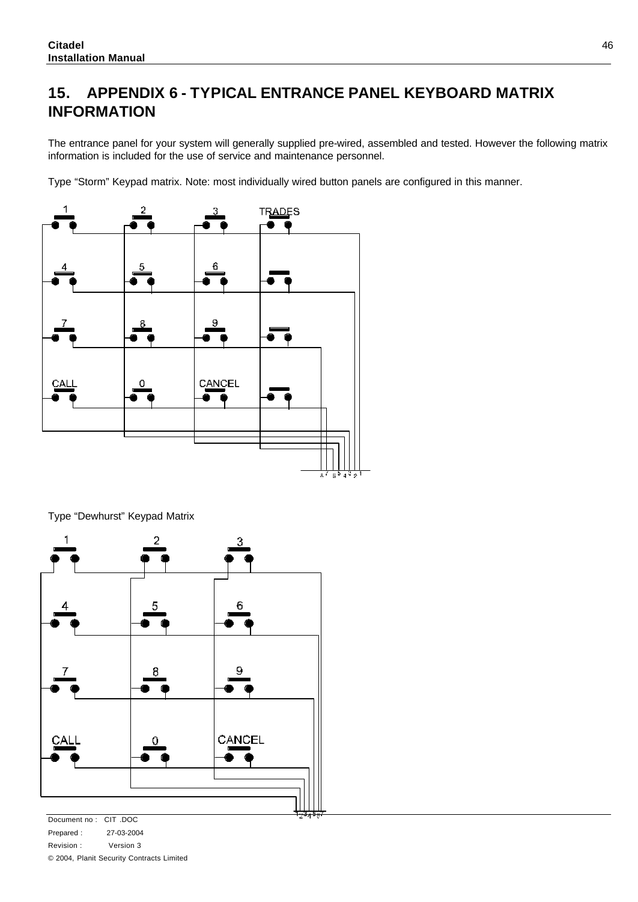# 15. APPENDIX 6 - TYPICAL ENTRANCE PANEL KEYBOARD MATRIX INFORMATION

The entrance panel for your system will generally supplied pre-wired, assembled and tested. However the following matrix information is included for the use of service and maintenance personnel.

Type "Storm" Keypad matrix. Note: most individually wired button panels are configured in this manner.

1 2 3 TRADES

4 5 6

7 8 9

CALL 0 CANCEL

8 7 6 5 4 3 2 1

Type "Dewhurst" Keypad Matrix

1 2 3

4 5 6

7 8 9

CALL 0 CANCEL

1 2 3 4 5 6 7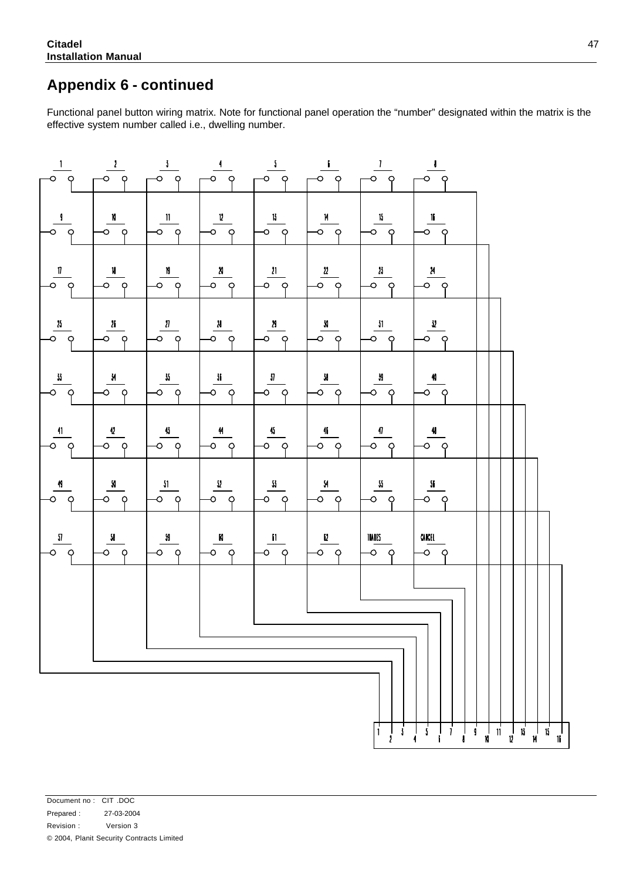# Appendix 6 - continued

Functional panel button wiring matrix. Note for functional panel operation the “number” designated within the matrix is the effective system number called i.e., dwelling number.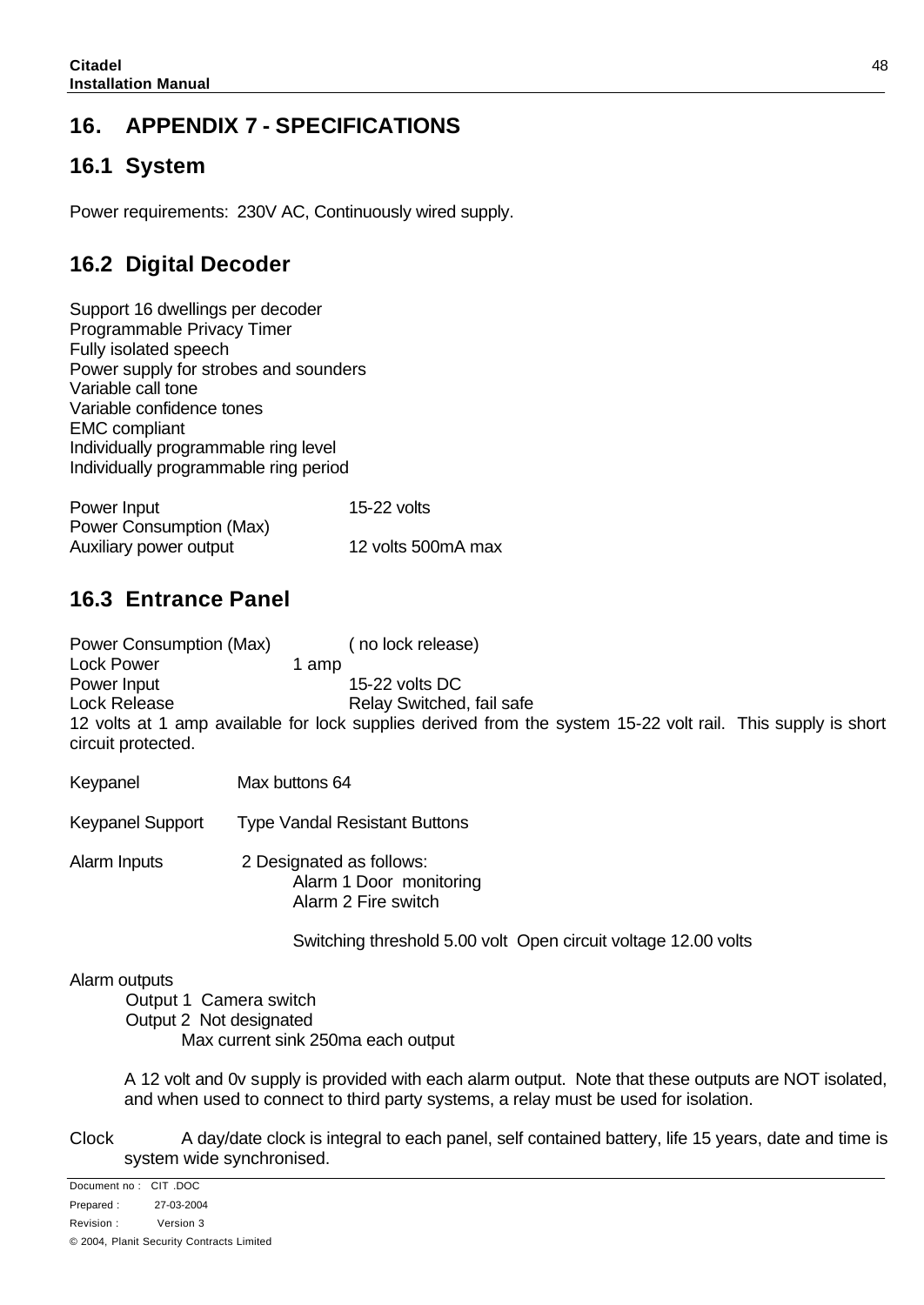# 16. APPENDIX 7 - SPECIFICATIONS

## 16.1 System

Power requirements: 230V AC, Continuously wired supply.

## 16.2 Digital Decoder

Support 16 dwellings per decoder
Programmable Privacy Timer
Fully isolated speech
Power supply for strobes and sounders
Variable call tone
Variable confidence tones
EMC compliant
Individually programmable ring level
Individually programmable ring period

| | |
|---|---|
| Power Input | 15-22 volts |
| Power Consumption (Max) | |
| Auxiliary power output | 12 volts 500mA max |

## 16.3 Entrance Panel

| | |
|---|---|
| Power Consumption (Max) | ( no lock release) |
| Lock Power | 1 amp |
| Power Input | 15-22 volts DC |
| Lock Release | Relay Switched, fail safe |

12 volts at 1 amp available for lock supplies derived from the system 15-22 volt rail. This supply is short circuit protected.

Keypanel Max buttons 64

Keypanel Support Type Vandal Resistant Buttons

Alarm Inputs 2 Designated as follows:
Alarm 1 Door monitoring
Alarm 2 Fire switch

Switching threshold 5.00 volt Open circuit voltage 12.00 volts

Alarm outputs
Output 1 Camera switch
Output 2 Not designated
Max current sink 250ma each output

A 12 volt and 0v supply is provided with each alarm output. Note that these outputs are NOT isolated, and when used to connect to third party systems, a relay must be used for isolation.

Clock A day/date clock is integral to each panel, self contained battery, life 15 years, date and time is system wide synchronised.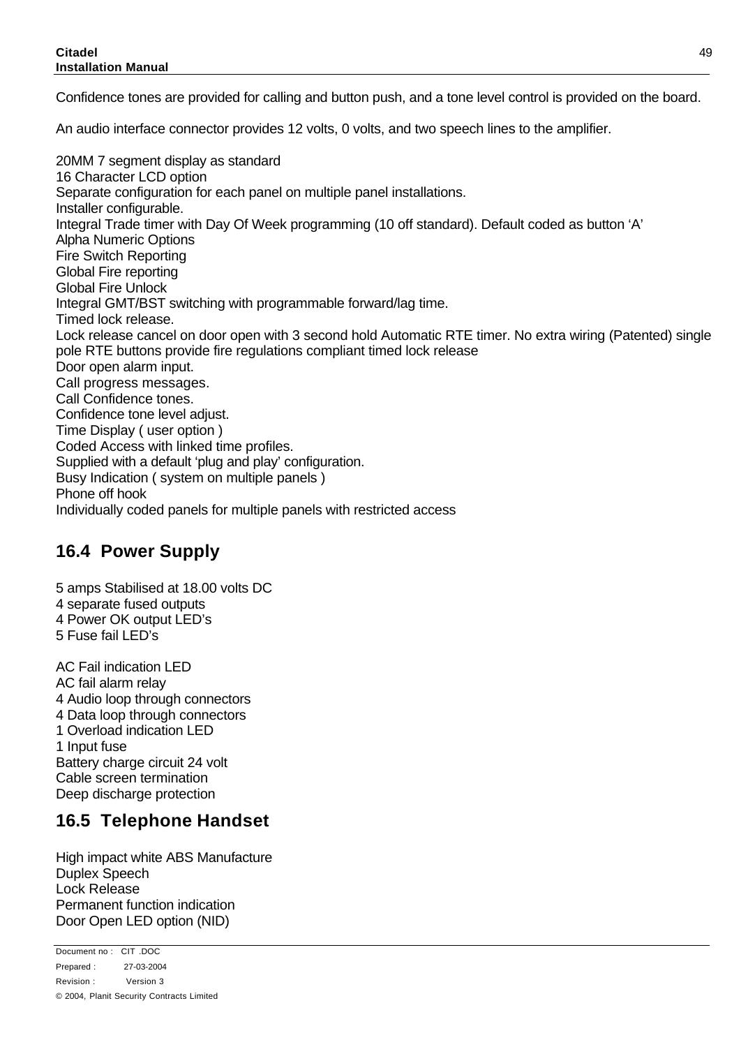Confidence tones are provided for calling and button push, and a tone level control is provided on the board.

An audio interface connector provides 12 volts, 0 volts, and two speech lines to the amplifier.

20MM 7 segment display as standard
16 Character LCD option
Separate configuration for each panel on multiple panel installations.
Installer configurable.
Integral Trade timer with Day Of Week programming (10 off standard). Default coded as button 'A'
Alpha Numeric Options
Fire Switch Reporting
Global Fire reporting
Global Fire Unlock
Integral GMT/BST switching with programmable forward/lag time.
Timed lock release.
Lock release cancel on door open with 3 second hold Automatic RTE timer. No extra wiring (Patented) single pole RTE buttons provide fire regulations compliant timed lock release
Door open alarm input.
Call progress messages.
Call Confidence tones.
Confidence tone level adjust.
Time Display ( user option )
Coded Access with linked time profiles.
Supplied with a default 'plug and play' configuration.
Busy Indication ( system on multiple panels )
Phone off hook
Individually coded panels for multiple panels with restricted access

## 16.4 Power Supply

5 amps Stabilised at 18.00 volts DC
4 separate fused outputs
4 Power OK output LED's
5 Fuse fail LED's

AC Fail indication LED
AC fail alarm relay
4 Audio loop through connectors
4 Data loop through connectors
1 Overload indication LED
1 Input fuse
Battery charge circuit 24 volt
Cable screen termination
Deep discharge protection

## 16.5 Telephone Handset

High impact white ABS Manufacture
Duplex Speech
Lock Release
Permanent function indication
Door Open LED option (NID)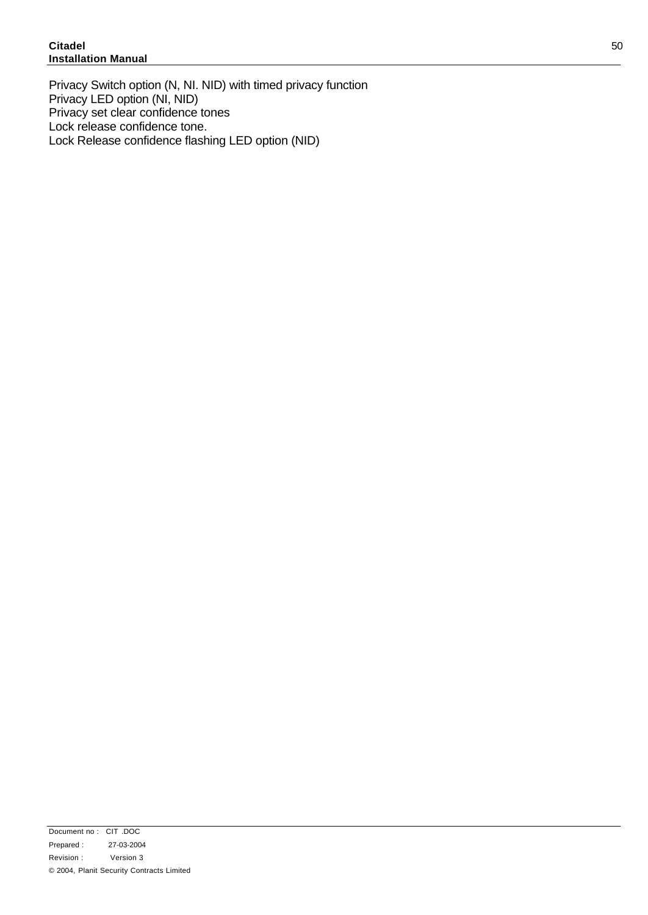Privacy Switch option (N, NI. NID) with timed privacy function
Privacy LED option (NI, NID)
Privacy set clear confidence tones
Lock release confidence tone.
Lock Release confidence flashing LED option (NID)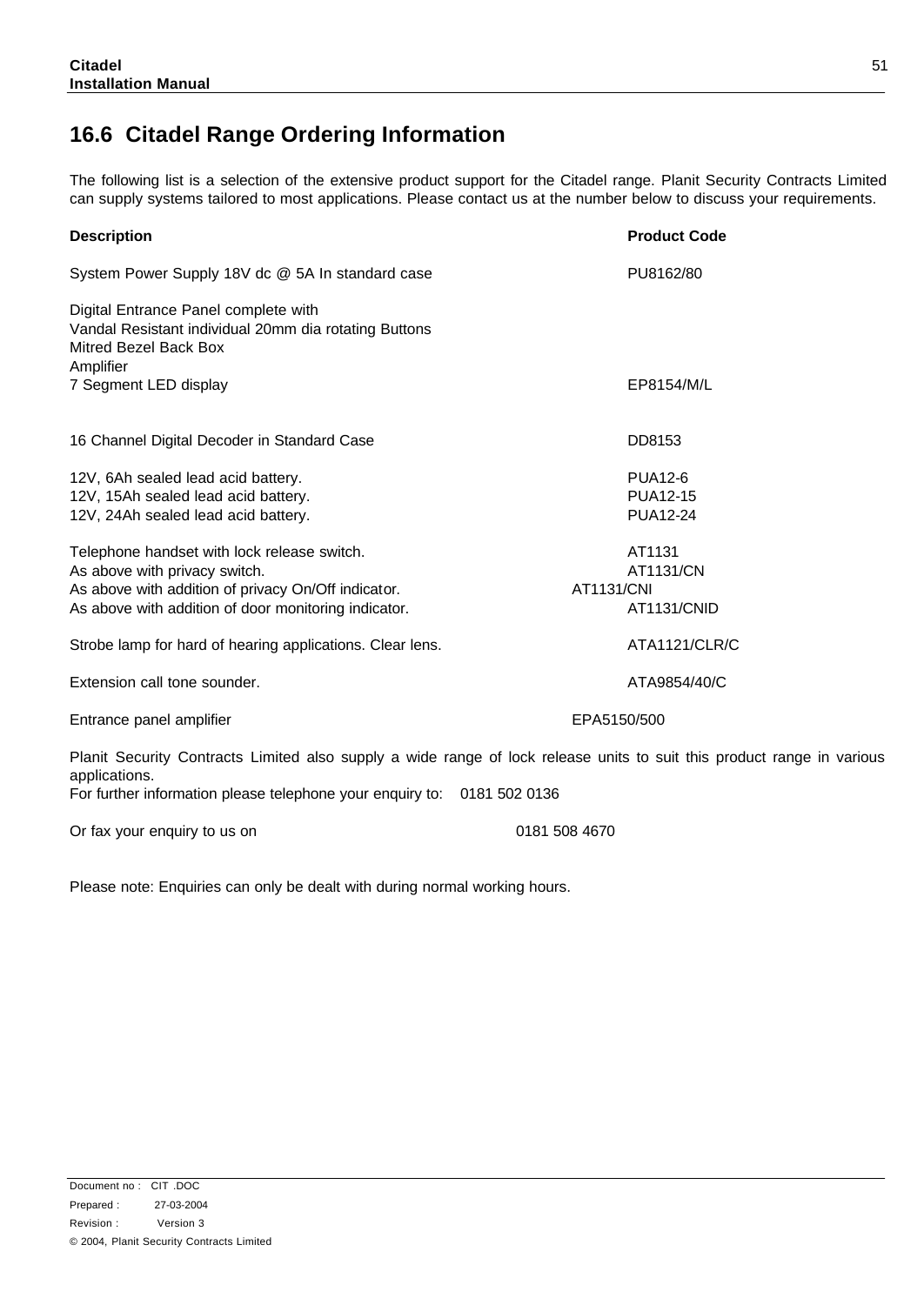## 16.6 Citadel Range Ordering Information

The following list is a selection of the extensive product support for the Citadel range. Planit Security Contracts Limited can supply systems tailored to most applications. Please contact us at the number below to discuss your requirements.

| Description | Product Code |
|---|---|
| System Power Supply 18V dc @ 5A In standard case | PU8162/80 |
| Digital Entrance Panel complete with<br>Vandal Resistant individual 20mm dia rotating Buttons<br>Mitred Bezel Back Box<br>Amplifier<br>7 Segment LED display | EP8154/M/L |
| 16 Channel Digital Decoder in Standard Case | DD8153 |
| 12V, 6Ah sealed lead acid battery. | PUA12-6 |
| 12V, 15Ah sealed lead acid battery. | PUA12-15 |
| 12V, 24Ah sealed lead acid battery. | PUA12-24 |
| Telephone handset with lock release switch. | AT1131 |
| As above with privacy switch. | AT1131/CN |
| As above with addition of privacy On/Off indicator. | AT1131/CNI |
| As above with addition of door monitoring indicator. | AT1131/CNID |
| Strobe lamp for hard of hearing applications. Clear lens. | ATA1121/CLR/C |
| Extension call tone sounder. | ATA9854/40/C |
| Entrance panel amplifier | EPA5150/500 |

Planit Security Contracts Limited also supply a wide range of lock release units to suit this product range in various applications.

For further information please telephone your enquiry to: 0181 502 0136

Or fax your enquiry to us on 0181 508 4670

Please note: Enquiries can only be dealt with during normal working hours.

Document no : CIT .DOC
Prepared : 27-03-2004
Revision : Version 3
© 2004, Planit Security Contracts Limited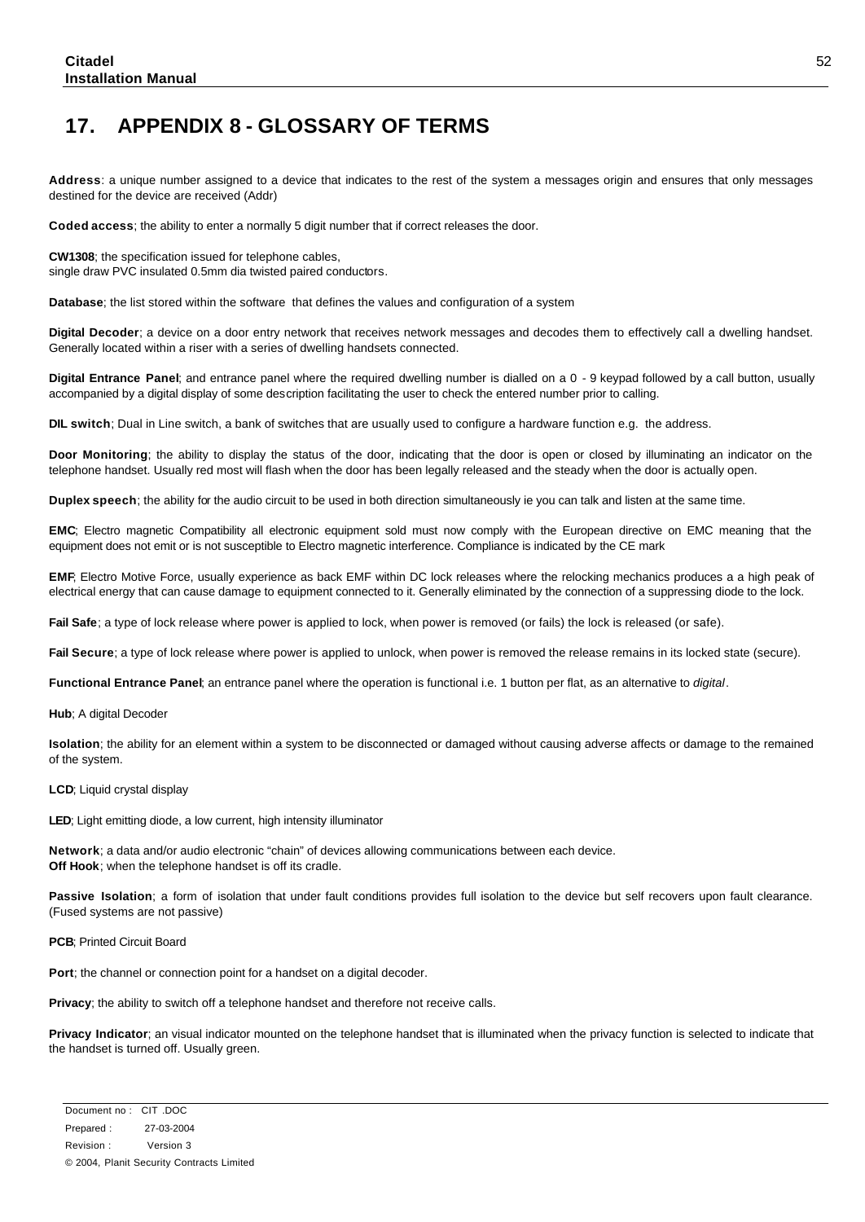# 17. APPENDIX 8 - GLOSSARY OF TERMS

**Address**: a unique number assigned to a device that indicates to the rest of the system a messages origin and ensures that only messages destined for the device are received (Addr)

**Coded access**; the ability to enter a normally 5 digit number that if correct releases the door.

**CW1308**; the specification issued for telephone cables,
single draw PVC insulated 0.5mm dia twisted paired conductors.

**Database**; the list stored within the software that defines the values and configuration of a system

**Digital Decoder**; a device on a door entry network that receives network messages and decodes them to effectively call a dwelling handset. Generally located within a riser with a series of dwelling handsets connected.

**Digital Entrance Panel**; and entrance panel where the required dwelling number is dialled on a 0 - 9 keypad followed by a call button, usually accompanied by a digital display of some description facilitating the user to check the entered number prior to calling.

**DIL switch**; Dual in Line switch, a bank of switches that are usually used to configure a hardware function e.g. the address.

**Door Monitoring**; the ability to display the status of the door, indicating that the door is open or closed by illuminating an indicator on the telephone handset. Usually red most will flash when the door has been legally released and the steady when the door is actually open.

**Duplex speech**; the ability for the audio circuit to be used in both direction simultaneously ie you can talk and listen at the same time.

**EMC**; Electro magnetic Compatibility all electronic equipment sold must now comply with the European directive on EMC meaning that the equipment does not emit or is not susceptible to Electro magnetic interference. Compliance is indicated by the CE mark

**EMF**; Electro Motive Force, usually experience as back EMF within DC lock releases where the relocking mechanics produces a a high peak of electrical energy that can cause damage to equipment connected to it. Generally eliminated by the connection of a suppressing diode to the lock.

**Fail Safe**; a type of lock release where power is applied to lock, when power is removed (or fails) the lock is released (or safe).

**Fail Secure**; a type of lock release where power is applied to unlock, when power is removed the release remains in its locked state (secure).

**Functional Entrance Panel**; an entrance panel where the operation is functional i.e. 1 button per flat, as an alternative to *digital*.

**Hub**; A digital Decoder

**Isolation**; the ability for an element within a system to be disconnected or damaged without causing adverse affects or damage to the remained of the system.

**LCD**; Liquid crystal display

**LED**; Light emitting diode, a low current, high intensity illuminator

**Network**; a data and/or audio electronic "chain" of devices allowing communications between each device.
**Off Hook**; when the telephone handset is off its cradle.

**Passive Isolation**; a form of isolation that under fault conditions provides full isolation to the device but self recovers upon fault clearance. (Fused systems are not passive)

**PCB**; Printed Circuit Board

**Port**; the channel or connection point for a handset on a digital decoder.

**Privacy**; the ability to switch off a telephone handset and therefore not receive calls.

**Privacy Indicator**; an visual indicator mounted on the telephone handset that is illuminated when the privacy function is selected to indicate that the handset is turned off. Usually green.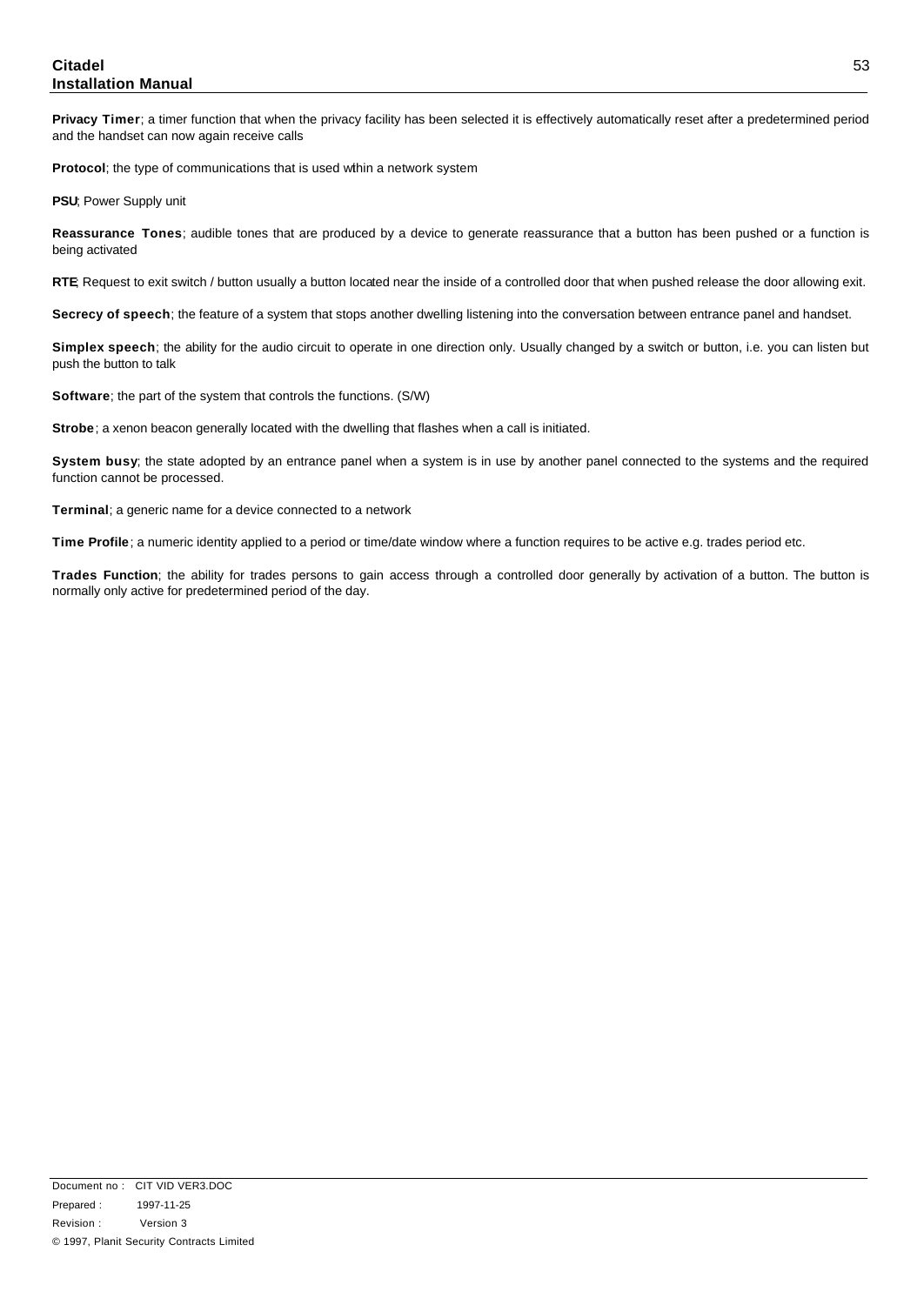**Privacy Timer**; a timer function that when the privacy facility has been selected it is effectively automatically reset after a predetermined period and the handset can now again receive calls

**Protocol**; the type of communications that is used within a network system

**PSU**; Power Supply unit

**Reassurance Tones**; audible tones that are produced by a device to generate reassurance that a button has been pushed or a function is being activated

**RTE**; Request to exit switch / button usually a button located near the inside of a controlled door that when pushed release the door allowing exit.

**Secrecy of speech**; the feature of a system that stops another dwelling listening into the conversation between entrance panel and handset.

**Simplex speech**; the ability for the audio circuit to operate in one direction only. Usually changed by a switch or button, i.e. you can listen but push the button to talk

**Software**; the part of the system that controls the functions. (S/W)

**Strobe**; a xenon beacon generally located with the dwelling that flashes when a call is initiated.

**System busy**; the state adopted by an entrance panel when a system is in use by another panel connected to the systems and the required function cannot be processed.

**Terminal**; a generic name for a device connected to a network

**Time Profile**; a numeric identity applied to a period or time/date window where a function requires to be active e.g. trades period etc.

**Trades Function**; the ability for trades persons to gain access through a controlled door generally by activation of a button. The button is normally only active for predetermined period of the day.

Document no : CIT VID VER3.DOC
Prepared : 1997-11-25
Revision : Version 3
© 1997, Planit Security Contracts Limited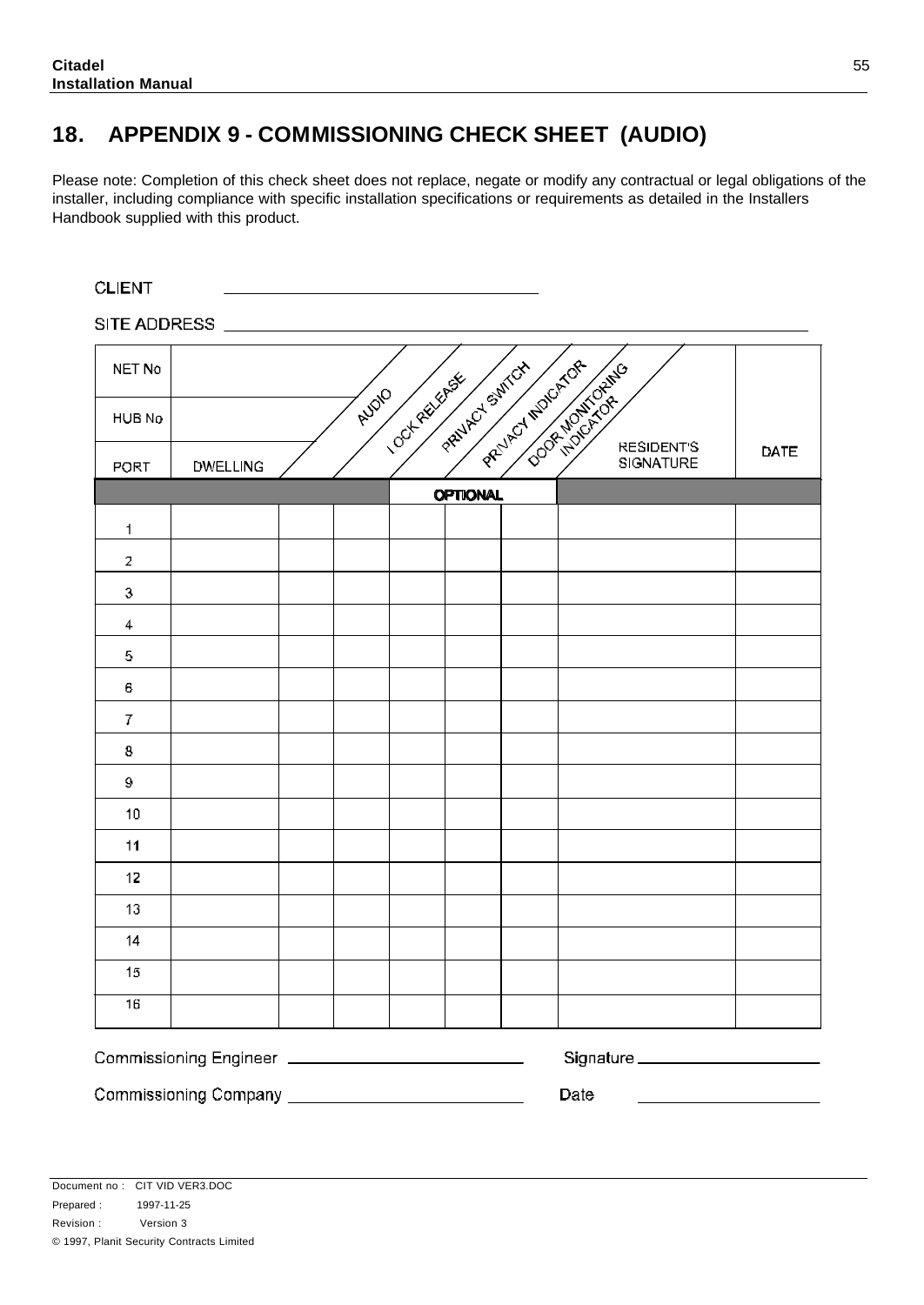# 18. APPENDIX 9 - COMMISSIONING CHECK SHEET (AUDIO)

Please note: Completion of this check sheet does not replace, negate or modify any contractual or legal obligations of the installer, including compliance with specific installation specifications or requirements as detailed in the Installers Handbook supplied with this product.

CLIENT \_\_\_\_\_\_\_\_\_\_\_\_\_\_\_\_\_\_\_\_\_\_\_\_\_\_\_\_

SITE ADDRESS \_\_\_\_\_\_\_\_\_\_\_\_\_\_\_\_\_\_\_\_\_\_\_\_\_\_\_\_

| NET No | | | | | | | | |
|---|---|---|---|---|---|---|---|---|
| HUB No | | | | | | | | |
| PORT | DWELLING | AUDIO | LOCK RELEASE | PRIVACY SWITCH | PRIVACY INDICATOR | DOOR MONITORING INDICATOR | RESIDENT'S SIGNATURE | DATE |
| | | | | OPTIONAL | | | | |
| 1 | | | | | | | | |
| 2 | | | | | | | | |
| 3 | | | | | | | | |
| 4 | | | | | | | | |
| 5 | | | | | | | | |
| 6 | | | | | | | | |
| 7 | | | | | | | | |
| 8 | | | | | | | | |
| 9 | | | | | | | | |
| 10 | | | | | | | | |
| 11 | | | | | | | | |
| 12 | | | | | | | | |
| 13 | | | | | | | | |
| 14 | | | | | | | | |
| 15 | | | | | | | | |
| 16 | | | | | | | | |

Commissioning Engineer \_\_\_\_\_\_\_\_\_\_\_\_\_\_\_\_\_\_\_\_ Signature \_\_\_\_\_\_\_\_\_\_\_\_\_\_\_\_\_\_\_\_

Commissioning Company \_\_\_\_\_\_\_\_\_\_\_\_\_\_\_\_\_\_\_\_ Date \_\_\_\_\_\_\_\_\_\_\_\_\_\_\_\_\_\_\_\_

Document no : CIT VID VER3.DOC
Prepared : 1997-11-25
Revision : Version 3
© 1997, Planit Security Contracts Limited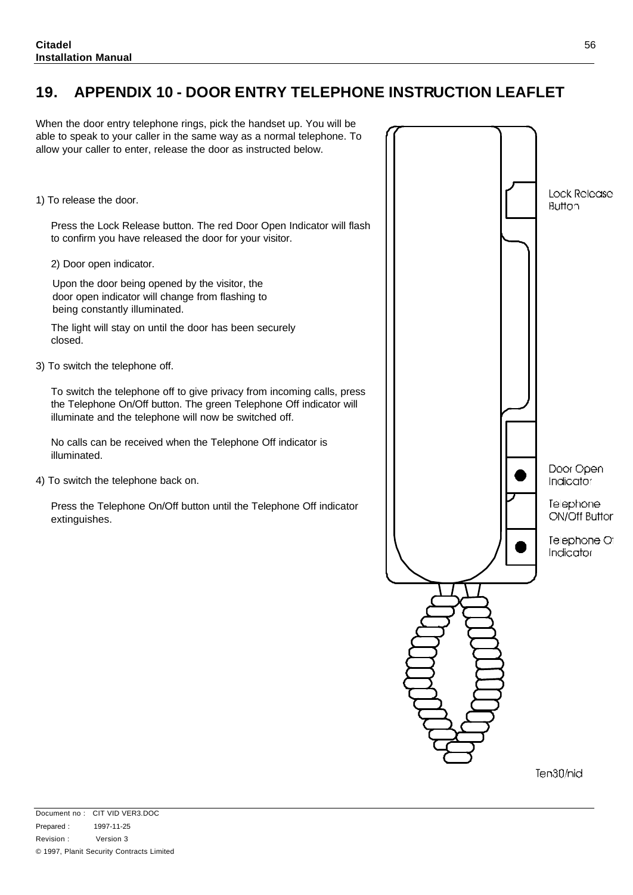# 19. APPENDIX 10 - DOOR ENTRY TELEPHONE INSTRUCTION LEAFLET

When the door entry telephone rings, pick the handset up. You will be able to speak to your caller in the same way as a normal telephone. To allow your caller to enter, release the door as instructed below.

1) To release the door.

Press the Lock Release button. The red Door Open Indicator will flash to confirm you have released the door for your visitor.

2) Door open indicator.

Upon the door being opened by the visitor, the door open indicator will change from flashing to being constantly illuminated.

The light will stay on until the door has been securely closed.

3) To switch the telephone off.

To switch the telephone off to give privacy from incoming calls, press the Telephone On/Off button. The green Telephone Off indicator will illuminate and the telephone will now be switched off.

No calls can be received when the Telephone Off indicator is illuminated.

4) To switch the telephone back on.

Press the Telephone On/Off button until the Telephone Off indicator extinguishes.

Lock Release Button

Door Open Indicator

Telephone ON/Off Button

Telephone Off Indicator

Ten30/nid

Document no : CIT VID VER3.DOC
Prepared : 1997-11-25
Revision : Version 3
© 1997, Planit Security Contracts Limited